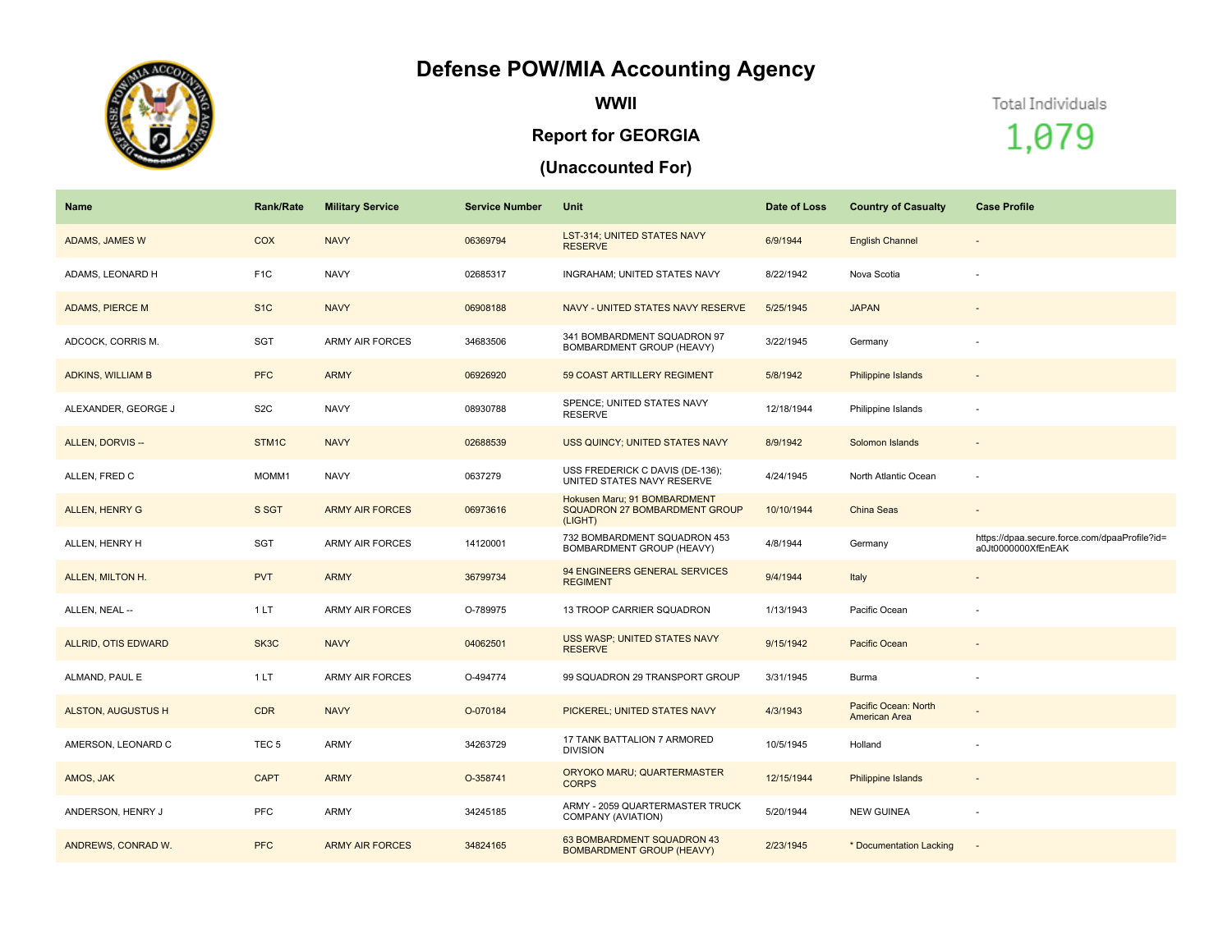# Defense POW/MIA Accounting Agency

## WWII

## Report for GEORGIA

## (Unaccounted For)

Total Individuals

1,079

| Name | Rank/Rate | Military Service | Service Number | Unit | Date of Loss | Country of Casualty | Case Profile |
|---|---|---|---|---|---|---|---|
| ADAMS, JAMES W | COX | NAVY | 06369794 | LST-314; UNITED STATES NAVY RESERVE | 6/9/1944 | English Channel | - |
| ADAMS, LEONARD H | F1C | NAVY | 02685317 | INGRAHAM; UNITED STATES NAVY | 8/22/1942 | Nova Scotia | - |
| ADAMS, PIERCE M | S1C | NAVY | 06908188 | NAVY - UNITED STATES NAVY RESERVE | 5/25/1945 | JAPAN | - |
| ADCOCK, CORRIS M. | SGT | ARMY AIR FORCES | 34683506 | 341 BOMBARDMENT SQUADRON 97 BOMBARDMENT GROUP (HEAVY) | 3/22/1945 | Germany | - |
| ADKINS, WILLIAM B | PFC | ARMY | 06926920 | 59 COAST ARTILLERY REGIMENT | 5/8/1942 | Philippine Islands | - |
| ALEXANDER, GEORGE J | S2C | NAVY | 08930788 | SPENCE; UNITED STATES NAVY RESERVE | 12/18/1944 | Philippine Islands | - |
| ALLEN, DORVIS -- | STM1C | NAVY | 02688539 | USS QUINCY; UNITED STATES NAVY | 8/9/1942 | Solomon Islands | - |
| ALLEN, FRED C | MOMM1 | NAVY | 0637279 | USS FREDERICK C DAVIS (DE-136); UNITED STATES NAVY RESERVE | 4/24/1945 | North Atlantic Ocean | - |
| ALLEN, HENRY G | S SGT | ARMY AIR FORCES | 06973616 | Hokusen Maru; 91 BOMBARDMENT SQUADRON 27 BOMBARDMENT GROUP (LIGHT) | 10/10/1944 | China Seas | - |
| ALLEN, HENRY H | SGT | ARMY AIR FORCES | 14120001 | 732 BOMBARDMENT SQUADRON 453 BOMBARDMENT GROUP (HEAVY) | 4/8/1944 | Germany | https://dpaa.secure.force.com/dpaaProfile?id=a0Jt0000000XfEnEAK |
| ALLEN, MILTON H. | PVT | ARMY | 36799734 | 94 ENGINEERS GENERAL SERVICES REGIMENT | 9/4/1944 | Italy | - |
| ALLEN, NEAL -- | 1 LT | ARMY AIR FORCES | O-789975 | 13 TROOP CARRIER SQUADRON | 1/13/1943 | Pacific Ocean | - |
| ALLRID, OTIS EDWARD | SK3C | NAVY | 04062501 | USS WASP; UNITED STATES NAVY RESERVE | 9/15/1942 | Pacific Ocean | - |
| ALMAND, PAUL E | 1 LT | ARMY AIR FORCES | O-494774 | 99 SQUADRON 29 TRANSPORT GROUP | 3/31/1945 | Burma | - |
| ALSTON, AUGUSTUS H | CDR | NAVY | O-070184 | PICKEREL; UNITED STATES NAVY | 4/3/1943 | Pacific Ocean: North American Area | - |
| AMERSON, LEONARD C | TEC 5 | ARMY | 34263729 | 17 TANK BATTALION 7 ARMORED DIVISION | 10/5/1945 | Holland | - |
| AMOS, JAK | CAPT | ARMY | O-358741 | ORYOKO MARU; QUARTERMASTER CORPS | 12/15/1944 | Philippine Islands | - |
| ANDERSON, HENRY J | PFC | ARMY | 34245185 | ARMY - 2059 QUARTERMASTER TRUCK COMPANY (AVIATION) | 5/20/1944 | NEW GUINEA | - |
| ANDREWS, CONRAD W. | PFC | ARMY AIR FORCES | 34824165 | 63 BOMBARDMENT SQUADRON 43 BOMBARDMENT GROUP (HEAVY) | 2/23/1945 | * Documentation Lacking | - |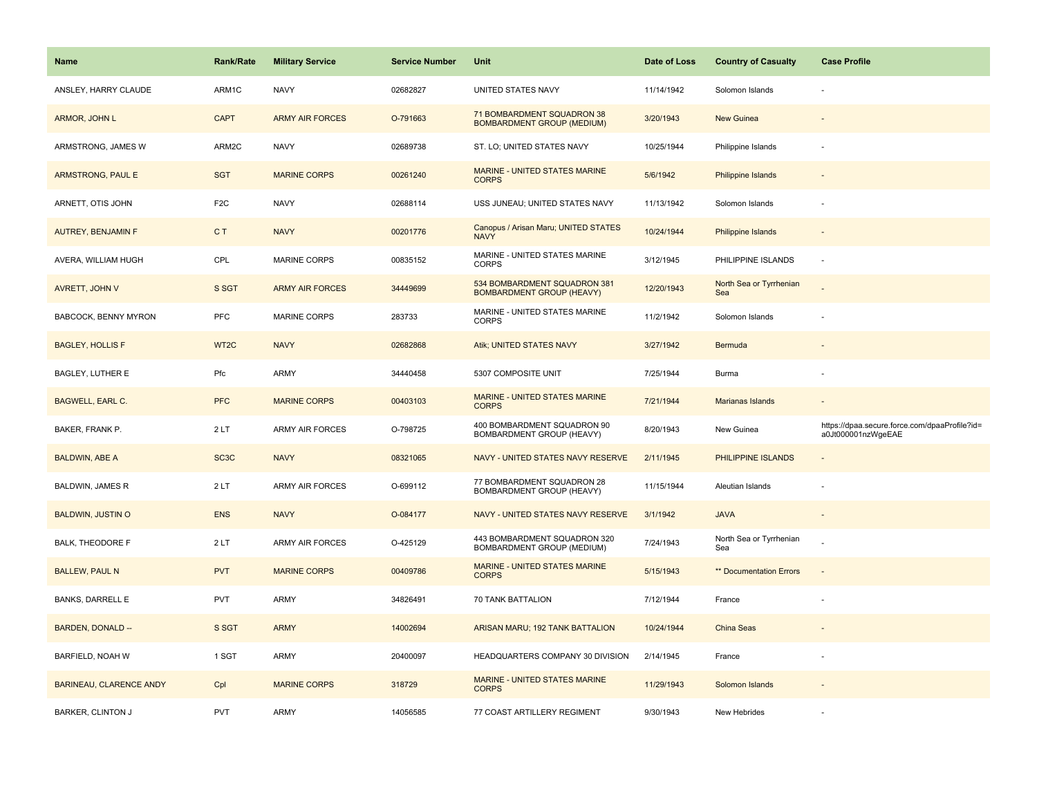| Name | Rank/Rate | Military Service | Service Number | Unit | Date of Loss | Country of Casualty | Case Profile |
|---|---|---|---|---|---|---|---|
| ANSLEY, HARRY CLAUDE | ARM1C | NAVY | 02682827 | UNITED STATES NAVY | 11/14/1942 | Solomon Islands | - |
| ARMOR, JOHN L | CAPT | ARMY AIR FORCES | O-791663 | 71 BOMBARDMENT SQUADRON 38 BOMBARDMENT GROUP (MEDIUM) | 3/20/1943 | New Guinea | - |
| ARMSTRONG, JAMES W | ARM2C | NAVY | 02689738 | ST. LO; UNITED STATES NAVY | 10/25/1944 | Philippine Islands | - |
| ARMSTRONG, PAUL E | SGT | MARINE CORPS | 00261240 | MARINE - UNITED STATES MARINE CORPS | 5/6/1942 | Philippine Islands | - |
| ARNETT, OTIS JOHN | F2C | NAVY | 02688114 | USS JUNEAU; UNITED STATES NAVY | 11/13/1942 | Solomon Islands | - |
| AUTREY, BENJAMIN F | C T | NAVY | 00201776 | Canopus / Arisan Maru; UNITED STATES NAVY | 10/24/1944 | Philippine Islands | - |
| AVERA, WILLIAM HUGH | CPL | MARINE CORPS | 00835152 | MARINE - UNITED STATES MARINE CORPS | 3/12/1945 | PHILIPPINE ISLANDS | - |
| AVRETT, JOHN V | S SGT | ARMY AIR FORCES | 34449699 | 534 BOMBARDMENT SQUADRON 381 BOMBARDMENT GROUP (HEAVY) | 12/20/1943 | North Sea or Tyrrhenian Sea | - |
| BABCOCK, BENNY MYRON | PFC | MARINE CORPS | 283733 | MARINE - UNITED STATES MARINE CORPS | 11/2/1942 | Solomon Islands | - |
| BAGLEY, HOLLIS F | WT2C | NAVY | 02682868 | Atik; UNITED STATES NAVY | 3/27/1942 | Bermuda | - |
| BAGLEY, LUTHER E | Pfc | ARMY | 34440458 | 5307 COMPOSITE UNIT | 7/25/1944 | Burma | - |
| BAGWELL, EARL C. | PFC | MARINE CORPS | 00403103 | MARINE - UNITED STATES MARINE CORPS | 7/21/1944 | Marianas Islands | - |
| BAKER, FRANK P. | 2 LT | ARMY AIR FORCES | O-798725 | 400 BOMBARDMENT SQUADRON 90 BOMBARDMENT GROUP (HEAVY) | 8/20/1943 | New Guinea | https://dpaa.secure.force.com/dpaaProfile?id=a0Jt000001nzWgeEAE |
| BALDWIN, ABE A | SC3C | NAVY | 08321065 | NAVY - UNITED STATES NAVY RESERVE | 2/11/1945 | PHILIPPINE ISLANDS | - |
| BALDWIN, JAMES R | 2 LT | ARMY AIR FORCES | O-699112 | 77 BOMBARDMENT SQUADRON 28 BOMBARDMENT GROUP (HEAVY) | 11/15/1944 | Aleutian Islands | - |
| BALDWIN, JUSTIN O | ENS | NAVY | O-084177 | NAVY - UNITED STATES NAVY RESERVE | 3/1/1942 | JAVA | - |
| BALK, THEODORE F | 2 LT | ARMY AIR FORCES | O-425129 | 443 BOMBARDMENT SQUADRON 320 BOMBARDMENT GROUP (MEDIUM) | 7/24/1943 | North Sea or Tyrrhenian Sea | - |
| BALLEW, PAUL N | PVT | MARINE CORPS | 00409786 | MARINE - UNITED STATES MARINE CORPS | 5/15/1943 | ** Documentation Errors | - |
| BANKS, DARRELL E | PVT | ARMY | 34826491 | 70 TANK BATTALION | 7/12/1944 | France | - |
| BARDEN, DONALD -- | S SGT | ARMY | 14002694 | ARISAN MARU; 192 TANK BATTALION | 10/24/1944 | China Seas | - |
| BARFIELD, NOAH W | 1 SGT | ARMY | 20400097 | HEADQUARTERS COMPANY 30 DIVISION | 2/14/1945 | France | - |
| BARINEAU, CLARENCE ANDY | Cpl | MARINE CORPS | 318729 | MARINE - UNITED STATES MARINE CORPS | 11/29/1943 | Solomon Islands | - |
| BARKER, CLINTON J | PVT | ARMY | 14056585 | 77 COAST ARTILLERY REGIMENT | 9/30/1943 | New Hebrides | - |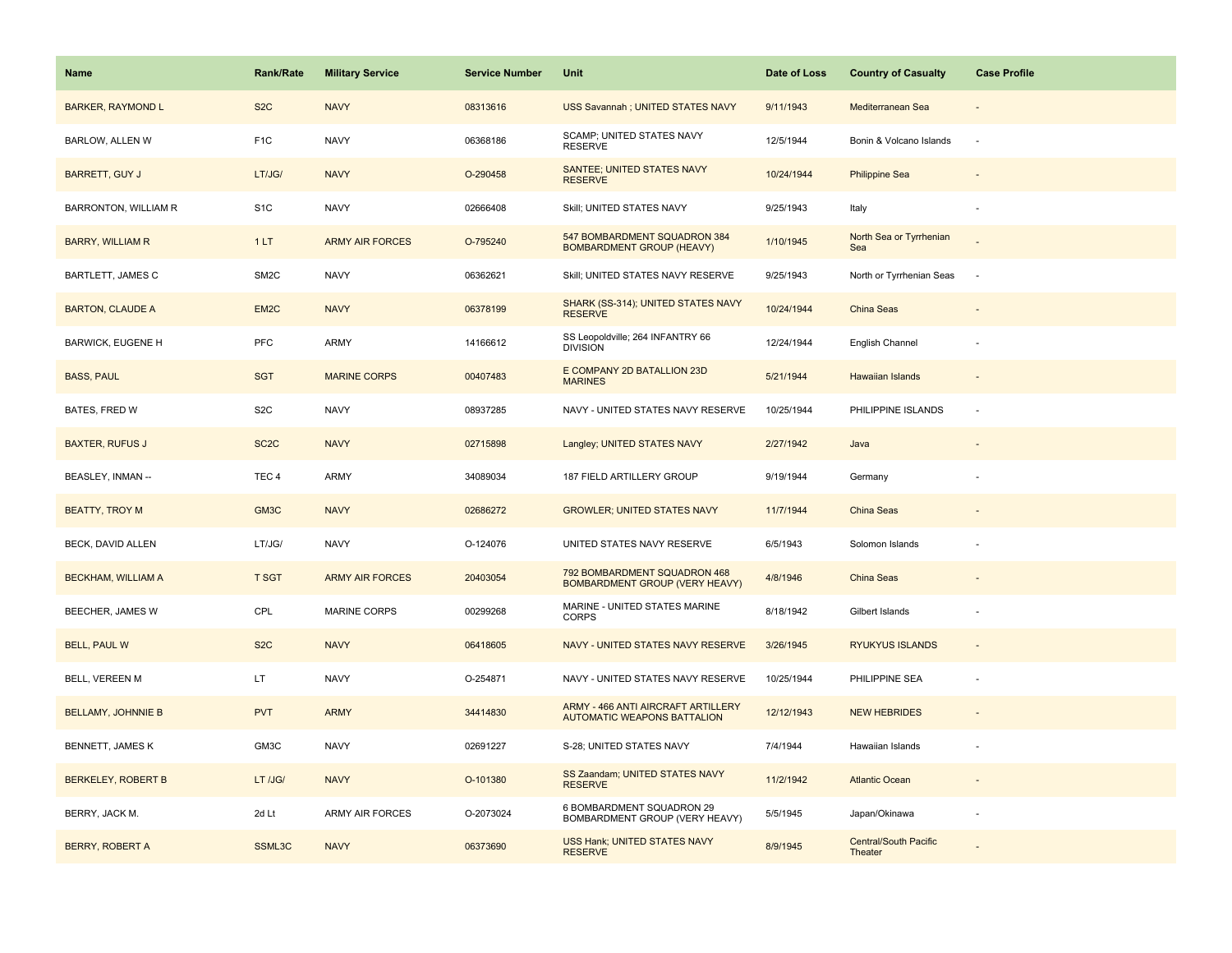| Name | Rank/Rate | Military Service | Service Number | Unit | Date of Loss | Country of Casualty | Case Profile |
|---|---|---|---|---|---|---|---|
| BARKER, RAYMOND L | S2C | NAVY | 08313616 | USS Savannah ; UNITED STATES NAVY | 9/11/1943 | Mediterranean Sea | - |
| BARLOW, ALLEN W | F1C | NAVY | 06368186 | SCAMP; UNITED STATES NAVY RESERVE | 12/5/1944 | Bonin & Volcano Islands | - |
| BARRETT, GUY J | LT/JG/ | NAVY | O-290458 | SANTEE; UNITED STATES NAVY RESERVE | 10/24/1944 | Philippine Sea | - |
| BARRONTON, WILLIAM R | S1C | NAVY | 02666408 | Skill; UNITED STATES NAVY | 9/25/1943 | Italy | - |
| BARRY, WILLIAM R | 1 LT | ARMY AIR FORCES | O-795240 | 547 BOMBARDMENT SQUADRON 384 BOMBARDMENT GROUP (HEAVY) | 1/10/1945 | North Sea or Tyrrhenian Sea | - |
| BARTLETT, JAMES C | SM2C | NAVY | 06362621 | Skill; UNITED STATES NAVY RESERVE | 9/25/1943 | North or Tyrrhenian Seas | - |
| BARTON, CLAUDE A | EM2C | NAVY | 06378199 | SHARK (SS-314); UNITED STATES NAVY RESERVE | 10/24/1944 | China Seas | - |
| BARWICK, EUGENE H | PFC | ARMY | 14166612 | SS Leopoldville; 264 INFANTRY 66 DIVISION | 12/24/1944 | English Channel | - |
| BASS, PAUL | SGT | MARINE CORPS | 00407483 | E COMPANY 2D BATALLION 23D MARINES | 5/21/1944 | Hawaiian Islands | - |
| BATES, FRED W | S2C | NAVY | 08937285 | NAVY - UNITED STATES NAVY RESERVE | 10/25/1944 | PHILIPPINE ISLANDS | - |
| BAXTER, RUFUS J | SC2C | NAVY | 02715898 | Langley; UNITED STATES NAVY | 2/27/1942 | Java | - |
| BEASLEY, INMAN -- | TEC 4 | ARMY | 34089034 | 187 FIELD ARTILLERY GROUP | 9/19/1944 | Germany | - |
| BEATTY, TROY M | GM3C | NAVY | 02686272 | GROWLER; UNITED STATES NAVY | 11/7/1944 | China Seas | - |
| BECK, DAVID ALLEN | LT/JG/ | NAVY | O-124076 | UNITED STATES NAVY RESERVE | 6/5/1943 | Solomon Islands | - |
| BECKHAM, WILLIAM A | T SGT | ARMY AIR FORCES | 20403054 | 792 BOMBARDMENT SQUADRON 468 BOMBARDMENT GROUP (VERY HEAVY) | 4/8/1946 | China Seas | - |
| BEECHER, JAMES W | CPL | MARINE CORPS | 00299268 | MARINE - UNITED STATES MARINE CORPS | 8/18/1942 | Gilbert Islands | - |
| BELL, PAUL W | S2C | NAVY | 06418605 | NAVY - UNITED STATES NAVY RESERVE | 3/26/1945 | RYUKYUS ISLANDS | - |
| BELL, VEREEN M | LT | NAVY | O-254871 | NAVY - UNITED STATES NAVY RESERVE | 10/25/1944 | PHILIPPINE SEA | - |
| BELLAMY, JOHNNIE B | PVT | ARMY | 34414830 | ARMY - 466 ANTI AIRCRAFT ARTILLERY AUTOMATIC WEAPONS BATTALION | 12/12/1943 | NEW HEBRIDES | - |
| BENNETT, JAMES K | GM3C | NAVY | 02691227 | S-28; UNITED STATES NAVY | 7/4/1944 | Hawaiian Islands | - |
| BERKELEY, ROBERT B | LT /JG/ | NAVY | O-101380 | SS Zaandam; UNITED STATES NAVY RESERVE | 11/2/1942 | Atlantic Ocean | - |
| BERRY, JACK M. | 2d Lt | ARMY AIR FORCES | O-2073024 | 6 BOMBARDMENT SQUADRON 29 BOMBARDMENT GROUP (VERY HEAVY) | 5/5/1945 | Japan/Okinawa | - |
| BERRY, ROBERT A | SSML3C | NAVY | 06373690 | USS Hank; UNITED STATES NAVY RESERVE | 8/9/1945 | Central/South Pacific Theater | - |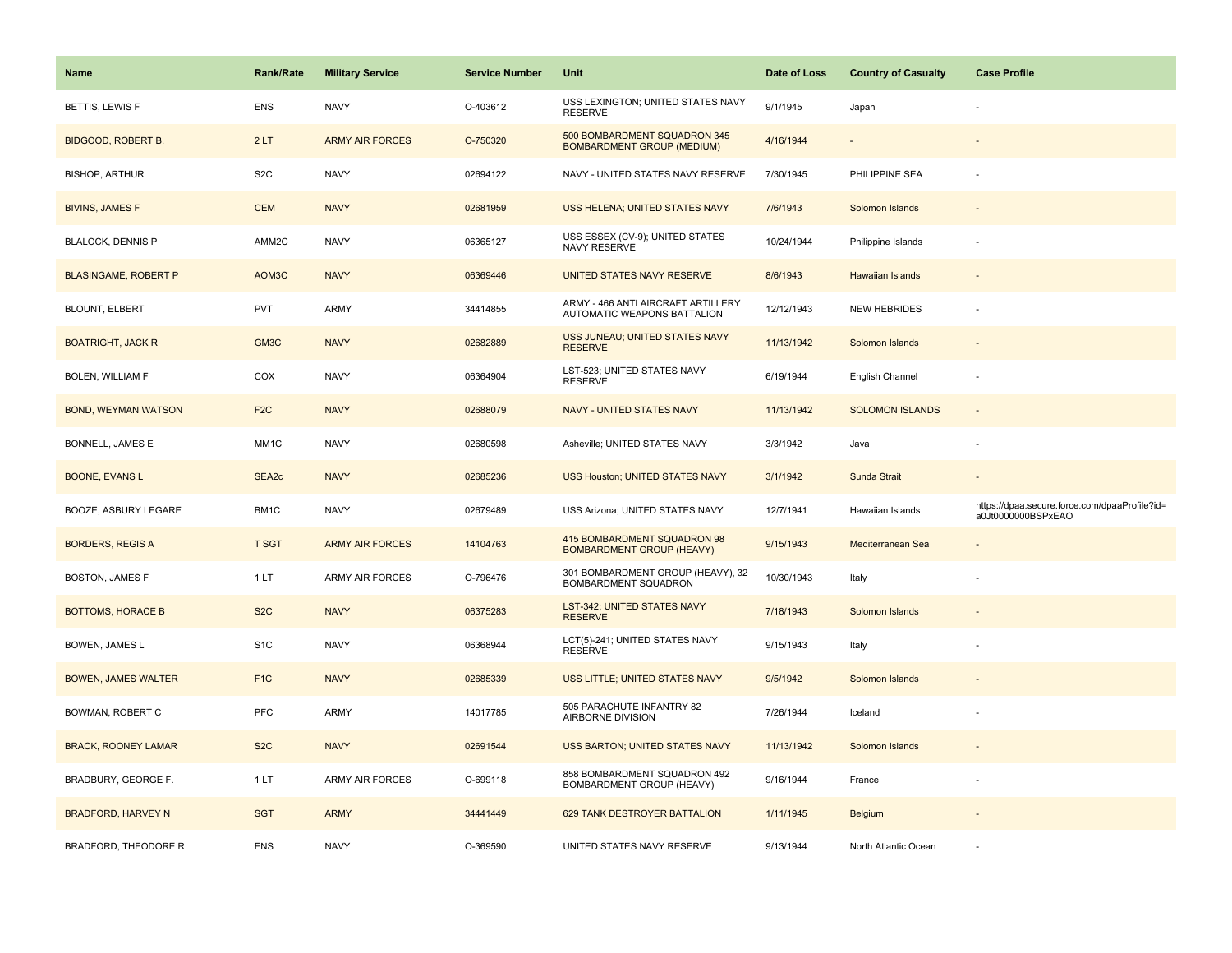| Name | Rank/Rate | Military Service | Service Number | Unit | Date of Loss | Country of Casualty | Case Profile |
|---|---|---|---|---|---|---|---|
| BETTIS, LEWIS F | ENS | NAVY | O-403612 | USS LEXINGTON; UNITED STATES NAVY RESERVE | 9/1/1945 | Japan | - |
| BIDGOOD, ROBERT B. | 2 LT | ARMY AIR FORCES | O-750320 | 500 BOMBARDMENT SQUADRON 345 BOMBARDMENT GROUP (MEDIUM) | 4/16/1944 | - | - |
| BISHOP, ARTHUR | S2C | NAVY | 02694122 | NAVY - UNITED STATES NAVY RESERVE | 7/30/1945 | PHILIPPINE SEA | - |
| BIVINS, JAMES F | CEM | NAVY | 02681959 | USS HELENA; UNITED STATES NAVY | 7/6/1943 | Solomon Islands | - |
| BLALOCK, DENNIS P | AMM2C | NAVY | 06365127 | USS ESSEX (CV-9); UNITED STATES NAVY RESERVE | 10/24/1944 | Philippine Islands | - |
| BLASINGAME, ROBERT P | AOM3C | NAVY | 06369446 | UNITED STATES NAVY RESERVE | 8/6/1943 | Hawaiian Islands | - |
| BLOUNT, ELBERT | PVT | ARMY | 34414855 | ARMY - 466 ANTI AIRCRAFT ARTILLERY AUTOMATIC WEAPONS BATTALION | 12/12/1943 | NEW HEBRIDES | - |
| BOATRIGHT, JACK R | GM3C | NAVY | 02682889 | USS JUNEAU; UNITED STATES NAVY RESERVE | 11/13/1942 | Solomon Islands | - |
| BOLEN, WILLIAM F | COX | NAVY | 06364904 | LST-523; UNITED STATES NAVY RESERVE | 6/19/1944 | English Channel | - |
| BOND, WEYMAN WATSON | F2C | NAVY | 02688079 | NAVY - UNITED STATES NAVY | 11/13/1942 | SOLOMON ISLANDS | - |
| BONNELL, JAMES E | MM1C | NAVY | 02680598 | Asheville; UNITED STATES NAVY | 3/3/1942 | Java | - |
| BOONE, EVANS L | SEA2c | NAVY | 02685236 | USS Houston; UNITED STATES NAVY | 3/1/1942 | Sunda Strait | - |
| BOOZE, ASBURY LEGARE | BM1C | NAVY | 02679489 | USS Arizona; UNITED STATES NAVY | 12/7/1941 | Hawaiian Islands | https://dpaa.secure.force.com/dpaaProfile?id=a0Jt0000000BSPxEAO |
| BORDERS, REGIS A | T SGT | ARMY AIR FORCES | 14104763 | 415 BOMBARDMENT SQUADRON 98 BOMBARDMENT GROUP (HEAVY) | 9/15/1943 | Mediterranean Sea | - |
| BOSTON, JAMES F | 1 LT | ARMY AIR FORCES | O-796476 | 301 BOMBARDMENT GROUP (HEAVY), 32 BOMBARDMENT SQUADRON | 10/30/1943 | Italy | - |
| BOTTOMS, HORACE B | S2C | NAVY | 06375283 | LST-342; UNITED STATES NAVY RESERVE | 7/18/1943 | Solomon Islands | - |
| BOWEN, JAMES L | S1C | NAVY | 06368944 | LCT(5)-241; UNITED STATES NAVY RESERVE | 9/15/1943 | Italy | - |
| BOWEN, JAMES WALTER | F1C | NAVY | 02685339 | USS LITTLE; UNITED STATES NAVY | 9/5/1942 | Solomon Islands | - |
| BOWMAN, ROBERT C | PFC | ARMY | 14017785 | 505 PARACHUTE INFANTRY 82 AIRBORNE DIVISION | 7/26/1944 | Iceland | - |
| BRACK, ROONEY LAMAR | S2C | NAVY | 02691544 | USS BARTON; UNITED STATES NAVY | 11/13/1942 | Solomon Islands | - |
| BRADBURY, GEORGE F. | 1 LT | ARMY AIR FORCES | O-699118 | 858 BOMBARDMENT SQUADRON 492 BOMBARDMENT GROUP (HEAVY) | 9/16/1944 | France | - |
| BRADFORD, HARVEY N | SGT | ARMY | 34441449 | 629 TANK DESTROYER BATTALION | 1/11/1945 | Belgium | - |
| BRADFORD, THEODORE R | ENS | NAVY | O-369590 | UNITED STATES NAVY RESERVE | 9/13/1944 | North Atlantic Ocean | - |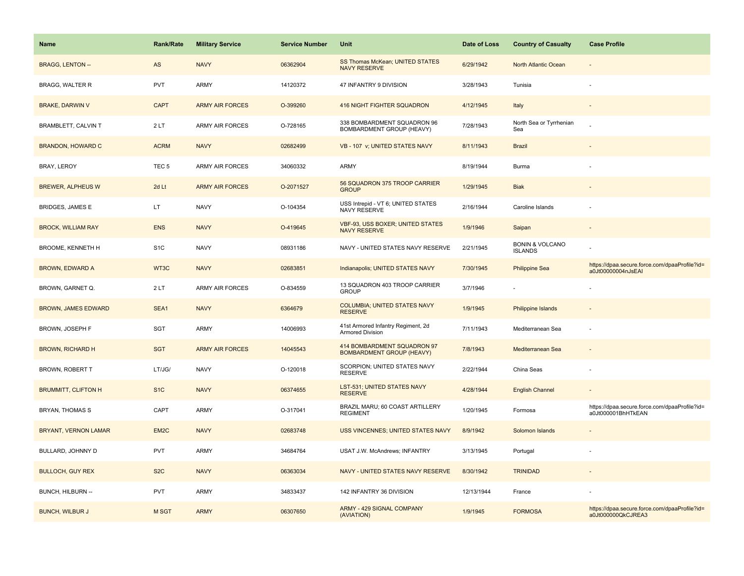| Name | Rank/Rate | Military Service | Service Number | Unit | Date of Loss | Country of Casualty | Case Profile |
|---|---|---|---|---|---|---|---|
| BRAGG, LENTON -- | AS | NAVY | 06362904 | SS Thomas McKean; UNITED STATES NAVY RESERVE | 6/29/1942 | North Atlantic Ocean | - |
| BRAGG, WALTER R | PVT | ARMY | 14120372 | 47 INFANTRY 9 DIVISION | 3/28/1943 | Tunisia | - |
| BRAKE, DARWIN V | CAPT | ARMY AIR FORCES | O-399260 | 416 NIGHT FIGHTER SQUADRON | 4/12/1945 | Italy | - |
| BRAMBLETT, CALVIN T | 2 LT | ARMY AIR FORCES | O-728165 | 338 BOMBARDMENT SQUADRON 96 BOMBARDMENT GROUP (HEAVY) | 7/28/1943 | North Sea or Tyrrhenian Sea | - |
| BRANDON, HOWARD C | ACRM | NAVY | 02682499 | VB - 107 v; UNITED STATES NAVY | 8/11/1943 | Brazil | - |
| BRAY, LEROY | TEC 5 | ARMY AIR FORCES | 34060332 | ARMY | 8/19/1944 | Burma | - |
| BREWER, ALPHEUS W | 2d Lt | ARMY AIR FORCES | O-2071527 | 56 SQUADRON 375 TROOP CARRIER GROUP | 1/29/1945 | Biak | - |
| BRIDGES, JAMES E | LT | NAVY | O-104354 | USS Intrepid - VT 6; UNITED STATES NAVY RESERVE | 2/16/1944 | Caroline Islands | - |
| BROCK, WILLIAM RAY | ENS | NAVY | O-419645 | VBF-93, USS BOXER; UNITED STATES NAVY RESERVE | 1/9/1946 | Saipan | - |
| BROOME, KENNETH H | S1C | NAVY | 08931186 | NAVY - UNITED STATES NAVY RESERVE | 2/21/1945 | BONIN & VOLCANO ISLANDS | - |
| BROWN, EDWARD A | WT3C | NAVY | 02683851 | Indianapolis; UNITED STATES NAVY | 7/30/1945 | Philippine Sea | https://dpaa.secure.force.com/dpaaProfile?id=a0Jt00000004nJsEAI |
| BROWN, GARNET Q. | 2 LT | ARMY AIR FORCES | O-834559 | 13 SQUADRON 403 TROOP CARRIER GROUP | 3/7/1946 | - | - |
| BROWN, JAMES EDWARD | SEA1 | NAVY | 6364679 | COLUMBIA; UNITED STATES NAVY RESERVE | 1/9/1945 | Philippine Islands | - |
| BROWN, JOSEPH F | SGT | ARMY | 14006993 | 41st Armored Infantry Regiment, 2d Armored Division | 7/11/1943 | Mediterranean Sea | - |
| BROWN, RICHARD H | SGT | ARMY AIR FORCES | 14045543 | 414 BOMBARDMENT SQUADRON 97 BOMBARDMENT GROUP (HEAVY) | 7/8/1943 | Mediterranean Sea | - |
| BROWN, ROBERT T | LT/JG/ | NAVY | O-120018 | SCORPION; UNITED STATES NAVY RESERVE | 2/22/1944 | China Seas | - |
| BRUMMITT, CLIFTON H | S1C | NAVY | 06374655 | LST-531; UNITED STATES NAVY RESERVE | 4/28/1944 | English Channel | - |
| BRYAN, THOMAS S | CAPT | ARMY | O-317041 | BRAZIL MARU; 60 COAST ARTILLERY REGIMENT | 1/20/1945 | Formosa | https://dpaa.secure.force.com/dpaaProfile?id=a0Jt000001BhHTkEAN |
| BRYANT, VERNON LAMAR | EM2C | NAVY | 02683748 | USS VINCENNES; UNITED STATES NAVY | 8/9/1942 | Solomon Islands | - |
| BULLARD, JOHNNY D | PVT | ARMY | 34684764 | USAT J.W. McAndrews; INFANTRY | 3/13/1945 | Portugal | - |
| BULLOCH, GUY REX | S2C | NAVY | 06363034 | NAVY - UNITED STATES NAVY RESERVE | 8/30/1942 | TRINIDAD | - |
| BUNCH, HILBURN -- | PVT | ARMY | 34833437 | 142 INFANTRY 36 DIVISION | 12/13/1944 | France | - |
| BUNCH, WILBUR J | M SGT | ARMY | 06307650 | ARMY - 429 SIGNAL COMPANY (AVIATION) | 1/9/1945 | FORMOSA | https://dpaa.secure.force.com/dpaaProfile?id=a0Jt000000QkCJREA3 |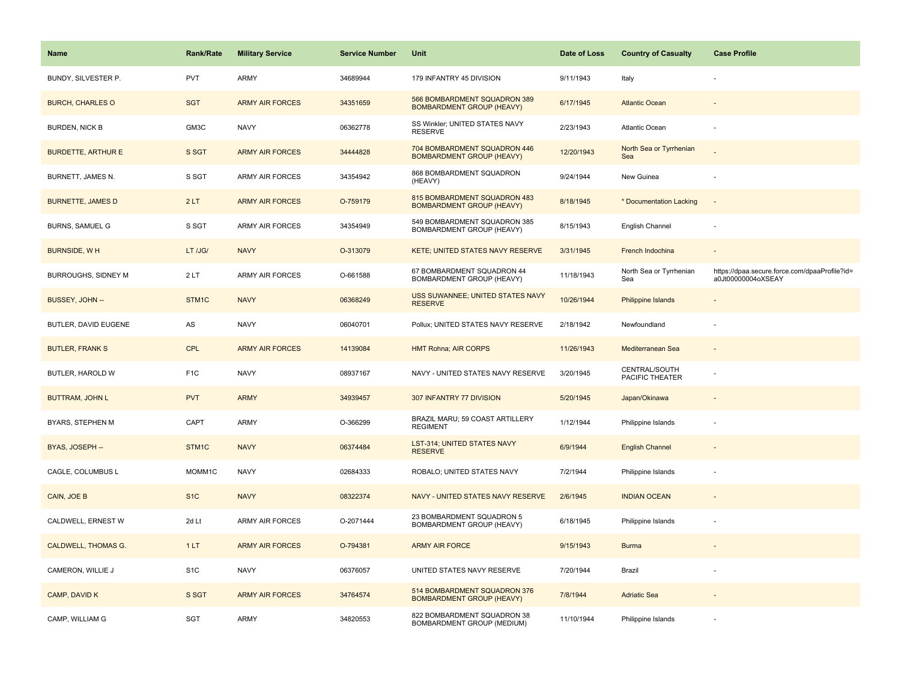| Name | Rank/Rate | Military Service | Service Number | Unit | Date of Loss | Country of Casualty | Case Profile |
|---|---|---|---|---|---|---|---|
| BUNDY, SILVESTER P. | PVT | ARMY | 34689944 | 179 INFANTRY 45 DIVISION | 9/11/1943 | Italy | - |
| BURCH, CHARLES O | SGT | ARMY AIR FORCES | 34351659 | 566 BOMBARDMENT SQUADRON 389 BOMBARDMENT GROUP (HEAVY) | 6/17/1945 | Atlantic Ocean | - |
| BURDEN, NICK B | GM3C | NAVY | 06362778 | SS Winkler; UNITED STATES NAVY RESERVE | 2/23/1943 | Atlantic Ocean | - |
| BURDETTE, ARTHUR E | S SGT | ARMY AIR FORCES | 34444828 | 704 BOMBARDMENT SQUADRON 446 BOMBARDMENT GROUP (HEAVY) | 12/20/1943 | North Sea or Tyrrhenian Sea | - |
| BURNETT, JAMES N. | S SGT | ARMY AIR FORCES | 34354942 | 868 BOMBARDMENT SQUADRON (HEAVY) | 9/24/1944 | New Guinea | - |
| BURNETTE, JAMES D | 2 LT | ARMY AIR FORCES | O-759179 | 815 BOMBARDMENT SQUADRON 483 BOMBARDMENT GROUP (HEAVY) | 8/18/1945 | * Documentation Lacking | - |
| BURNS, SAMUEL G | S SGT | ARMY AIR FORCES | 34354949 | 549 BOMBARDMENT SQUADRON 385 BOMBARDMENT GROUP (HEAVY) | 8/15/1943 | English Channel | - |
| BURNSIDE, W H | LT /JG/ | NAVY | O-313079 | KETE; UNITED STATES NAVY RESERVE | 3/31/1945 | French Indochina | - |
| BURROUGHS, SIDNEY M | 2 LT | ARMY AIR FORCES | O-661588 | 67 BOMBARDMENT SQUADRON 44 BOMBARDMENT GROUP (HEAVY) | 11/18/1943 | North Sea or Tyrrhenian Sea | https://dpaa.secure.force.com/dpaaProfile?id=a0Jt00000004oXSEAY |
| BUSSEY, JOHN -- | STM1C | NAVY | 06368249 | USS SUWANNEE; UNITED STATES NAVY RESERVE | 10/26/1944 | Philippine Islands | - |
| BUTLER, DAVID EUGENE | AS | NAVY | 06040701 | Pollux; UNITED STATES NAVY RESERVE | 2/18/1942 | Newfoundland | - |
| BUTLER, FRANK S | CPL | ARMY AIR FORCES | 14139084 | HMT Rohna; AIR CORPS | 11/26/1943 | Mediterranean Sea | - |
| BUTLER, HAROLD W | F1C | NAVY | 08937167 | NAVY - UNITED STATES NAVY RESERVE | 3/20/1945 | CENTRAL/SOUTH PACIFIC THEATER | - |
| BUTTRAM, JOHN L | PVT | ARMY | 34939457 | 307 INFANTRY 77 DIVISION | 5/20/1945 | Japan/Okinawa | - |
| BYARS, STEPHEN M | CAPT | ARMY | O-366299 | BRAZIL MARU; 59 COAST ARTILLERY REGIMENT | 1/12/1944 | Philippine Islands | - |
| BYAS, JOSEPH -- | STM1C | NAVY | 06374484 | LST-314; UNITED STATES NAVY RESERVE | 6/9/1944 | English Channel | - |
| CAGLE, COLUMBUS L | MOMM1C | NAVY | 02684333 | ROBALO; UNITED STATES NAVY | 7/2/1944 | Philippine Islands | - |
| CAIN, JOE B | S1C | NAVY | 08322374 | NAVY - UNITED STATES NAVY RESERVE | 2/6/1945 | INDIAN OCEAN | - |
| CALDWELL, ERNEST W | 2d Lt | ARMY AIR FORCES | O-2071444 | 23 BOMBARDMENT SQUADRON 5 BOMBARDMENT GROUP (HEAVY) | 6/18/1945 | Philippine Islands | - |
| CALDWELL, THOMAS G. | 1 LT | ARMY AIR FORCES | O-794381 | ARMY AIR FORCE | 9/15/1943 | Burma | - |
| CAMERON, WILLIE J | S1C | NAVY | 06376057 | UNITED STATES NAVY RESERVE | 7/20/1944 | Brazil | - |
| CAMP, DAVID K | S SGT | ARMY AIR FORCES | 34764574 | 514 BOMBARDMENT SQUADRON 376 BOMBARDMENT GROUP (HEAVY) | 7/8/1944 | Adriatic Sea | - |
| CAMP, WILLIAM G | SGT | ARMY | 34820553 | 822 BOMBARDMENT SQUADRON 38 BOMBARDMENT GROUP (MEDIUM) | 11/10/1944 | Philippine Islands | - |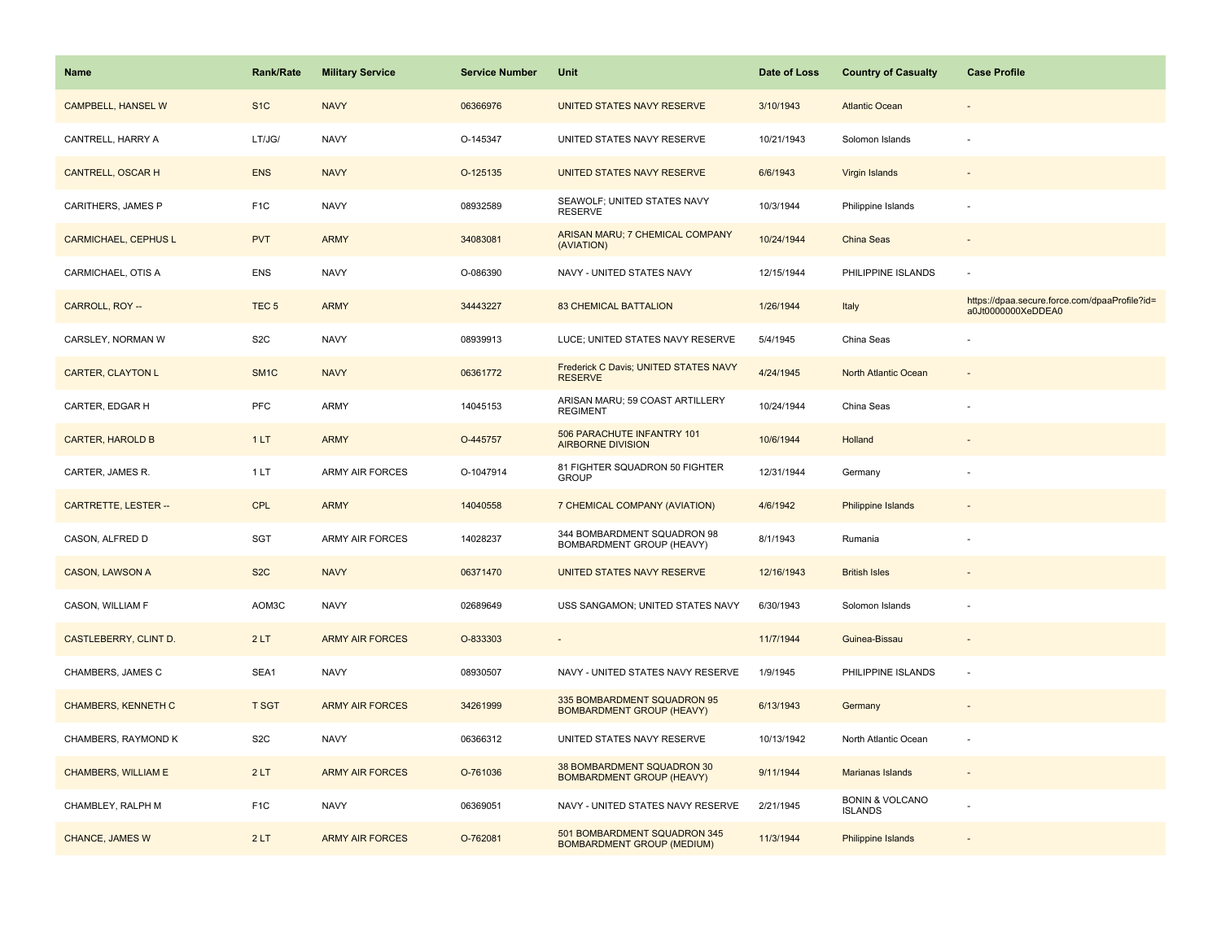| Name | Rank/Rate | Military Service | Service Number | Unit | Date of Loss | Country of Casualty | Case Profile |
|---|---|---|---|---|---|---|---|
| CAMPBELL, HANSEL W | S1C | NAVY | 06366976 | UNITED STATES NAVY RESERVE | 3/10/1943 | Atlantic Ocean | - |
| CANTRELL, HARRY A | LT/JG/ | NAVY | O-145347 | UNITED STATES NAVY RESERVE | 10/21/1943 | Solomon Islands | - |
| CANTRELL, OSCAR H | ENS | NAVY | O-125135 | UNITED STATES NAVY RESERVE | 6/6/1943 | Virgin Islands | - |
| CARITHERS, JAMES P | F1C | NAVY | 08932589 | SEAWOLF; UNITED STATES NAVY RESERVE | 10/3/1944 | Philippine Islands | - |
| CARMICHAEL, CEPHUS L | PVT | ARMY | 34083081 | ARISAN MARU; 7 CHEMICAL COMPANY (AVIATION) | 10/24/1944 | China Seas | - |
| CARMICHAEL, OTIS A | ENS | NAVY | O-086390 | NAVY - UNITED STATES NAVY | 12/15/1944 | PHILIPPINE ISLANDS | - |
| CARROLL, ROY -- | TEC 5 | ARMY | 34443227 | 83 CHEMICAL BATTALION | 1/26/1944 | Italy | https://dpaa.secure.force.com/dpaaProfile?id=a0Jt0000000XeDDEA0 |
| CARSLEY, NORMAN W | S2C | NAVY | 08939913 | LUCE; UNITED STATES NAVY RESERVE | 5/4/1945 | China Seas | - |
| CARTER, CLAYTON L | SM1C | NAVY | 06361772 | Frederick C Davis; UNITED STATES NAVY RESERVE | 4/24/1945 | North Atlantic Ocean | - |
| CARTER, EDGAR H | PFC | ARMY | 14045153 | ARISAN MARU; 59 COAST ARTILLERY REGIMENT | 10/24/1944 | China Seas | - |
| CARTER, HAROLD B | 1 LT | ARMY | O-445757 | 506 PARACHUTE INFANTRY 101 AIRBORNE DIVISION | 10/6/1944 | Holland | - |
| CARTER, JAMES R. | 1 LT | ARMY AIR FORCES | O-1047914 | 81 FIGHTER SQUADRON 50 FIGHTER GROUP | 12/31/1944 | Germany | - |
| CARTRETTE, LESTER -- | CPL | ARMY | 14040558 | 7 CHEMICAL COMPANY (AVIATION) | 4/6/1942 | Philippine Islands | - |
| CASON, ALFRED D | SGT | ARMY AIR FORCES | 14028237 | 344 BOMBARDMENT SQUADRON 98 BOMBARDMENT GROUP (HEAVY) | 8/1/1943 | Rumania | - |
| CASON, LAWSON A | S2C | NAVY | 06371470 | UNITED STATES NAVY RESERVE | 12/16/1943 | British Isles | - |
| CASON, WILLIAM F | AOM3C | NAVY | 02689649 | USS SANGAMON; UNITED STATES NAVY | 6/30/1943 | Solomon Islands | - |
| CASTLEBERRY, CLINT D. | 2 LT | ARMY AIR FORCES | O-833303 | - | 11/7/1944 | Guinea-Bissau | - |
| CHAMBERS, JAMES C | SEA1 | NAVY | 08930507 | NAVY - UNITED STATES NAVY RESERVE | 1/9/1945 | PHILIPPINE ISLANDS | - |
| CHAMBERS, KENNETH C | T SGT | ARMY AIR FORCES | 34261999 | 335 BOMBARDMENT SQUADRON 95 BOMBARDMENT GROUP (HEAVY) | 6/13/1943 | Germany | - |
| CHAMBERS, RAYMOND K | S2C | NAVY | 06366312 | UNITED STATES NAVY RESERVE | 10/13/1942 | North Atlantic Ocean | - |
| CHAMBERS, WILLIAM E | 2 LT | ARMY AIR FORCES | O-761036 | 38 BOMBARDMENT SQUADRON 30 BOMBARDMENT GROUP (HEAVY) | 9/11/1944 | Marianas Islands | - |
| CHAMBLEY, RALPH M | F1C | NAVY | 06369051 | NAVY - UNITED STATES NAVY RESERVE | 2/21/1945 | BONIN & VOLCANO ISLANDS | - |
| CHANCE, JAMES W | 2 LT | ARMY AIR FORCES | O-762081 | 501 BOMBARDMENT SQUADRON 345 BOMBARDMENT GROUP (MEDIUM) | 11/3/1944 | Philippine Islands | - |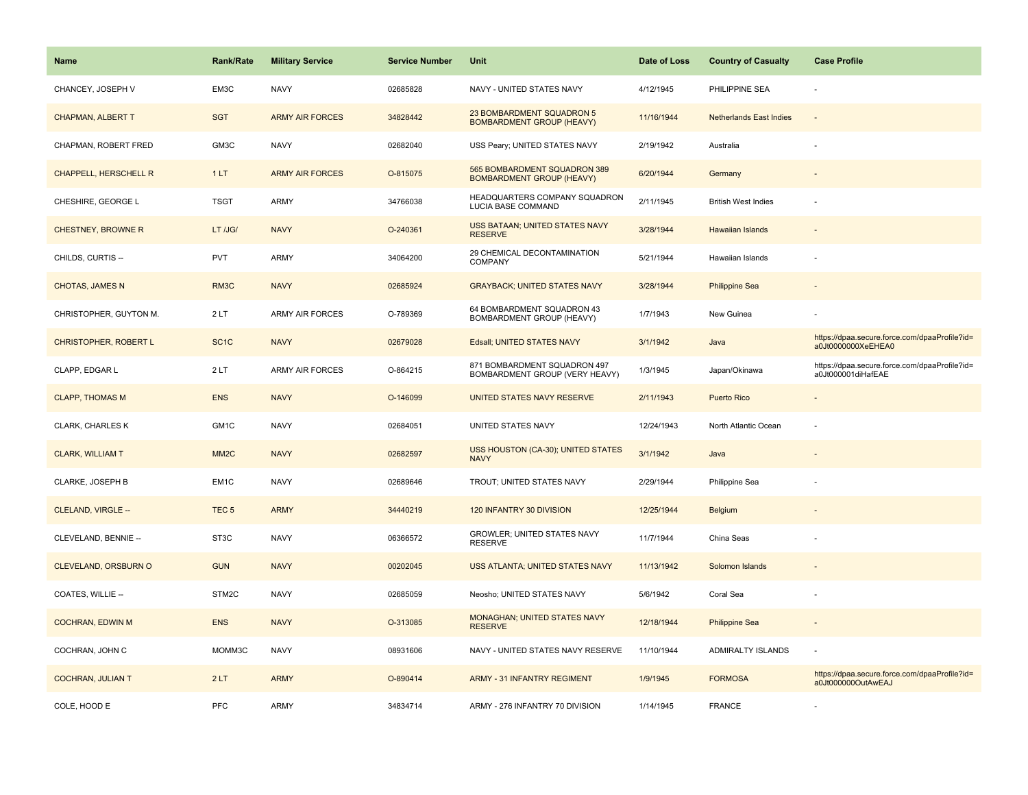| Name | Rank/Rate | Military Service | Service Number | Unit | Date of Loss | Country of Casualty | Case Profile |
|---|---|---|---|---|---|---|---|
| CHANCEY, JOSEPH V | EM3C | NAVY | 02685828 | NAVY - UNITED STATES NAVY | 4/12/1945 | PHILIPPINE SEA | - |
| CHAPMAN, ALBERT T | SGT | ARMY AIR FORCES | 34828442 | 23 BOMBARDMENT SQUADRON 5 BOMBARDMENT GROUP (HEAVY) | 11/16/1944 | Netherlands East Indies | - |
| CHAPMAN, ROBERT FRED | GM3C | NAVY | 02682040 | USS Peary; UNITED STATES NAVY | 2/19/1942 | Australia | - |
| CHAPPELL, HERSCHELL R | 1 LT | ARMY AIR FORCES | O-815075 | 565 BOMBARDMENT SQUADRON 389 BOMBARDMENT GROUP (HEAVY) | 6/20/1944 | Germany | - |
| CHESHIRE, GEORGE L | TSGT | ARMY | 34766038 | HEADQUARTERS COMPANY SQUADRON LUCIA BASE COMMAND | 2/11/1945 | British West Indies | - |
| CHESTNEY, BROWNE R | LT /JG/ | NAVY | O-240361 | USS BATAAN; UNITED STATES NAVY RESERVE | 3/28/1944 | Hawaiian Islands | - |
| CHILDS, CURTIS -- | PVT | ARMY | 34064200 | 29 CHEMICAL DECONTAMINATION COMPANY | 5/21/1944 | Hawaiian Islands | - |
| CHOTAS, JAMES N | RM3C | NAVY | 02685924 | GRAYBACK; UNITED STATES NAVY | 3/28/1944 | Philippine Sea | - |
| CHRISTOPHER, GUYTON M. | 2 LT | ARMY AIR FORCES | O-789369 | 64 BOMBARDMENT SQUADRON 43 BOMBARDMENT GROUP (HEAVY) | 1/7/1943 | New Guinea | - |
| CHRISTOPHER, ROBERT L | SC1C | NAVY | 02679028 | Edsall; UNITED STATES NAVY | 3/1/1942 | Java | https://dpaa.secure.force.com/dpaaProfile?id=a0Jt0000000XeEHEA0 |
| CLAPP, EDGAR L | 2 LT | ARMY AIR FORCES | O-864215 | 871 BOMBARDMENT SQUADRON 497 BOMBARDMENT GROUP (VERY HEAVY) | 1/3/1945 | Japan/Okinawa | https://dpaa.secure.force.com/dpaaProfile?id=a0Jt000001diHafEAE |
| CLAPP, THOMAS M | ENS | NAVY | O-146099 | UNITED STATES NAVY RESERVE | 2/11/1943 | Puerto Rico | - |
| CLARK, CHARLES K | GM1C | NAVY | 02684051 | UNITED STATES NAVY | 12/24/1943 | North Atlantic Ocean | - |
| CLARK, WILLIAM T | MM2C | NAVY | 02682597 | USS HOUSTON (CA-30); UNITED STATES NAVY | 3/1/1942 | Java | - |
| CLARKE, JOSEPH B | EM1C | NAVY | 02689646 | TROUT; UNITED STATES NAVY | 2/29/1944 | Philippine Sea | - |
| CLELAND, VIRGLE -- | TEC 5 | ARMY | 34440219 | 120 INFANTRY 30 DIVISION | 12/25/1944 | Belgium | - |
| CLEVELAND, BENNIE -- | ST3C | NAVY | 06366572 | GROWLER; UNITED STATES NAVY RESERVE | 11/7/1944 | China Seas | - |
| CLEVELAND, ORSBURN O | GUN | NAVY | 00202045 | USS ATLANTA; UNITED STATES NAVY | 11/13/1942 | Solomon Islands | - |
| COATES, WILLIE -- | STM2C | NAVY | 02685059 | Neosho; UNITED STATES NAVY | 5/6/1942 | Coral Sea | - |
| COCHRAN, EDWIN M | ENS | NAVY | O-313085 | MONAGHAN; UNITED STATES NAVY RESERVE | 12/18/1944 | Philippine Sea | - |
| COCHRAN, JOHN C | MOMM3C | NAVY | 08931606 | NAVY - UNITED STATES NAVY RESERVE | 11/10/1944 | ADMIRALTY ISLANDS | - |
| COCHRAN, JULIAN T | 2 LT | ARMY | O-890414 | ARMY - 31 INFANTRY REGIMENT | 1/9/1945 | FORMOSA | https://dpaa.secure.force.com/dpaaProfile?id=a0Jt000000OutAwEAJ |
| COLE, HOOD E | PFC | ARMY | 34834714 | ARMY - 276 INFANTRY 70 DIVISION | 1/14/1945 | FRANCE | - |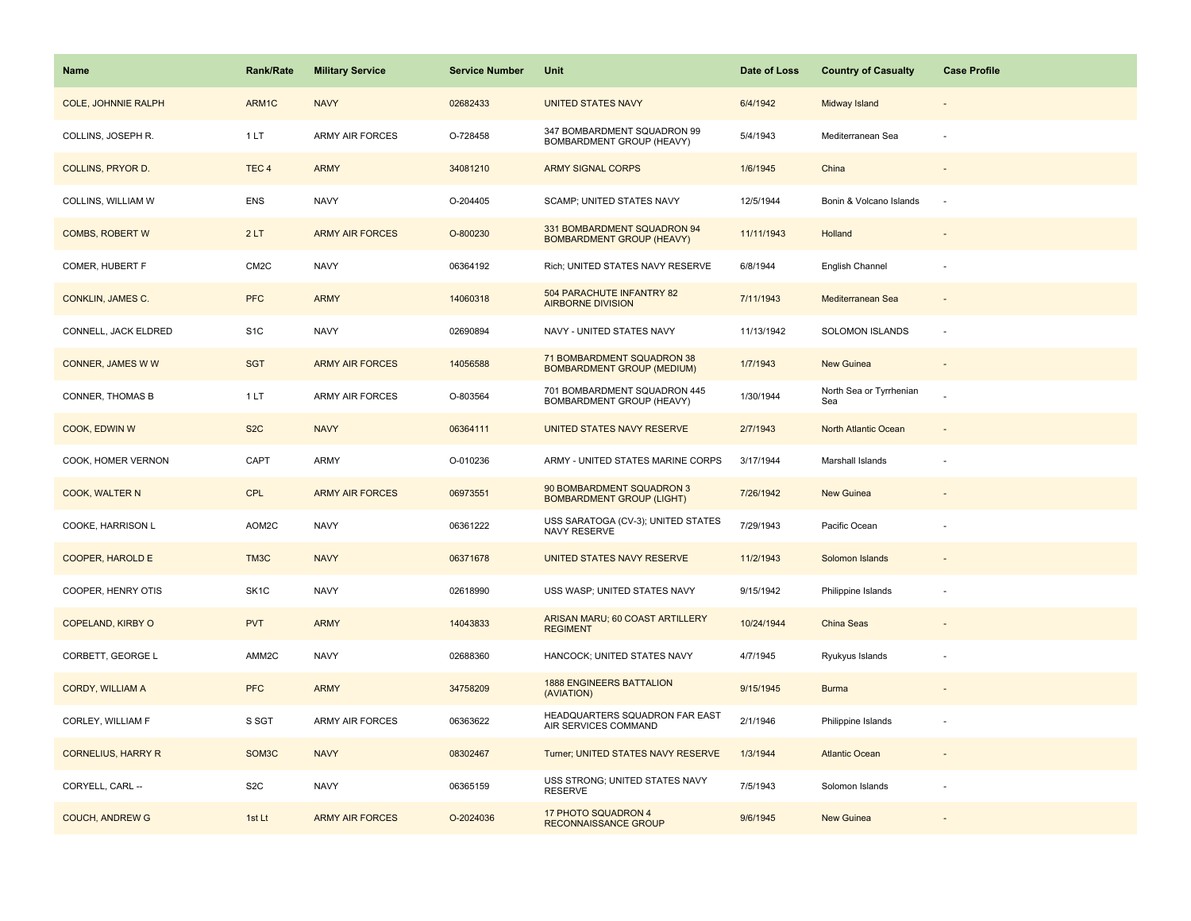| Name | Rank/Rate | Military Service | Service Number | Unit | Date of Loss | Country of Casualty | Case Profile |
|---|---|---|---|---|---|---|---|
| COLE, JOHNNIE RALPH | ARM1C | NAVY | 02682433 | UNITED STATES NAVY | 6/4/1942 | Midway Island | - |
| COLLINS, JOSEPH R. | 1 LT | ARMY AIR FORCES | O-728458 | 347 BOMBARDMENT SQUADRON 99 BOMBARDMENT GROUP (HEAVY) | 5/4/1943 | Mediterranean Sea | - |
| COLLINS, PRYOR D. | TEC 4 | ARMY | 34081210 | ARMY SIGNAL CORPS | 1/6/1945 | China | - |
| COLLINS, WILLIAM W | ENS | NAVY | O-204405 | SCAMP; UNITED STATES NAVY | 12/5/1944 | Bonin & Volcano Islands | - |
| COMBS, ROBERT W | 2 LT | ARMY AIR FORCES | O-800230 | 331 BOMBARDMENT SQUADRON 94 BOMBARDMENT GROUP (HEAVY) | 11/11/1943 | Holland | - |
| COMER, HUBERT F | CM2C | NAVY | 06364192 | Rich; UNITED STATES NAVY RESERVE | 6/8/1944 | English Channel | - |
| CONKLIN, JAMES C. | PFC | ARMY | 14060318 | 504 PARACHUTE INFANTRY 82 AIRBORNE DIVISION | 7/11/1943 | Mediterranean Sea | - |
| CONNELL, JACK ELDRED | S1C | NAVY | 02690894 | NAVY - UNITED STATES NAVY | 11/13/1942 | SOLOMON ISLANDS | - |
| CONNER, JAMES W W | SGT | ARMY AIR FORCES | 14056588 | 71 BOMBARDMENT SQUADRON 38 BOMBARDMENT GROUP (MEDIUM) | 1/7/1943 | New Guinea | - |
| CONNER, THOMAS B | 1 LT | ARMY AIR FORCES | O-803564 | 701 BOMBARDMENT SQUADRON 445 BOMBARDMENT GROUP (HEAVY) | 1/30/1944 | North Sea or Tyrrhenian Sea | - |
| COOK, EDWIN W | S2C | NAVY | 06364111 | UNITED STATES NAVY RESERVE | 2/7/1943 | North Atlantic Ocean | - |
| COOK, HOMER VERNON | CAPT | ARMY | O-010236 | ARMY - UNITED STATES MARINE CORPS | 3/17/1944 | Marshall Islands | - |
| COOK, WALTER N | CPL | ARMY AIR FORCES | 06973551 | 90 BOMBARDMENT SQUADRON 3 BOMBARDMENT GROUP (LIGHT) | 7/26/1942 | New Guinea | - |
| COOKE, HARRISON L | AOM2C | NAVY | 06361222 | USS SARATOGA (CV-3); UNITED STATES NAVY RESERVE | 7/29/1943 | Pacific Ocean | - |
| COOPER, HAROLD E | TM3C | NAVY | 06371678 | UNITED STATES NAVY RESERVE | 11/2/1943 | Solomon Islands | - |
| COOPER, HENRY OTIS | SK1C | NAVY | 02618990 | USS WASP; UNITED STATES NAVY | 9/15/1942 | Philippine Islands | - |
| COPELAND, KIRBY O | PVT | ARMY | 14043833 | ARISAN MARU; 60 COAST ARTILLERY REGIMENT | 10/24/1944 | China Seas | - |
| CORBETT, GEORGE L | AMM2C | NAVY | 02688360 | HANCOCK; UNITED STATES NAVY | 4/7/1945 | Ryukyus Islands | - |
| CORDY, WILLIAM A | PFC | ARMY | 34758209 | 1888 ENGINEERS BATTALION (AVIATION) | 9/15/1945 | Burma | - |
| CORLEY, WILLIAM F | S SGT | ARMY AIR FORCES | 06363622 | HEADQUARTERS SQUADRON FAR EAST AIR SERVICES COMMAND | 2/1/1946 | Philippine Islands | - |
| CORNELIUS, HARRY R | SOM3C | NAVY | 08302467 | Turner; UNITED STATES NAVY RESERVE | 1/3/1944 | Atlantic Ocean | - |
| CORYELL, CARL -- | S2C | NAVY | 06365159 | USS STRONG; UNITED STATES NAVY RESERVE | 7/5/1943 | Solomon Islands | - |
| COUCH, ANDREW G | 1st Lt | ARMY AIR FORCES | O-2024036 | 17 PHOTO SQUADRON 4 RECONNAISSANCE GROUP | 9/6/1945 | New Guinea | - |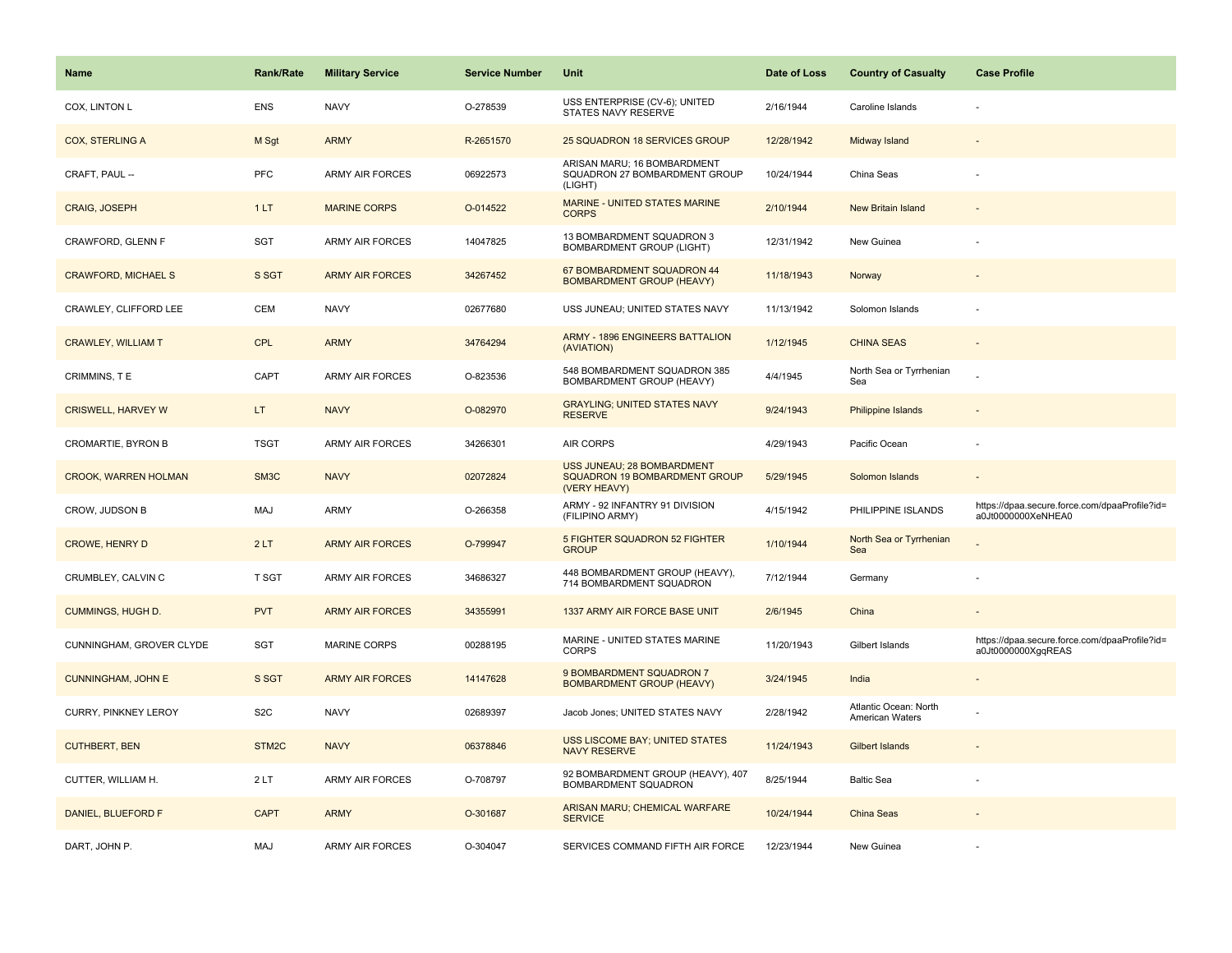| Name | Rank/Rate | Military Service | Service Number | Unit | Date of Loss | Country of Casualty | Case Profile |
|---|---|---|---|---|---|---|---|
| COX, LINTON L | ENS | NAVY | O-278539 | USS ENTERPRISE (CV-6); UNITED STATES NAVY RESERVE | 2/16/1944 | Caroline Islands | - |
| COX, STERLING A | M Sgt | ARMY | R-2651570 | 25 SQUADRON 18 SERVICES GROUP | 12/28/1942 | Midway Island | - |
| CRAFT, PAUL -- | PFC | ARMY AIR FORCES | 06922573 | ARISAN MARU; 16 BOMBARDMENT SQUADRON 27 BOMBARDMENT GROUP (LIGHT) | 10/24/1944 | China Seas | - |
| CRAIG, JOSEPH | 1 LT | MARINE CORPS | O-014522 | MARINE - UNITED STATES MARINE CORPS | 2/10/1944 | New Britain Island | - |
| CRAWFORD, GLENN F | SGT | ARMY AIR FORCES | 14047825 | 13 BOMBARDMENT SQUADRON 3 BOMBARDMENT GROUP (LIGHT) | 12/31/1942 | New Guinea | - |
| CRAWFORD, MICHAEL S | S SGT | ARMY AIR FORCES | 34267452 | 67 BOMBARDMENT SQUADRON 44 BOMBARDMENT GROUP (HEAVY) | 11/18/1943 | Norway | - |
| CRAWLEY, CLIFFORD LEE | CEM | NAVY | 02677680 | USS JUNEAU; UNITED STATES NAVY | 11/13/1942 | Solomon Islands | - |
| CRAWLEY, WILLIAM T | CPL | ARMY | 34764294 | ARMY - 1896 ENGINEERS BATTALION (AVIATION) | 1/12/1945 | CHINA SEAS | - |
| CRIMMINS, T E | CAPT | ARMY AIR FORCES | O-823536 | 548 BOMBARDMENT SQUADRON 385 BOMBARDMENT GROUP (HEAVY) | 4/4/1945 | North Sea or Tyrrhenian Sea | - |
| CRISWELL, HARVEY W | LT | NAVY | O-082970 | GRAYLING; UNITED STATES NAVY RESERVE | 9/24/1943 | Philippine Islands | - |
| CROMARTIE, BYRON B | TSGT | ARMY AIR FORCES | 34266301 | AIR CORPS | 4/29/1943 | Pacific Ocean | - |
| CROOK, WARREN HOLMAN | SM3C | NAVY | 02072824 | USS JUNEAU; 28 BOMBARDMENT SQUADRON 19 BOMBARDMENT GROUP (VERY HEAVY) | 5/29/1945 | Solomon Islands | - |
| CROW, JUDSON B | MAJ | ARMY | O-266358 | ARMY - 92 INFANTRY 91 DIVISION (FILIPINO ARMY) | 4/15/1942 | PHILIPPINE ISLANDS | https://dpaa.secure.force.com/dpaaProfile?id=a0Jt0000000XeNHEA0 |
| CROWE, HENRY D | 2 LT | ARMY AIR FORCES | O-799947 | 5 FIGHTER SQUADRON 52 FIGHTER GROUP | 1/10/1944 | North Sea or Tyrrhenian Sea | - |
| CRUMBLEY, CALVIN C | T SGT | ARMY AIR FORCES | 34686327 | 448 BOMBARDMENT GROUP (HEAVY), 714 BOMBARDMENT SQUADRON | 7/12/1944 | Germany | - |
| CUMMINGS, HUGH D. | PVT | ARMY AIR FORCES | 34355991 | 1337 ARMY AIR FORCE BASE UNIT | 2/6/1945 | China | - |
| CUNNINGHAM, GROVER CLYDE | SGT | MARINE CORPS | 00288195 | MARINE - UNITED STATES MARINE CORPS | 11/20/1943 | Gilbert Islands | https://dpaa.secure.force.com/dpaaProfile?id=a0Jt0000000XgqREAS |
| CUNNINGHAM, JOHN E | S SGT | ARMY AIR FORCES | 14147628 | 9 BOMBARDMENT SQUADRON 7 BOMBARDMENT GROUP (HEAVY) | 3/24/1945 | India | - |
| CURRY, PINKNEY LEROY | S2C | NAVY | 02689397 | Jacob Jones; UNITED STATES NAVY | 2/28/1942 | Atlantic Ocean: North American Waters | - |
| CUTHBERT, BEN | STM2C | NAVY | 06378846 | USS LISCOME BAY; UNITED STATES NAVY RESERVE | 11/24/1943 | Gilbert Islands | - |
| CUTTER, WILLIAM H. | 2 LT | ARMY AIR FORCES | O-708797 | 92 BOMBARDMENT GROUP (HEAVY), 407 BOMBARDMENT SQUADRON | 8/25/1944 | Baltic Sea | - |
| DANIEL, BLUEFORD F | CAPT | ARMY | O-301687 | ARISAN MARU; CHEMICAL WARFARE SERVICE | 10/24/1944 | China Seas | - |
| DART, JOHN P. | MAJ | ARMY AIR FORCES | O-304047 | SERVICES COMMAND FIFTH AIR FORCE | 12/23/1944 | New Guinea | - |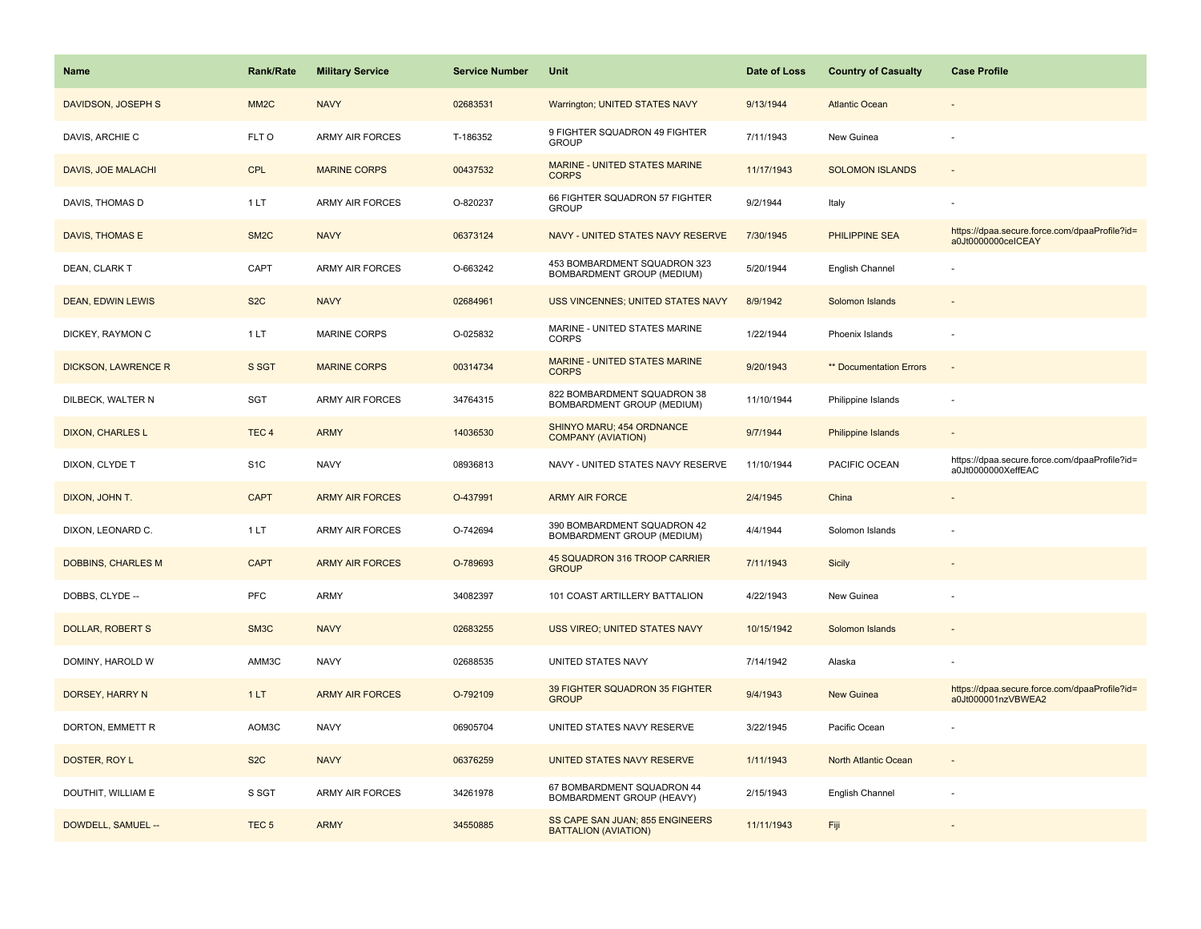| Name | Rank/Rate | Military Service | Service Number | Unit | Date of Loss | Country of Casualty | Case Profile |
|---|---|---|---|---|---|---|---|
| DAVIDSON, JOSEPH S | MM2C | NAVY | 02683531 | Warrington; UNITED STATES NAVY | 9/13/1944 | Atlantic Ocean | - |
| DAVIS, ARCHIE C | FLT O | ARMY AIR FORCES | T-186352 | 9 FIGHTER SQUADRON 49 FIGHTER GROUP | 7/11/1943 | New Guinea | - |
| DAVIS, JOE MALACHI | CPL | MARINE CORPS | 00437532 | MARINE - UNITED STATES MARINE CORPS | 11/17/1943 | SOLOMON ISLANDS | - |
| DAVIS, THOMAS D | 1 LT | ARMY AIR FORCES | O-820237 | 66 FIGHTER SQUADRON 57 FIGHTER GROUP | 9/2/1944 | Italy | - |
| DAVIS, THOMAS E | SM2C | NAVY | 06373124 | NAVY - UNITED STATES NAVY RESERVE | 7/30/1945 | PHILIPPINE SEA | https://dpaa.secure.force.com/dpaaProfile?id=a0Jt0000000ceICEAY |
| DEAN, CLARK T | CAPT | ARMY AIR FORCES | O-663242 | 453 BOMBARDMENT SQUADRON 323 BOMBARDMENT GROUP (MEDIUM) | 5/20/1944 | English Channel | - |
| DEAN, EDWIN LEWIS | S2C | NAVY | 02684961 | USS VINCENNES; UNITED STATES NAVY | 8/9/1942 | Solomon Islands | - |
| DICKEY, RAYMON C | 1 LT | MARINE CORPS | O-025832 | MARINE - UNITED STATES MARINE CORPS | 1/22/1944 | Phoenix Islands | - |
| DICKSON, LAWRENCE R | S SGT | MARINE CORPS | 00314734 | MARINE - UNITED STATES MARINE CORPS | 9/20/1943 | ** Documentation Errors | - |
| DILBECK, WALTER N | SGT | ARMY AIR FORCES | 34764315 | 822 BOMBARDMENT SQUADRON 38 BOMBARDMENT GROUP (MEDIUM) | 11/10/1944 | Philippine Islands | - |
| DIXON, CHARLES L | TEC 4 | ARMY | 14036530 | SHINYO MARU; 454 ORDNANCE COMPANY (AVIATION) | 9/7/1944 | Philippine Islands | - |
| DIXON, CLYDE T | S1C | NAVY | 08936813 | NAVY - UNITED STATES NAVY RESERVE | 11/10/1944 | PACIFIC OCEAN | https://dpaa.secure.force.com/dpaaProfile?id=a0Jt0000000XeffEAC |
| DIXON, JOHN T. | CAPT | ARMY AIR FORCES | O-437991 | ARMY AIR FORCE | 2/4/1945 | China | - |
| DIXON, LEONARD C. | 1 LT | ARMY AIR FORCES | O-742694 | 390 BOMBARDMENT SQUADRON 42 BOMBARDMENT GROUP (MEDIUM) | 4/4/1944 | Solomon Islands | - |
| DOBBINS, CHARLES M | CAPT | ARMY AIR FORCES | O-789693 | 45 SQUADRON 316 TROOP CARRIER GROUP | 7/11/1943 | Sicily | - |
| DOBBS, CLYDE -- | PFC | ARMY | 34082397 | 101 COAST ARTILLERY BATTALION | 4/22/1943 | New Guinea | - |
| DOLLAR, ROBERT S | SM3C | NAVY | 02683255 | USS VIREO; UNITED STATES NAVY | 10/15/1942 | Solomon Islands | - |
| DOMINY, HAROLD W | AMM3C | NAVY | 02688535 | UNITED STATES NAVY | 7/14/1942 | Alaska | - |
| DORSEY, HARRY N | 1 LT | ARMY AIR FORCES | O-792109 | 39 FIGHTER SQUADRON 35 FIGHTER GROUP | 9/4/1943 | New Guinea | https://dpaa.secure.force.com/dpaaProfile?id=a0Jt000001nzVBWEA2 |
| DORTON, EMMETT R | AOM3C | NAVY | 06905704 | UNITED STATES NAVY RESERVE | 3/22/1945 | Pacific Ocean | - |
| DOSTER, ROY L | S2C | NAVY | 06376259 | UNITED STATES NAVY RESERVE | 1/11/1943 | North Atlantic Ocean | - |
| DOUTHIT, WILLIAM E | S SGT | ARMY AIR FORCES | 34261978 | 67 BOMBARDMENT SQUADRON 44 BOMBARDMENT GROUP (HEAVY) | 2/15/1943 | English Channel | - |
| DOWDELL, SAMUEL -- | TEC 5 | ARMY | 34550885 | SS CAPE SAN JUAN; 855 ENGINEERS BATTALION (AVIATION) | 11/11/1943 | Fiji | - |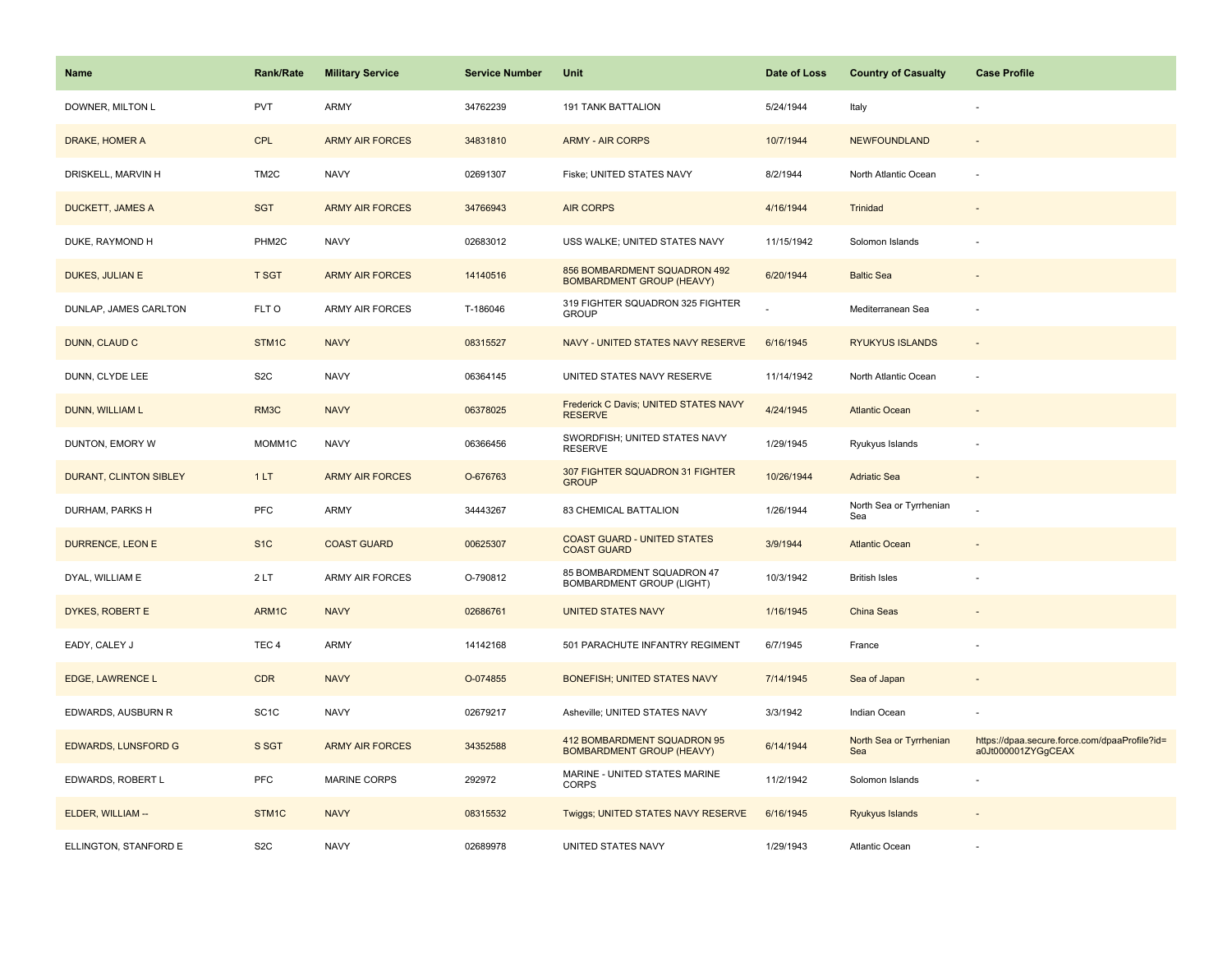| Name | Rank/Rate | Military Service | Service Number | Unit | Date of Loss | Country of Casualty | Case Profile |
|---|---|---|---|---|---|---|---|
| DOWNER, MILTON L | PVT | ARMY | 34762239 | 191 TANK BATTALION | 5/24/1944 | Italy | - |
| DRAKE, HOMER A | CPL | ARMY AIR FORCES | 34831810 | ARMY - AIR CORPS | 10/7/1944 | NEWFOUNDLAND | - |
| DRISKELL, MARVIN H | TM2C | NAVY | 02691307 | Fiske; UNITED STATES NAVY | 8/2/1944 | North Atlantic Ocean | - |
| DUCKETT, JAMES A | SGT | ARMY AIR FORCES | 34766943 | AIR CORPS | 4/16/1944 | Trinidad | - |
| DUKE, RAYMOND H | PHM2C | NAVY | 02683012 | USS WALKE; UNITED STATES NAVY | 11/15/1942 | Solomon Islands | - |
| DUKES, JULIAN E | T SGT | ARMY AIR FORCES | 14140516 | 856 BOMBARDMENT SQUADRON 492 BOMBARDMENT GROUP (HEAVY) | 6/20/1944 | Baltic Sea | - |
| DUNLAP, JAMES CARLTON | FLT O | ARMY AIR FORCES | T-186046 | 319 FIGHTER SQUADRON 325 FIGHTER GROUP | - | Mediterranean Sea | - |
| DUNN, CLAUD C | STM1C | NAVY | 08315527 | NAVY - UNITED STATES NAVY RESERVE | 6/16/1945 | RYUKYUS ISLANDS | - |
| DUNN, CLYDE LEE | S2C | NAVY | 06364145 | UNITED STATES NAVY RESERVE | 11/14/1942 | North Atlantic Ocean | - |
| DUNN, WILLIAM L | RM3C | NAVY | 06378025 | Frederick C Davis; UNITED STATES NAVY RESERVE | 4/24/1945 | Atlantic Ocean | - |
| DUNTON, EMORY W | MOMM1C | NAVY | 06366456 | SWORDFISH; UNITED STATES NAVY RESERVE | 1/29/1945 | Ryukyus Islands | - |
| DURANT, CLINTON SIBLEY | 1 LT | ARMY AIR FORCES | O-676763 | 307 FIGHTER SQUADRON 31 FIGHTER GROUP | 10/26/1944 | Adriatic Sea | - |
| DURHAM, PARKS H | PFC | ARMY | 34443267 | 83 CHEMICAL BATTALION | 1/26/1944 | North Sea or Tyrrhenian Sea | - |
| DURRENCE, LEON E | S1C | COAST GUARD | 00625307 | COAST GUARD - UNITED STATES COAST GUARD | 3/9/1944 | Atlantic Ocean | - |
| DYAL, WILLIAM E | 2 LT | ARMY AIR FORCES | O-790812 | 85 BOMBARDMENT SQUADRON 47 BOMBARDMENT GROUP (LIGHT) | 10/3/1942 | British Isles | - |
| DYKES, ROBERT E | ARM1C | NAVY | 02686761 | UNITED STATES NAVY | 1/16/1945 | China Seas | - |
| EADY, CALEY J | TEC 4 | ARMY | 14142168 | 501 PARACHUTE INFANTRY REGIMENT | 6/7/1945 | France | - |
| EDGE, LAWRENCE L | CDR | NAVY | O-074855 | BONEFISH; UNITED STATES NAVY | 7/14/1945 | Sea of Japan | - |
| EDWARDS, AUSBURN R | SC1C | NAVY | 02679217 | Asheville; UNITED STATES NAVY | 3/3/1942 | Indian Ocean | - |
| EDWARDS, LUNSFORD G | S SGT | ARMY AIR FORCES | 34352588 | 412 BOMBARDMENT SQUADRON 95 BOMBARDMENT GROUP (HEAVY) | 6/14/1944 | North Sea or Tyrrhenian Sea | https://dpaa.secure.force.com/dpaaProfile?id=a0Jt000001ZYGgCEAX |
| EDWARDS, ROBERT L | PFC | MARINE CORPS | 292972 | MARINE - UNITED STATES MARINE CORPS | 11/2/1942 | Solomon Islands | - |
| ELDER, WILLIAM -- | STM1C | NAVY | 08315532 | Twiggs; UNITED STATES NAVY RESERVE | 6/16/1945 | Ryukyus Islands | - |
| ELLINGTON, STANFORD E | S2C | NAVY | 02689978 | UNITED STATES NAVY | 1/29/1943 | Atlantic Ocean | - |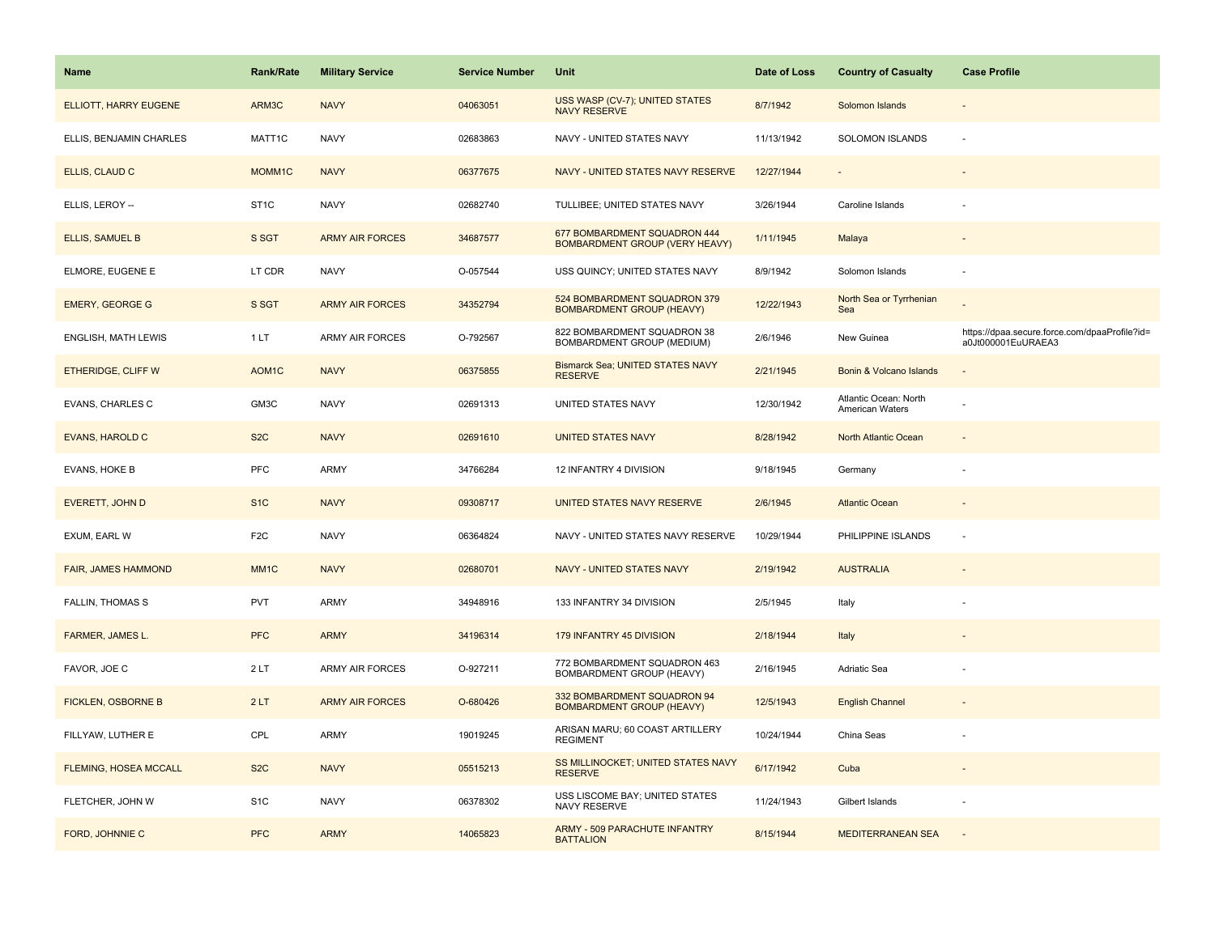| Name | Rank/Rate | Military Service | Service Number | Unit | Date of Loss | Country of Casualty | Case Profile |
|---|---|---|---|---|---|---|---|
| ELLIOTT, HARRY EUGENE | ARM3C | NAVY | 04063051 | USS WASP (CV-7); UNITED STATES NAVY RESERVE | 8/7/1942 | Solomon Islands | - |
| ELLIS, BENJAMIN CHARLES | MATT1C | NAVY | 02683863 | NAVY - UNITED STATES NAVY | 11/13/1942 | SOLOMON ISLANDS | - |
| ELLIS, CLAUD C | MOMM1C | NAVY | 06377675 | NAVY - UNITED STATES NAVY RESERVE | 12/27/1944 | - | - |
| ELLIS, LEROY -- | ST1C | NAVY | 02682740 | TULLIBEE; UNITED STATES NAVY | 3/26/1944 | Caroline Islands | - |
| ELLIS, SAMUEL B | S SGT | ARMY AIR FORCES | 34687577 | 677 BOMBARDMENT SQUADRON 444 BOMBARDMENT GROUP (VERY HEAVY) | 1/11/1945 | Malaya | - |
| ELMORE, EUGENE E | LT CDR | NAVY | O-057544 | USS QUINCY; UNITED STATES NAVY | 8/9/1942 | Solomon Islands | - |
| EMERY, GEORGE G | S SGT | ARMY AIR FORCES | 34352794 | 524 BOMBARDMENT SQUADRON 379 BOMBARDMENT GROUP (HEAVY) | 12/22/1943 | North Sea or Tyrrhenian Sea | - |
| ENGLISH, MATH LEWIS | 1 LT | ARMY AIR FORCES | O-792567 | 822 BOMBARDMENT SQUADRON 38 BOMBARDMENT GROUP (MEDIUM) | 2/6/1946 | New Guinea | https://dpaa.secure.force.com/dpaaProfile?id=a0Jt000001EuURAEA3 |
| ETHERIDGE, CLIFF W | AOM1C | NAVY | 06375855 | Bismarck Sea; UNITED STATES NAVY RESERVE | 2/21/1945 | Bonin & Volcano Islands | - |
| EVANS, CHARLES C | GM3C | NAVY | 02691313 | UNITED STATES NAVY | 12/30/1942 | Atlantic Ocean: North American Waters | - |
| EVANS, HAROLD C | S2C | NAVY | 02691610 | UNITED STATES NAVY | 8/28/1942 | North Atlantic Ocean | - |
| EVANS, HOKE B | PFC | ARMY | 34766284 | 12 INFANTRY 4 DIVISION | 9/18/1945 | Germany | - |
| EVERETT, JOHN D | S1C | NAVY | 09308717 | UNITED STATES NAVY RESERVE | 2/6/1945 | Atlantic Ocean | - |
| EXUM, EARL W | F2C | NAVY | 06364824 | NAVY - UNITED STATES NAVY RESERVE | 10/29/1944 | PHILIPPINE ISLANDS | - |
| FAIR, JAMES HAMMOND | MM1C | NAVY | 02680701 | NAVY - UNITED STATES NAVY | 2/19/1942 | AUSTRALIA | - |
| FALLIN, THOMAS S | PVT | ARMY | 34948916 | 133 INFANTRY 34 DIVISION | 2/5/1945 | Italy | - |
| FARMER, JAMES L. | PFC | ARMY | 34196314 | 179 INFANTRY 45 DIVISION | 2/18/1944 | Italy | - |
| FAVOR, JOE C | 2 LT | ARMY AIR FORCES | O-927211 | 772 BOMBARDMENT SQUADRON 463 BOMBARDMENT GROUP (HEAVY) | 2/16/1945 | Adriatic Sea | - |
| FICKLEN, OSBORNE B | 2 LT | ARMY AIR FORCES | O-680426 | 332 BOMBARDMENT SQUADRON 94 BOMBARDMENT GROUP (HEAVY) | 12/5/1943 | English Channel | - |
| FILLYAW, LUTHER E | CPL | ARMY | 19019245 | ARISAN MARU; 60 COAST ARTILLERY REGIMENT | 10/24/1944 | China Seas | - |
| FLEMING, HOSEA MCCALL | S2C | NAVY | 05515213 | SS MILLINOCKET; UNITED STATES NAVY RESERVE | 6/17/1942 | Cuba | - |
| FLETCHER, JOHN W | S1C | NAVY | 06378302 | USS LISCOME BAY; UNITED STATES NAVY RESERVE | 11/24/1943 | Gilbert Islands | - |
| FORD, JOHNNIE C | PFC | ARMY | 14065823 | ARMY - 509 PARACHUTE INFANTRY BATTALION | 8/15/1944 | MEDITERRANEAN SEA | - |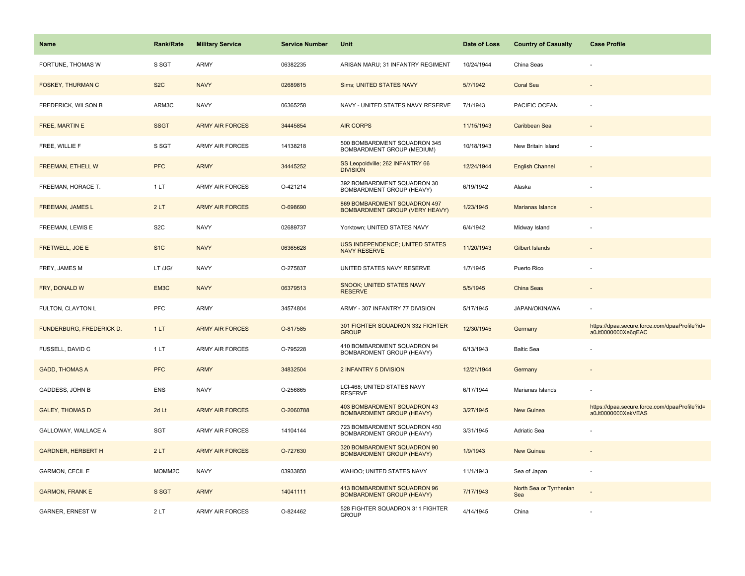| Name | Rank/Rate | Military Service | Service Number | Unit | Date of Loss | Country of Casualty | Case Profile |
| --- | --- | --- | --- | --- | --- | --- | --- |
| FORTUNE, THOMAS W | S SGT | ARMY | 06382235 | ARISAN MARU; 31 INFANTRY REGIMENT | 10/24/1944 | China Seas | - |
| FOSKEY, THURMAN C | S2C | NAVY | 02689815 | Sims; UNITED STATES NAVY | 5/7/1942 | Coral Sea | - |
| FREDERICK, WILSON B | ARM3C | NAVY | 06365258 | NAVY - UNITED STATES NAVY RESERVE | 7/1/1943 | PACIFIC OCEAN | - |
| FREE, MARTIN E | SSGT | ARMY AIR FORCES | 34445854 | AIR CORPS | 11/15/1943 | Caribbean Sea | - |
| FREE, WILLIE F | S SGT | ARMY AIR FORCES | 14138218 | 500 BOMBARDMENT SQUADRON 345 BOMBARDMENT GROUP (MEDIUM) | 10/18/1943 | New Britain Island | - |
| FREEMAN, ETHELL W | PFC | ARMY | 34445252 | SS Leopoldville; 262 INFANTRY 66 DIVISION | 12/24/1944 | English Channel | - |
| FREEMAN, HORACE T. | 1 LT | ARMY AIR FORCES | O-421214 | 392 BOMBARDMENT SQUADRON 30 BOMBARDMENT GROUP (HEAVY) | 6/19/1942 | Alaska | - |
| FREEMAN, JAMES L | 2 LT | ARMY AIR FORCES | O-698690 | 869 BOMBARDMENT SQUADRON 497 BOMBARDMENT GROUP (VERY HEAVY) | 1/23/1945 | Marianas Islands | - |
| FREEMAN, LEWIS E | S2C | NAVY | 02689737 | Yorktown; UNITED STATES NAVY | 6/4/1942 | Midway Island | - |
| FRETWELL, JOE E | S1C | NAVY | 06365628 | USS INDEPENDENCE; UNITED STATES NAVY RESERVE | 11/20/1943 | Gilbert Islands | - |
| FREY, JAMES M | LT /JG/ | NAVY | O-275837 | UNITED STATES NAVY RESERVE | 1/7/1945 | Puerto Rico | - |
| FRY, DONALD W | EM3C | NAVY | 06379513 | SNOOK; UNITED STATES NAVY RESERVE | 5/5/1945 | China Seas | - |
| FULTON, CLAYTON L | PFC | ARMY | 34574804 | ARMY - 307 INFANTRY 77 DIVISION | 5/17/1945 | JAPAN/OKINAWA | - |
| FUNDERBURG, FREDERICK D. | 1 LT | ARMY AIR FORCES | O-817585 | 301 FIGHTER SQUADRON 332 FIGHTER GROUP | 12/30/1945 | Germany | https://dpaa.secure.force.com/dpaaProfile?id=a0Jt0000000Xe6qEAC |
| FUSSELL, DAVID C | 1 LT | ARMY AIR FORCES | O-795228 | 410 BOMBARDMENT SQUADRON 94 BOMBARDMENT GROUP (HEAVY) | 6/13/1943 | Baltic Sea | - |
| GADD, THOMAS A | PFC | ARMY | 34832504 | 2 INFANTRY 5 DIVISION | 12/21/1944 | Germany | - |
| GADDESS, JOHN B | ENS | NAVY | O-256865 | LCI-468; UNITED STATES NAVY RESERVE | 6/17/1944 | Marianas Islands | - |
| GALEY, THOMAS D | 2d Lt | ARMY AIR FORCES | O-2060788 | 403 BOMBARDMENT SQUADRON 43 BOMBARDMENT GROUP (HEAVY) | 3/27/1945 | New Guinea | https://dpaa.secure.force.com/dpaaProfile?id=a0Jt0000000XekVEAS |
| GALLOWAY, WALLACE A | SGT | ARMY AIR FORCES | 14104144 | 723 BOMBARDMENT SQUADRON 450 BOMBARDMENT GROUP (HEAVY) | 3/31/1945 | Adriatic Sea | - |
| GARDNER, HERBERT H | 2 LT | ARMY AIR FORCES | O-727630 | 320 BOMBARDMENT SQUADRON 90 BOMBARDMENT GROUP (HEAVY) | 1/9/1943 | New Guinea | - |
| GARMON, CECIL E | MOMM2C | NAVY | 03933850 | WAHOO; UNITED STATES NAVY | 11/1/1943 | Sea of Japan | - |
| GARMON, FRANK E | S SGT | ARMY | 14041111 | 413 BOMBARDMENT SQUADRON 96 BOMBARDMENT GROUP (HEAVY) | 7/17/1943 | North Sea or Tyrrhenian Sea | - |
| GARNER, ERNEST W | 2 LT | ARMY AIR FORCES | O-824462 | 528 FIGHTER SQUADRON 311 FIGHTER GROUP | 4/14/1945 | China | - |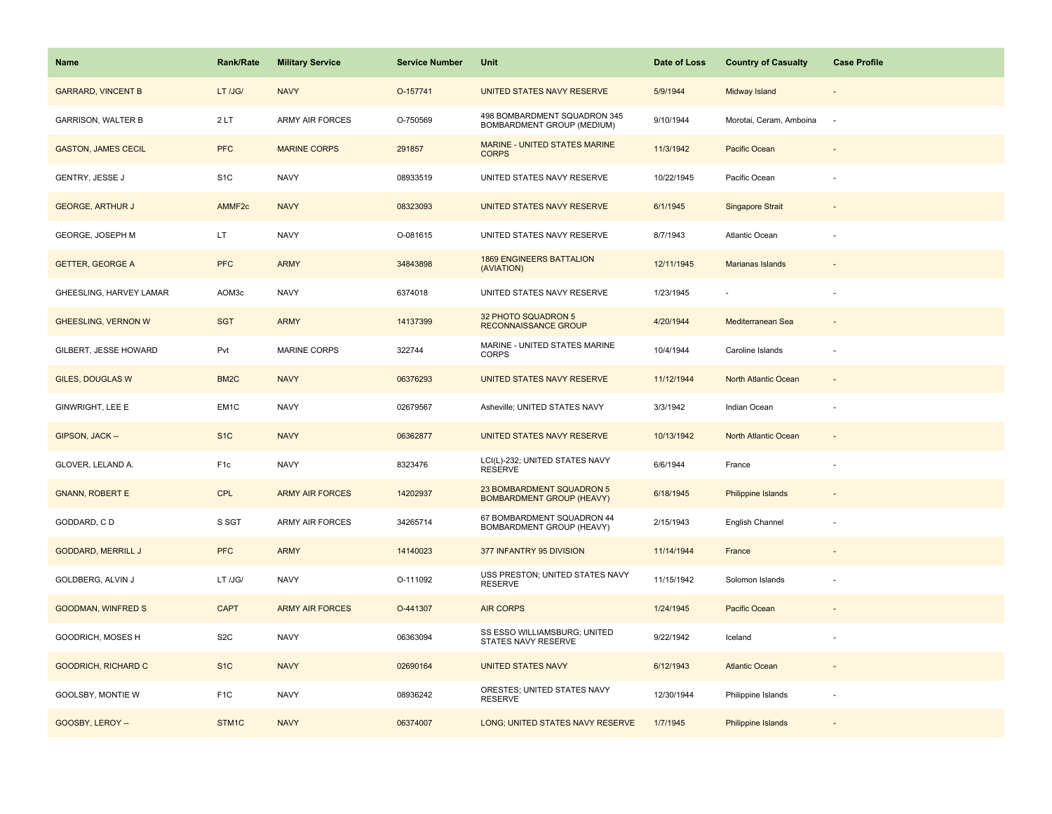| Name | Rank/Rate | Military Service | Service Number | Unit | Date of Loss | Country of Casualty | Case Profile |
| --- | --- | --- | --- | --- | --- | --- | --- |
| GARRARD, VINCENT B | LT /JG/ | NAVY | O-157741 | UNITED STATES NAVY RESERVE | 5/9/1944 | Midway Island | - |
| GARRISON, WALTER B | 2 LT | ARMY AIR FORCES | O-750569 | 498 BOMBARDMENT SQUADRON 345 BOMBARDMENT GROUP (MEDIUM) | 9/10/1944 | Morotai, Ceram, Amboina | - |
| GASTON, JAMES CECIL | PFC | MARINE CORPS | 291857 | MARINE - UNITED STATES MARINE CORPS | 11/3/1942 | Pacific Ocean | - |
| GENTRY, JESSE J | S1C | NAVY | 08933519 | UNITED STATES NAVY RESERVE | 10/22/1945 | Pacific Ocean | - |
| GEORGE, ARTHUR J | AMMF2c | NAVY | 08323093 | UNITED STATES NAVY RESERVE | 6/1/1945 | Singapore Strait | - |
| GEORGE, JOSEPH M | LT | NAVY | O-081615 | UNITED STATES NAVY RESERVE | 8/7/1943 | Atlantic Ocean | - |
| GETTER, GEORGE A | PFC | ARMY | 34843898 | 1869 ENGINEERS BATTALION (AVIATION) | 12/11/1945 | Marianas Islands | - |
| GHEESLING, HARVEY LAMAR | AOM3c | NAVY | 6374018 | UNITED STATES NAVY RESERVE | 1/23/1945 | - | - |
| GHEESLING, VERNON W | SGT | ARMY | 14137399 | 32 PHOTO SQUADRON 5 RECONNAISSANCE GROUP | 4/20/1944 | Mediterranean Sea | - |
| GILBERT, JESSE HOWARD | Pvt | MARINE CORPS | 322744 | MARINE - UNITED STATES MARINE CORPS | 10/4/1944 | Caroline Islands | - |
| GILES, DOUGLAS W | BM2C | NAVY | 06376293 | UNITED STATES NAVY RESERVE | 11/12/1944 | North Atlantic Ocean | - |
| GINWRIGHT, LEE E | EM1C | NAVY | 02679567 | Asheville; UNITED STATES NAVY | 3/3/1942 | Indian Ocean | - |
| GIPSON, JACK -- | S1C | NAVY | 06362877 | UNITED STATES NAVY RESERVE | 10/13/1942 | North Atlantic Ocean | - |
| GLOVER, LELAND A. | F1c | NAVY | 8323476 | LCI(L)-232; UNITED STATES NAVY RESERVE | 6/6/1944 | France | - |
| GNANN, ROBERT E | CPL | ARMY AIR FORCES | 14202937 | 23 BOMBARDMENT SQUADRON 5 BOMBARDMENT GROUP (HEAVY) | 6/18/1945 | Philippine Islands | - |
| GODDARD, C D | S SGT | ARMY AIR FORCES | 34265714 | 67 BOMBARDMENT SQUADRON 44 BOMBARDMENT GROUP (HEAVY) | 2/15/1943 | English Channel | - |
| GODDARD, MERRILL J | PFC | ARMY | 14140023 | 377 INFANTRY 95 DIVISION | 11/14/1944 | France | - |
| GOLDBERG, ALVIN J | LT /JG/ | NAVY | O-111092 | USS PRESTON; UNITED STATES NAVY RESERVE | 11/15/1942 | Solomon Islands | - |
| GOODMAN, WINFRED S | CAPT | ARMY AIR FORCES | O-441307 | AIR CORPS | 1/24/1945 | Pacific Ocean | - |
| GOODRICH, MOSES H | S2C | NAVY | 06363094 | SS ESSO WILLIAMSBURG; UNITED STATES NAVY RESERVE | 9/22/1942 | Iceland | - |
| GOODRICH, RICHARD C | S1C | NAVY | 02690164 | UNITED STATES NAVY | 6/12/1943 | Atlantic Ocean | - |
| GOOLSBY, MONTIE W | F1C | NAVY | 08936242 | ORESTES; UNITED STATES NAVY RESERVE | 12/30/1944 | Philippine Islands | - |
| GOOSBY, LEROY -- | STM1C | NAVY | 06374007 | LONG; UNITED STATES NAVY RESERVE | 1/7/1945 | Philippine Islands | - |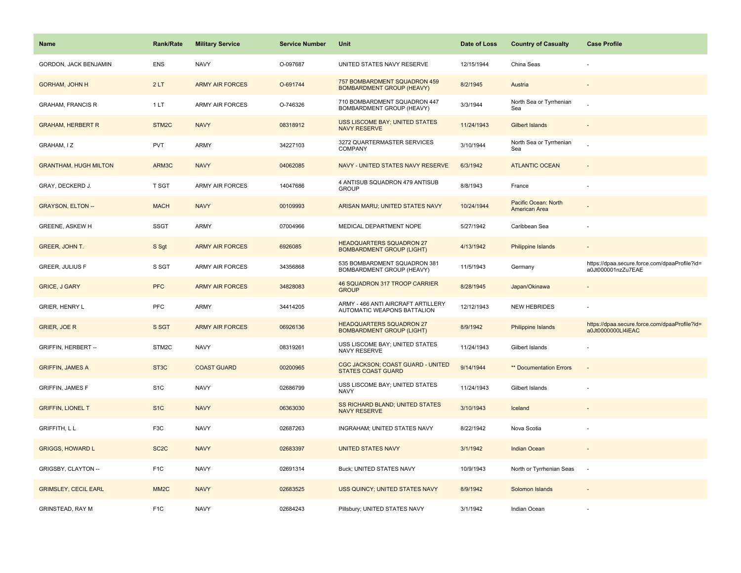| Name | Rank/Rate | Military Service | Service Number | Unit | Date of Loss | Country of Casualty | Case Profile |
|---|---|---|---|---|---|---|---|
| GORDON, JACK BENJAMIN | ENS | NAVY | O-097687 | UNITED STATES NAVY RESERVE | 12/15/1944 | China Seas | - |
| GORHAM, JOHN H | 2 LT | ARMY AIR FORCES | O-691744 | 757 BOMBARDMENT SQUADRON 459 BOMBARDMENT GROUP (HEAVY) | 8/2/1945 | Austria | - |
| GRAHAM, FRANCIS R | 1 LT | ARMY AIR FORCES | O-746326 | 710 BOMBARDMENT SQUADRON 447 BOMBARDMENT GROUP (HEAVY) | 3/3/1944 | North Sea or Tyrrhenian Sea | - |
| GRAHAM, HERBERT R | STM2C | NAVY | 08318912 | USS LISCOME BAY; UNITED STATES NAVY RESERVE | 11/24/1943 | Gilbert Islands | - |
| GRAHAM, I Z | PVT | ARMY | 34227103 | 3272 QUARTERMASTER SERVICES COMPANY | 3/10/1944 | North Sea or Tyrrhenian Sea | - |
| GRANTHAM, HUGH MILTON | ARM3C | NAVY | 04062085 | NAVY - UNITED STATES NAVY RESERVE | 6/3/1942 | ATLANTIC OCEAN | - |
| GRAY, DECKERD J. | T SGT | ARMY AIR FORCES | 14047686 | 4 ANTISUB SQUADRON 479 ANTISUB GROUP | 8/8/1943 | France | - |
| GRAYSON, ELTON -- | MACH | NAVY | 00109993 | ARISAN MARU; UNITED STATES NAVY | 10/24/1944 | Pacific Ocean: North American Area | - |
| GREENE, ASKEW H | SSGT | ARMY | 07004966 | MEDICAL DEPARTMENT NOPE | 5/27/1942 | Caribbean Sea | - |
| GREER, JOHN T. | S Sgt | ARMY AIR FORCES | 6926085 | HEADQUARTERS SQUADRON 27 BOMBARDMENT GROUP (LIGHT) | 4/13/1942 | Philippine Islands | - |
| GREER, JULIUS F | S SGT | ARMY AIR FORCES | 34356868 | 535 BOMBARDMENT SQUADRON 381 BOMBARDMENT GROUP (HEAVY) | 11/5/1943 | Germany | https://dpaa.secure.force.com/dpaaProfile?id=a0Jt000001nzZu7EAE |
| GRICE, J GARY | PFC | ARMY AIR FORCES | 34828083 | 46 SQUADRON 317 TROOP CARRIER GROUP | 8/28/1945 | Japan/Okinawa | - |
| GRIER, HENRY L | PFC | ARMY | 34414205 | ARMY - 466 ANTI AIRCRAFT ARTILLERY AUTOMATIC WEAPONS BATTALION | 12/12/1943 | NEW HEBRIDES | - |
| GRIER, JOE R | S SGT | ARMY AIR FORCES | 06926136 | HEADQUARTERS SQUADRON 27 BOMBARDMENT GROUP (LIGHT) | 8/9/1942 | Philippine Islands | https://dpaa.secure.force.com/dpaaProfile?id=a0Jt0000000Ll4iEAC |
| GRIFFIN, HERBERT -- | STM2C | NAVY | 08319261 | USS LISCOME BAY; UNITED STATES NAVY RESERVE | 11/24/1943 | Gilbert Islands | - |
| GRIFFIN, JAMES A | ST3C | COAST GUARD | 00200965 | CGC JACKSON; COAST GUARD - UNITED STATES COAST GUARD | 9/14/1944 | ** Documentation Errors | - |
| GRIFFIN, JAMES F | S1C | NAVY | 02686799 | USS LISCOME BAY; UNITED STATES NAVY | 11/24/1943 | Gilbert Islands | - |
| GRIFFIN, LIONEL T | S1C | NAVY | 06363030 | SS RICHARD BLAND; UNITED STATES NAVY RESERVE | 3/10/1943 | Iceland | - |
| GRIFFITH, L L | F3C | NAVY | 02687263 | INGRAHAM; UNITED STATES NAVY | 8/22/1942 | Nova Scotia | - |
| GRIGGS, HOWARD L | SC2C | NAVY | 02683397 | UNITED STATES NAVY | 3/1/1942 | Indian Ocean | - |
| GRIGSBY, CLAYTON -- | F1C | NAVY | 02691314 | Buck; UNITED STATES NAVY | 10/9/1943 | North or Tyrrhenian Seas | - |
| GRIMSLEY, CECIL EARL | MM2C | NAVY | 02683525 | USS QUINCY; UNITED STATES NAVY | 8/9/1942 | Solomon Islands | - |
| GRINSTEAD, RAY M | F1C | NAVY | 02684243 | Pillsbury; UNITED STATES NAVY | 3/1/1942 | Indian Ocean | - |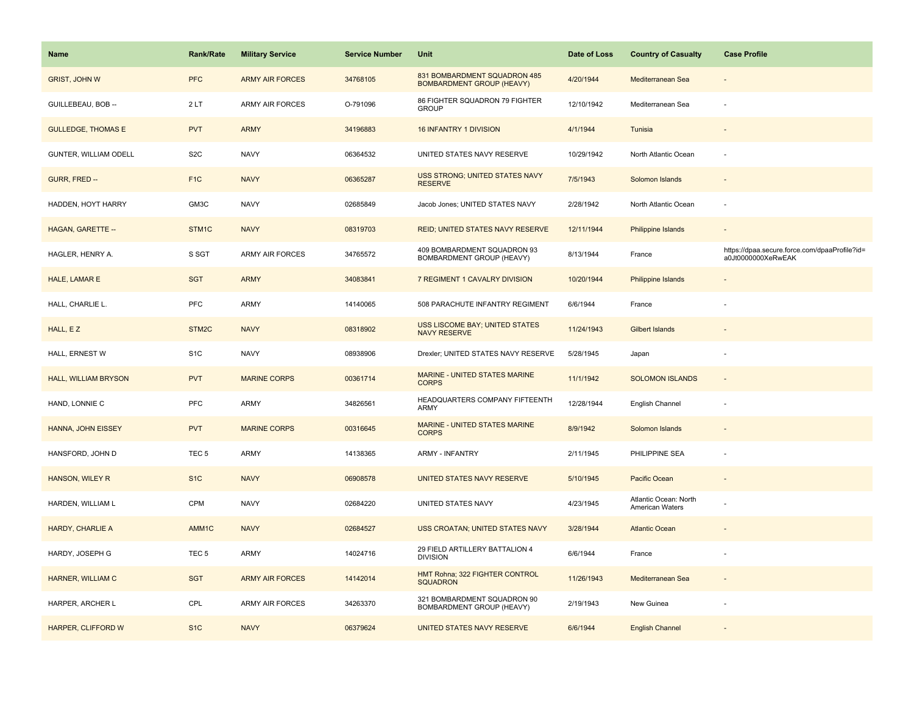| Name | Rank/Rate | Military Service | Service Number | Unit | Date of Loss | Country of Casualty | Case Profile |
|---|---|---|---|---|---|---|---|
| GRIST, JOHN W | PFC | ARMY AIR FORCES | 34768105 | 831 BOMBARDMENT SQUADRON 485 BOMBARDMENT GROUP (HEAVY) | 4/20/1944 | Mediterranean Sea | - |
| GUILLEBEAU, BOB -- | 2 LT | ARMY AIR FORCES | O-791096 | 86 FIGHTER SQUADRON 79 FIGHTER GROUP | 12/10/1942 | Mediterranean Sea | - |
| GULLEDGE, THOMAS E | PVT | ARMY | 34196883 | 16 INFANTRY 1 DIVISION | 4/1/1944 | Tunisia | - |
| GUNTER, WILLIAM ODELL | S2C | NAVY | 06364532 | UNITED STATES NAVY RESERVE | 10/29/1942 | North Atlantic Ocean | - |
| GURR, FRED -- | F1C | NAVY | 06365287 | USS STRONG; UNITED STATES NAVY RESERVE | 7/5/1943 | Solomon Islands | - |
| HADDEN, HOYT HARRY | GM3C | NAVY | 02685849 | Jacob Jones; UNITED STATES NAVY | 2/28/1942 | North Atlantic Ocean | - |
| HAGAN, GARETTE -- | STM1C | NAVY | 08319703 | REID; UNITED STATES NAVY RESERVE | 12/11/1944 | Philippine Islands | - |
| HAGLER, HENRY A. | S SGT | ARMY AIR FORCES | 34765572 | 409 BOMBARDMENT SQUADRON 93 BOMBARDMENT GROUP (HEAVY) | 8/13/1944 | France | https://dpaa.secure.force.com/dpaaProfile?id=a0Jt0000000XeRwEAK |
| HALE, LAMAR E | SGT | ARMY | 34083841 | 7 REGIMENT 1 CAVALRY DIVISION | 10/20/1944 | Philippine Islands | - |
| HALL, CHARLIE L. | PFC | ARMY | 14140065 | 508 PARACHUTE INFANTRY REGIMENT | 6/6/1944 | France | - |
| HALL, E Z | STM2C | NAVY | 08318902 | USS LISCOME BAY; UNITED STATES NAVY RESERVE | 11/24/1943 | Gilbert Islands | - |
| HALL, ERNEST W | S1C | NAVY | 08938906 | Drexler; UNITED STATES NAVY RESERVE | 5/28/1945 | Japan | - |
| HALL, WILLIAM BRYSON | PVT | MARINE CORPS | 00361714 | MARINE - UNITED STATES MARINE CORPS | 11/1/1942 | SOLOMON ISLANDS | - |
| HAND, LONNIE C | PFC | ARMY | 34826561 | HEADQUARTERS COMPANY FIFTEENTH ARMY | 12/28/1944 | English Channel | - |
| HANNA, JOHN EISSEY | PVT | MARINE CORPS | 00316645 | MARINE - UNITED STATES MARINE CORPS | 8/9/1942 | Solomon Islands | - |
| HANSFORD, JOHN D | TEC 5 | ARMY | 14138365 | ARMY - INFANTRY | 2/11/1945 | PHILIPPINE SEA | - |
| HANSON, WILEY R | S1C | NAVY | 06908578 | UNITED STATES NAVY RESERVE | 5/10/1945 | Pacific Ocean | - |
| HARDEN, WILLIAM L | CPM | NAVY | 02684220 | UNITED STATES NAVY | 4/23/1945 | Atlantic Ocean: North American Waters | - |
| HARDY, CHARLIE A | AMM1C | NAVY | 02684527 | USS CROATAN; UNITED STATES NAVY | 3/28/1944 | Atlantic Ocean | - |
| HARDY, JOSEPH G | TEC 5 | ARMY | 14024716 | 29 FIELD ARTILLERY BATTALION 4 DIVISION | 6/6/1944 | France | - |
| HARNER, WILLIAM C | SGT | ARMY AIR FORCES | 14142014 | HMT Rohna; 322 FIGHTER CONTROL SQUADRON | 11/26/1943 | Mediterranean Sea | - |
| HARPER, ARCHER L | CPL | ARMY AIR FORCES | 34263370 | 321 BOMBARDMENT SQUADRON 90 BOMBARDMENT GROUP (HEAVY) | 2/19/1943 | New Guinea | - |
| HARPER, CLIFFORD W | S1C | NAVY | 06379624 | UNITED STATES NAVY RESERVE | 6/6/1944 | English Channel | - |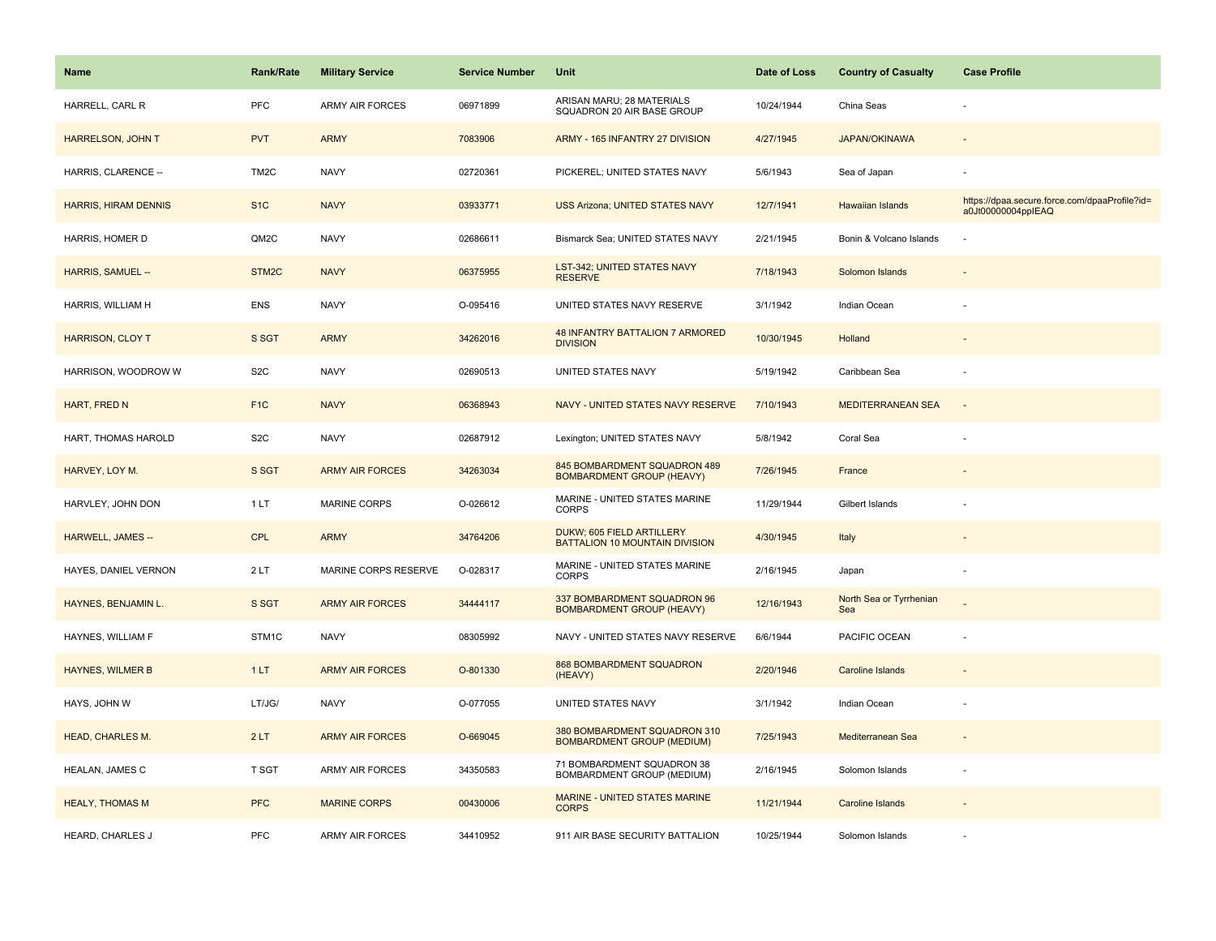| Name | Rank/Rate | Military Service | Service Number | Unit | Date of Loss | Country of Casualty | Case Profile |
|---|---|---|---|---|---|---|---|
| HARRELL, CARL R | PFC | ARMY AIR FORCES | 06971899 | ARISAN MARU; 28 MATERIALS SQUADRON 20 AIR BASE GROUP | 10/24/1944 | China Seas | - |
| HARRELSON, JOHN T | PVT | ARMY | 7083906 | ARMY - 165 INFANTRY 27 DIVISION | 4/27/1945 | JAPAN/OKINAWA | - |
| HARRIS, CLARENCE -- | TM2C | NAVY | 02720361 | PICKEREL; UNITED STATES NAVY | 5/6/1943 | Sea of Japan | - |
| HARRIS, HIRAM DENNIS | S1C | NAVY | 03933771 | USS Arizona; UNITED STATES NAVY | 12/7/1941 | Hawaiian Islands | https://dpaa.secure.force.com/dpaaProfile?id=a0Jt00000004ppIEAQ |
| HARRIS, HOMER D | QM2C | NAVY | 02686611 | Bismarck Sea; UNITED STATES NAVY | 2/21/1945 | Bonin & Volcano Islands | - |
| HARRIS, SAMUEL -- | STM2C | NAVY | 06375955 | LST-342; UNITED STATES NAVY RESERVE | 7/18/1943 | Solomon Islands | - |
| HARRIS, WILLIAM H | ENS | NAVY | O-095416 | UNITED STATES NAVY RESERVE | 3/1/1942 | Indian Ocean | - |
| HARRISON, CLOY T | S SGT | ARMY | 34262016 | 48 INFANTRY BATTALION 7 ARMORED DIVISION | 10/30/1945 | Holland | - |
| HARRISON, WOODROW W | S2C | NAVY | 02690513 | UNITED STATES NAVY | 5/19/1942 | Caribbean Sea | - |
| HART, FRED N | F1C | NAVY | 06368943 | NAVY - UNITED STATES NAVY RESERVE | 7/10/1943 | MEDITERRANEAN SEA | - |
| HART, THOMAS HAROLD | S2C | NAVY | 02687912 | Lexington; UNITED STATES NAVY | 5/8/1942 | Coral Sea | - |
| HARVEY, LOY M. | S SGT | ARMY AIR FORCES | 34263034 | 845 BOMBARDMENT SQUADRON 489 BOMBARDMENT GROUP (HEAVY) | 7/26/1945 | France | - |
| HARVLEY, JOHN DON | 1 LT | MARINE CORPS | O-026612 | MARINE - UNITED STATES MARINE CORPS | 11/29/1944 | Gilbert Islands | - |
| HARWELL, JAMES -- | CPL | ARMY | 34764206 | DUKW; 605 FIELD ARTILLERY BATTALION 10 MOUNTAIN DIVISION | 4/30/1945 | Italy | - |
| HAYES, DANIEL VERNON | 2 LT | MARINE CORPS RESERVE | O-028317 | MARINE - UNITED STATES MARINE CORPS | 2/16/1945 | Japan | - |
| HAYNES, BENJAMIN L. | S SGT | ARMY AIR FORCES | 34444117 | 337 BOMBARDMENT SQUADRON 96 BOMBARDMENT GROUP (HEAVY) | 12/16/1943 | North Sea or Tyrrhenian Sea | - |
| HAYNES, WILLIAM F | STM1C | NAVY | 08305992 | NAVY - UNITED STATES NAVY RESERVE | 6/6/1944 | PACIFIC OCEAN | - |
| HAYNES, WILMER B | 1 LT | ARMY AIR FORCES | O-801330 | 868 BOMBARDMENT SQUADRON (HEAVY) | 2/20/1946 | Caroline Islands | - |
| HAYS, JOHN W | LT/JG/ | NAVY | O-077055 | UNITED STATES NAVY | 3/1/1942 | Indian Ocean | - |
| HEAD, CHARLES M. | 2 LT | ARMY AIR FORCES | O-669045 | 380 BOMBARDMENT SQUADRON 310 BOMBARDMENT GROUP (MEDIUM) | 7/25/1943 | Mediterranean Sea | - |
| HEALAN, JAMES C | T SGT | ARMY AIR FORCES | 34350583 | 71 BOMBARDMENT SQUADRON 38 BOMBARDMENT GROUP (MEDIUM) | 2/16/1945 | Solomon Islands | - |
| HEALY, THOMAS M | PFC | MARINE CORPS | 00430006 | MARINE - UNITED STATES MARINE CORPS | 11/21/1944 | Caroline Islands | - |
| HEARD, CHARLES J | PFC | ARMY AIR FORCES | 34410952 | 911 AIR BASE SECURITY BATTALION | 10/25/1944 | Solomon Islands | - |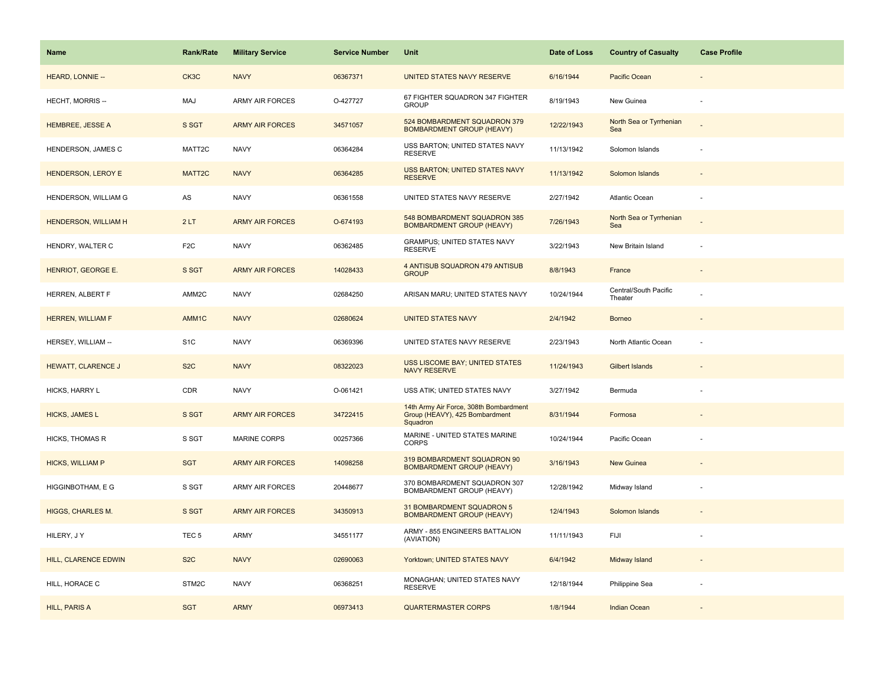| Name | Rank/Rate | Military Service | Service Number | Unit | Date of Loss | Country of Casualty | Case Profile |
|---|---|---|---|---|---|---|---|
| HEARD, LONNIE -- | CK3C | NAVY | 06367371 | UNITED STATES NAVY RESERVE | 6/16/1944 | Pacific Ocean | - |
| HECHT, MORRIS -- | MAJ | ARMY AIR FORCES | O-427727 | 67 FIGHTER SQUADRON 347 FIGHTER GROUP | 8/19/1943 | New Guinea | - |
| HEMBREE, JESSE A | S SGT | ARMY AIR FORCES | 34571057 | 524 BOMBARDMENT SQUADRON 379 BOMBARDMENT GROUP (HEAVY) | 12/22/1943 | North Sea or Tyrrhenian Sea | - |
| HENDERSON, JAMES C | MATT2C | NAVY | 06364284 | USS BARTON; UNITED STATES NAVY RESERVE | 11/13/1942 | Solomon Islands | - |
| HENDERSON, LEROY E | MATT2C | NAVY | 06364285 | USS BARTON; UNITED STATES NAVY RESERVE | 11/13/1942 | Solomon Islands | - |
| HENDERSON, WILLIAM G | AS | NAVY | 06361558 | UNITED STATES NAVY RESERVE | 2/27/1942 | Atlantic Ocean | - |
| HENDERSON, WILLIAM H | 2 LT | ARMY AIR FORCES | O-674193 | 548 BOMBARDMENT SQUADRON 385 BOMBARDMENT GROUP (HEAVY) | 7/26/1943 | North Sea or Tyrrhenian Sea | - |
| HENDRY, WALTER C | F2C | NAVY | 06362485 | GRAMPUS; UNITED STATES NAVY RESERVE | 3/22/1943 | New Britain Island | - |
| HENRIOT, GEORGE E. | S SGT | ARMY AIR FORCES | 14028433 | 4 ANTISUB SQUADRON 479 ANTISUB GROUP | 8/8/1943 | France | - |
| HERREN, ALBERT F | AMM2C | NAVY | 02684250 | ARISAN MARU; UNITED STATES NAVY | 10/24/1944 | Central/South Pacific Theater | - |
| HERREN, WILLIAM F | AMM1C | NAVY | 02680624 | UNITED STATES NAVY | 2/4/1942 | Borneo | - |
| HERSEY, WILLIAM -- | S1C | NAVY | 06369396 | UNITED STATES NAVY RESERVE | 2/23/1943 | North Atlantic Ocean | - |
| HEWATT, CLARENCE J | S2C | NAVY | 08322023 | USS LISCOME BAY; UNITED STATES NAVY RESERVE | 11/24/1943 | Gilbert Islands | - |
| HICKS, HARRY L | CDR | NAVY | O-061421 | USS ATIK; UNITED STATES NAVY | 3/27/1942 | Bermuda | - |
| HICKS, JAMES L | S SGT | ARMY AIR FORCES | 34722415 | 14th Army Air Force, 308th Bombardment Group (HEAVY), 425 Bombardment Squadron | 8/31/1944 | Formosa | - |
| HICKS, THOMAS R | S SGT | MARINE CORPS | 00257366 | MARINE - UNITED STATES MARINE CORPS | 10/24/1944 | Pacific Ocean | - |
| HICKS, WILLIAM P | SGT | ARMY AIR FORCES | 14098258 | 319 BOMBARDMENT SQUADRON 90 BOMBARDMENT GROUP (HEAVY) | 3/16/1943 | New Guinea | - |
| HIGGINBOTHAM, E G | S SGT | ARMY AIR FORCES | 20448677 | 370 BOMBARDMENT SQUADRON 307 BOMBARDMENT GROUP (HEAVY) | 12/28/1942 | Midway Island | - |
| HIGGS, CHARLES M. | S SGT | ARMY AIR FORCES | 34350913 | 31 BOMBARDMENT SQUADRON 5 BOMBARDMENT GROUP (HEAVY) | 12/4/1943 | Solomon Islands | - |
| HILERY, J Y | TEC 5 | ARMY | 34551177 | ARMY - 855 ENGINEERS BATTALION (AVIATION) | 11/11/1943 | FIJI | - |
| HILL, CLARENCE EDWIN | S2C | NAVY | 02690063 | Yorktown; UNITED STATES NAVY | 6/4/1942 | Midway Island | - |
| HILL, HORACE C | STM2C | NAVY | 06368251 | MONAGHAN; UNITED STATES NAVY RESERVE | 12/18/1944 | Philippine Sea | - |
| HILL, PARIS A | SGT | ARMY | 06973413 | QUARTERMASTER CORPS | 1/8/1944 | Indian Ocean | - |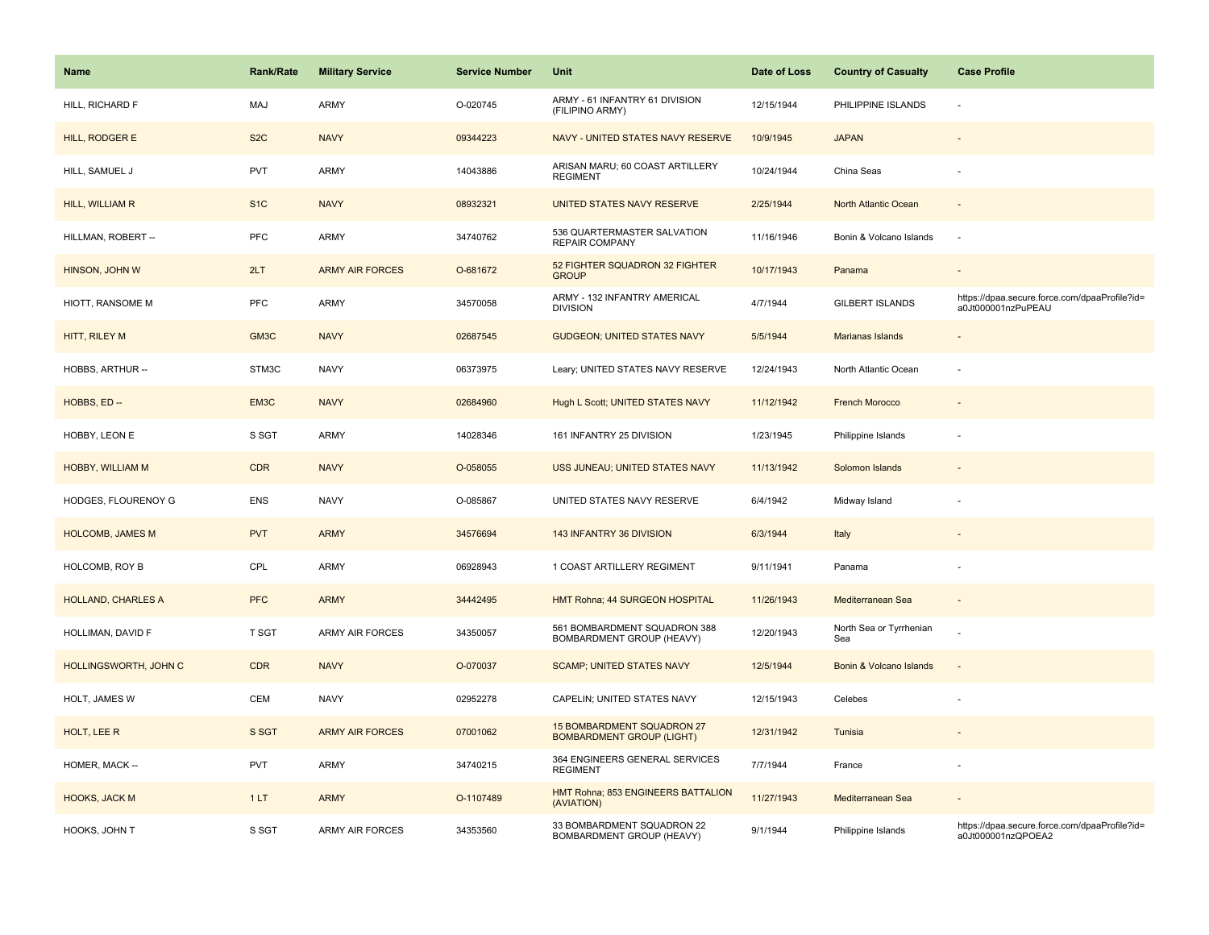| Name | Rank/Rate | Military Service | Service Number | Unit | Date of Loss | Country of Casualty | Case Profile |
|---|---|---|---|---|---|---|---|
| HILL, RICHARD F | MAJ | ARMY | O-020745 | ARMY - 61 INFANTRY 61 DIVISION (FILIPINO ARMY) | 12/15/1944 | PHILIPPINE ISLANDS | - |
| HILL, RODGER E | S2C | NAVY | 09344223 | NAVY - UNITED STATES NAVY RESERVE | 10/9/1945 | JAPAN | - |
| HILL, SAMUEL J | PVT | ARMY | 14043886 | ARISAN MARU; 60 COAST ARTILLERY REGIMENT | 10/24/1944 | China Seas | - |
| HILL, WILLIAM R | S1C | NAVY | 08932321 | UNITED STATES NAVY RESERVE | 2/25/1944 | North Atlantic Ocean | - |
| HILLMAN, ROBERT -- | PFC | ARMY | 34740762 | 536 QUARTERMASTER SALVATION REPAIR COMPANY | 11/16/1946 | Bonin & Volcano Islands | - |
| HINSON, JOHN W | 2LT | ARMY AIR FORCES | O-681672 | 52 FIGHTER SQUADRON 32 FIGHTER GROUP | 10/17/1943 | Panama | - |
| HIOTT, RANSOME M | PFC | ARMY | 34570058 | ARMY - 132 INFANTRY AMERICAL DIVISION | 4/7/1944 | GILBERT ISLANDS | https://dpaa.secure.force.com/dpaaProfile?id=a0Jt000001nzPuPEAU |
| HITT, RILEY M | GM3C | NAVY | 02687545 | GUDGEON; UNITED STATES NAVY | 5/5/1944 | Marianas Islands | - |
| HOBBS, ARTHUR -- | STM3C | NAVY | 06373975 | Leary; UNITED STATES NAVY RESERVE | 12/24/1943 | North Atlantic Ocean | - |
| HOBBS, ED -- | EM3C | NAVY | 02684960 | Hugh L Scott; UNITED STATES NAVY | 11/12/1942 | French Morocco | - |
| HOBBY, LEON E | S SGT | ARMY | 14028346 | 161 INFANTRY 25 DIVISION | 1/23/1945 | Philippine Islands | - |
| HOBBY, WILLIAM M | CDR | NAVY | O-058055 | USS JUNEAU; UNITED STATES NAVY | 11/13/1942 | Solomon Islands | - |
| HODGES, FLOURENOY G | ENS | NAVY | O-085867 | UNITED STATES NAVY RESERVE | 6/4/1942 | Midway Island | - |
| HOLCOMB, JAMES M | PVT | ARMY | 34576694 | 143 INFANTRY 36 DIVISION | 6/3/1944 | Italy | - |
| HOLCOMB, ROY B | CPL | ARMY | 06928943 | 1 COAST ARTILLERY REGIMENT | 9/11/1941 | Panama | - |
| HOLLAND, CHARLES A | PFC | ARMY | 34442495 | HMT Rohna; 44 SURGEON HOSPITAL | 11/26/1943 | Mediterranean Sea | - |
| HOLLIMAN, DAVID F | T SGT | ARMY AIR FORCES | 34350057 | 561 BOMBARDMENT SQUADRON 388 BOMBARDMENT GROUP (HEAVY) | 12/20/1943 | North Sea or Tyrrhenian Sea | - |
| HOLLINGSWORTH, JOHN C | CDR | NAVY | O-070037 | SCAMP; UNITED STATES NAVY | 12/5/1944 | Bonin & Volcano Islands | - |
| HOLT, JAMES W | CEM | NAVY | 02952278 | CAPELIN; UNITED STATES NAVY | 12/15/1943 | Celebes | - |
| HOLT, LEE R | S SGT | ARMY AIR FORCES | 07001062 | 15 BOMBARDMENT SQUADRON 27 BOMBARDMENT GROUP (LIGHT) | 12/31/1942 | Tunisia | - |
| HOMER, MACK -- | PVT | ARMY | 34740215 | 364 ENGINEERS GENERAL SERVICES REGIMENT | 7/7/1944 | France | - |
| HOOKS, JACK M | 1 LT | ARMY | O-1107489 | HMT Rohna; 853 ENGINEERS BATTALION (AVIATION) | 11/27/1943 | Mediterranean Sea | - |
| HOOKS, JOHN T | S SGT | ARMY AIR FORCES | 34353560 | 33 BOMBARDMENT SQUADRON 22 BOMBARDMENT GROUP (HEAVY) | 9/1/1944 | Philippine Islands | https://dpaa.secure.force.com/dpaaProfile?id=a0Jt000001nzQPOEA2 |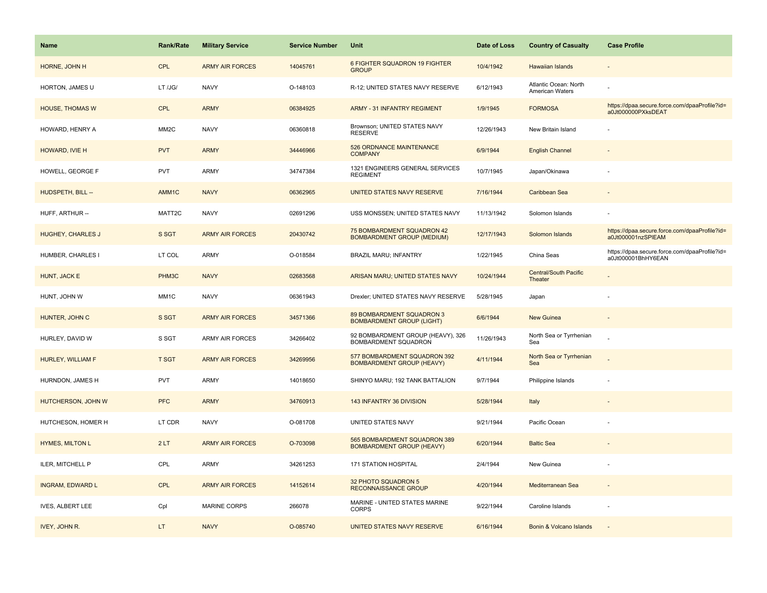| Name | Rank/Rate | Military Service | Service Number | Unit | Date of Loss | Country of Casualty | Case Profile |
|---|---|---|---|---|---|---|---|
| HORNE, JOHN H | CPL | ARMY AIR FORCES | 14045761 | 6 FIGHTER SQUADRON 19 FIGHTER GROUP | 10/4/1942 | Hawaiian Islands | - |
| HORTON, JAMES U | LT /JG/ | NAVY | O-148103 | R-12; UNITED STATES NAVY RESERVE | 6/12/1943 | Atlantic Ocean: North American Waters | - |
| HOUSE, THOMAS W | CPL | ARMY | 06384925 | ARMY - 31 INFANTRY REGIMENT | 1/9/1945 | FORMOSA | https://dpaa.secure.force.com/dpaaProfile?id=a0Jt000000PXksDEAT |
| HOWARD, HENRY A | MM2C | NAVY | 06360818 | Brownson; UNITED STATES NAVY RESERVE | 12/26/1943 | New Britain Island | - |
| HOWARD, IVIE H | PVT | ARMY | 34446966 | 526 ORDNANCE MAINTENANCE COMPANY | 6/9/1944 | English Channel | - |
| HOWELL, GEORGE F | PVT | ARMY | 34747384 | 1321 ENGINEERS GENERAL SERVICES REGIMENT | 10/7/1945 | Japan/Okinawa | - |
| HUDSPETH, BILL -- | AMM1C | NAVY | 06362965 | UNITED STATES NAVY RESERVE | 7/16/1944 | Caribbean Sea | - |
| HUFF, ARTHUR -- | MATT2C | NAVY | 02691296 | USS MONSSEN; UNITED STATES NAVY | 11/13/1942 | Solomon Islands | - |
| HUGHEY, CHARLES J | S SGT | ARMY AIR FORCES | 20430742 | 75 BOMBARDMENT SQUADRON 42 BOMBARDMENT GROUP (MEDIUM) | 12/17/1943 | Solomon Islands | https://dpaa.secure.force.com/dpaaProfile?id=a0Jt000001nzSPIEAM |
| HUMBER, CHARLES I | LT COL | ARMY | O-018584 | BRAZIL MARU; INFANTRY | 1/22/1945 | China Seas | https://dpaa.secure.force.com/dpaaProfile?id=a0Jt000001BhHY6EAN |
| HUNT, JACK E | PHM3C | NAVY | 02683568 | ARISAN MARU; UNITED STATES NAVY | 10/24/1944 | Central/South Pacific Theater | - |
| HUNT, JOHN W | MM1C | NAVY | 06361943 | Drexler; UNITED STATES NAVY RESERVE | 5/28/1945 | Japan | - |
| HUNTER, JOHN C | S SGT | ARMY AIR FORCES | 34571366 | 89 BOMBARDMENT SQUADRON 3 BOMBARDMENT GROUP (LIGHT) | 6/6/1944 | New Guinea | - |
| HURLEY, DAVID W | S SGT | ARMY AIR FORCES | 34266402 | 92 BOMBARDMENT GROUP (HEAVY), 326 BOMBARDMENT SQUADRON | 11/26/1943 | North Sea or Tyrrhenian Sea | - |
| HURLEY, WILLIAM F | T SGT | ARMY AIR FORCES | 34269956 | 577 BOMBARDMENT SQUADRON 392 BOMBARDMENT GROUP (HEAVY) | 4/11/1944 | North Sea or Tyrrhenian Sea | - |
| HURNDON, JAMES H | PVT | ARMY | 14018650 | SHINYO MARU; 192 TANK BATTALION | 9/7/1944 | Philippine Islands | - |
| HUTCHERSON, JOHN W | PFC | ARMY | 34760913 | 143 INFANTRY 36 DIVISION | 5/28/1944 | Italy | - |
| HUTCHESON, HOMER H | LT CDR | NAVY | O-081708 | UNITED STATES NAVY | 9/21/1944 | Pacific Ocean | - |
| HYMES, MILTON L | 2 LT | ARMY AIR FORCES | O-703098 | 565 BOMBARDMENT SQUADRON 389 BOMBARDMENT GROUP (HEAVY) | 6/20/1944 | Baltic Sea | - |
| ILER, MITCHELL P | CPL | ARMY | 34261253 | 171 STATION HOSPITAL | 2/4/1944 | New Guinea | - |
| INGRAM, EDWARD L | CPL | ARMY AIR FORCES | 14152614 | 32 PHOTO SQUADRON 5 RECONNAISSANCE GROUP | 4/20/1944 | Mediterranean Sea | - |
| IVES, ALBERT LEE | Cpl | MARINE CORPS | 266078 | MARINE - UNITED STATES MARINE CORPS | 9/22/1944 | Caroline Islands | - |
| IVEY, JOHN R. | LT | NAVY | O-085740 | UNITED STATES NAVY RESERVE | 6/16/1944 | Bonin & Volcano Islands | - |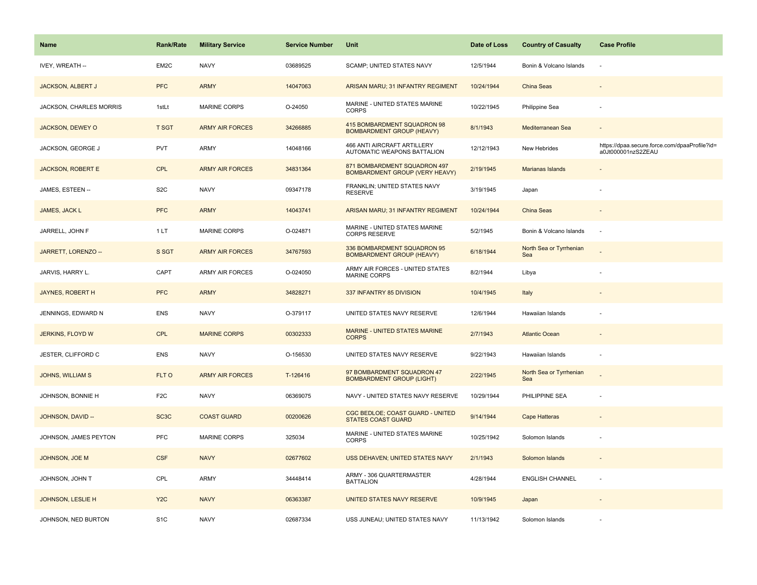| Name | Rank/Rate | Military Service | Service Number | Unit | Date of Loss | Country of Casualty | Case Profile |
|---|---|---|---|---|---|---|---|
| IVEY, WREATH -- | EM2C | NAVY | 03689525 | SCAMP; UNITED STATES NAVY | 12/5/1944 | Bonin & Volcano Islands | - |
| JACKSON, ALBERT J | PFC | ARMY | 14047063 | ARISAN MARU; 31 INFANTRY REGIMENT | 10/24/1944 | China Seas | - |
| JACKSON, CHARLES MORRIS | 1stLt | MARINE CORPS | O-24050 | MARINE - UNITED STATES MARINE CORPS | 10/22/1945 | Philippine Sea | - |
| JACKSON, DEWEY O | T SGT | ARMY AIR FORCES | 34266885 | 415 BOMBARDMENT SQUADRON 98 BOMBARDMENT GROUP (HEAVY) | 8/1/1943 | Mediterranean Sea | - |
| JACKSON, GEORGE J | PVT | ARMY | 14048166 | 466 ANTI AIRCRAFT ARTILLERY AUTOMATIC WEAPONS BATTALION | 12/12/1943 | New Hebrides | https://dpaa.secure.force.com/dpaaProfile?id=a0Jt000001nzS2ZEAU |
| JACKSON, ROBERT E | CPL | ARMY AIR FORCES | 34831364 | 871 BOMBARDMENT SQUADRON 497 BOMBARDMENT GROUP (VERY HEAVY) | 2/19/1945 | Marianas Islands | - |
| JAMES, ESTEEN -- | S2C | NAVY | 09347178 | FRANKLIN; UNITED STATES NAVY RESERVE | 3/19/1945 | Japan | - |
| JAMES, JACK L | PFC | ARMY | 14043741 | ARISAN MARU; 31 INFANTRY REGIMENT | 10/24/1944 | China Seas | - |
| JARRELL, JOHN F | 1 LT | MARINE CORPS | O-024871 | MARINE - UNITED STATES MARINE CORPS RESERVE | 5/2/1945 | Bonin & Volcano Islands | - |
| JARRETT, LORENZO -- | S SGT | ARMY AIR FORCES | 34767593 | 336 BOMBARDMENT SQUADRON 95 BOMBARDMENT GROUP (HEAVY) | 6/18/1944 | North Sea or Tyrrhenian Sea | - |
| JARVIS, HARRY L. | CAPT | ARMY AIR FORCES | O-024050 | ARMY AIR FORCES - UNITED STATES MARINE CORPS | 8/2/1944 | Libya | - |
| JAYNES, ROBERT H | PFC | ARMY | 34828271 | 337 INFANTRY 85 DIVISION | 10/4/1945 | Italy | - |
| JENNINGS, EDWARD N | ENS | NAVY | O-379117 | UNITED STATES NAVY RESERVE | 12/6/1944 | Hawaiian Islands | - |
| JERKINS, FLOYD W | CPL | MARINE CORPS | 00302333 | MARINE - UNITED STATES MARINE CORPS | 2/7/1943 | Atlantic Ocean | - |
| JESTER, CLIFFORD C | ENS | NAVY | O-156530 | UNITED STATES NAVY RESERVE | 9/22/1943 | Hawaiian Islands | - |
| JOHNS, WILLIAM S | FLT O | ARMY AIR FORCES | T-126416 | 97 BOMBARDMENT SQUADRON 47 BOMBARDMENT GROUP (LIGHT) | 2/22/1945 | North Sea or Tyrrhenian Sea | - |
| JOHNSON, BONNIE H | F2C | NAVY | 06369075 | NAVY - UNITED STATES NAVY RESERVE | 10/29/1944 | PHILIPPINE SEA | - |
| JOHNSON, DAVID -- | SC3C | COAST GUARD | 00200626 | CGC BEDLOE; COAST GUARD - UNITED STATES COAST GUARD | 9/14/1944 | Cape Hatteras | - |
| JOHNSON, JAMES PEYTON | PFC | MARINE CORPS | 325034 | MARINE - UNITED STATES MARINE CORPS | 10/25/1942 | Solomon Islands | - |
| JOHNSON, JOE M | CSF | NAVY | 02677602 | USS DEHAVEN; UNITED STATES NAVY | 2/1/1943 | Solomon Islands | - |
| JOHNSON, JOHN T | CPL | ARMY | 34448414 | ARMY - 306 QUARTERMASTER BATTALION | 4/28/1944 | ENGLISH CHANNEL | - |
| JOHNSON, LESLIE H | Y2C | NAVY | 06363387 | UNITED STATES NAVY RESERVE | 10/9/1945 | Japan | - |
| JOHNSON, NED BURTON | S1C | NAVY | 02687334 | USS JUNEAU; UNITED STATES NAVY | 11/13/1942 | Solomon Islands | - |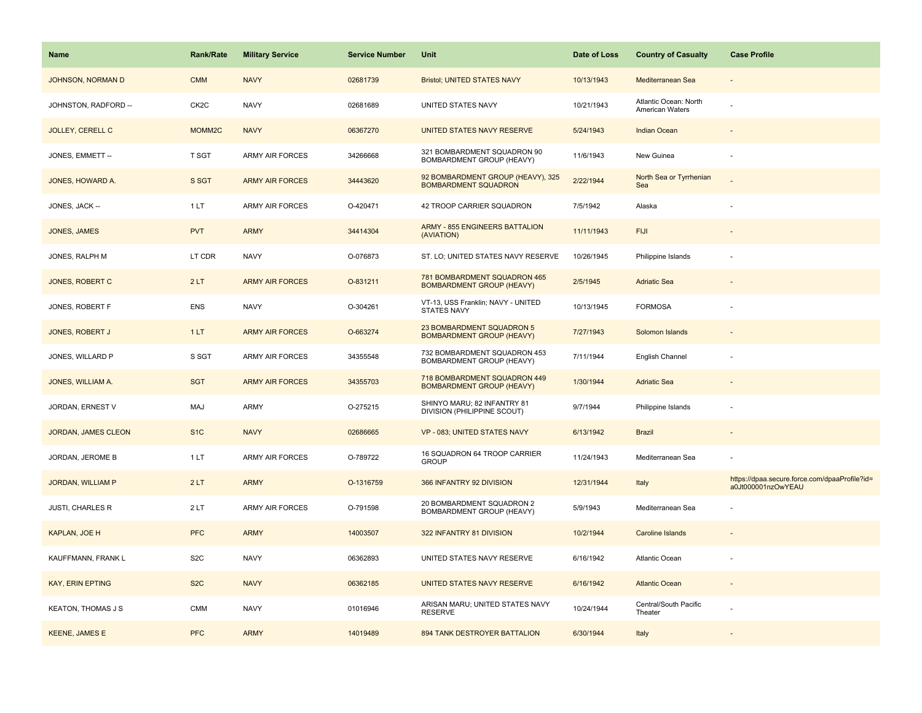| Name | Rank/Rate | Military Service | Service Number | Unit | Date of Loss | Country of Casualty | Case Profile |
|---|---|---|---|---|---|---|---|
| JOHNSON, NORMAN D | CMM | NAVY | 02681739 | Bristol; UNITED STATES NAVY | 10/13/1943 | Mediterranean Sea | - |
| JOHNSTON, RADFORD -- | CK2C | NAVY | 02681689 | UNITED STATES NAVY | 10/21/1943 | Atlantic Ocean: North American Waters | - |
| JOLLEY, CERELL C | MOMM2C | NAVY | 06367270 | UNITED STATES NAVY RESERVE | 5/24/1943 | Indian Ocean | - |
| JONES, EMMETT -- | T SGT | ARMY AIR FORCES | 34266668 | 321 BOMBARDMENT SQUADRON 90 BOMBARDMENT GROUP (HEAVY) | 11/6/1943 | New Guinea | - |
| JONES, HOWARD A. | S SGT | ARMY AIR FORCES | 34443620 | 92 BOMBARDMENT GROUP (HEAVY), 325 BOMBARDMENT SQUADRON | 2/22/1944 | North Sea or Tyrrhenian Sea | - |
| JONES, JACK -- | 1 LT | ARMY AIR FORCES | O-420471 | 42 TROOP CARRIER SQUADRON | 7/5/1942 | Alaska | - |
| JONES, JAMES | PVT | ARMY | 34414304 | ARMY - 855 ENGINEERS BATTALION (AVIATION) | 11/11/1943 | FIJI | - |
| JONES, RALPH M | LT CDR | NAVY | O-076873 | ST. LO; UNITED STATES NAVY RESERVE | 10/26/1945 | Philippine Islands | - |
| JONES, ROBERT C | 2 LT | ARMY AIR FORCES | O-831211 | 781 BOMBARDMENT SQUADRON 465 BOMBARDMENT GROUP (HEAVY) | 2/5/1945 | Adriatic Sea | - |
| JONES, ROBERT F | ENS | NAVY | O-304261 | VT-13, USS Franklin; NAVY - UNITED STATES NAVY | 10/13/1945 | FORMOSA | - |
| JONES, ROBERT J | 1 LT | ARMY AIR FORCES | O-663274 | 23 BOMBARDMENT SQUADRON 5 BOMBARDMENT GROUP (HEAVY) | 7/27/1943 | Solomon Islands | - |
| JONES, WILLARD P | S SGT | ARMY AIR FORCES | 34355548 | 732 BOMBARDMENT SQUADRON 453 BOMBARDMENT GROUP (HEAVY) | 7/11/1944 | English Channel | - |
| JONES, WILLIAM A. | SGT | ARMY AIR FORCES | 34355703 | 718 BOMBARDMENT SQUADRON 449 BOMBARDMENT GROUP (HEAVY) | 1/30/1944 | Adriatic Sea | - |
| JORDAN, ERNEST V | MAJ | ARMY | O-275215 | SHINYO MARU; 82 INFANTRY 81 DIVISION (PHILIPPINE SCOUT) | 9/7/1944 | Philippine Islands | - |
| JORDAN, JAMES CLEON | S1C | NAVY | 02686665 | VP - 083; UNITED STATES NAVY | 6/13/1942 | Brazil | - |
| JORDAN, JEROME B | 1 LT | ARMY AIR FORCES | O-789722 | 16 SQUADRON 64 TROOP CARRIER GROUP | 11/24/1943 | Mediterranean Sea | - |
| JORDAN, WILLIAM P | 2 LT | ARMY | O-1316759 | 366 INFANTRY 92 DIVISION | 12/31/1944 | Italy | https://dpaa.secure.force.com/dpaaProfile?id=a0Jt000001nzOwYEAU |
| JUSTI, CHARLES R | 2 LT | ARMY AIR FORCES | O-791598 | 20 BOMBARDMENT SQUADRON 2 BOMBARDMENT GROUP (HEAVY) | 5/9/1943 | Mediterranean Sea | - |
| KAPLAN, JOE H | PFC | ARMY | 14003507 | 322 INFANTRY 81 DIVISION | 10/2/1944 | Caroline Islands | - |
| KAUFFMANN, FRANK L | S2C | NAVY | 06362893 | UNITED STATES NAVY RESERVE | 6/16/1942 | Atlantic Ocean | - |
| KAY, ERIN EPTING | S2C | NAVY | 06362185 | UNITED STATES NAVY RESERVE | 6/16/1942 | Atlantic Ocean | - |
| KEATON, THOMAS J S | CMM | NAVY | 01016946 | ARISAN MARU; UNITED STATES NAVY RESERVE | 10/24/1944 | Central/South Pacific Theater | - |
| KEENE, JAMES E | PFC | ARMY | 14019489 | 894 TANK DESTROYER BATTALION | 6/30/1944 | Italy | - |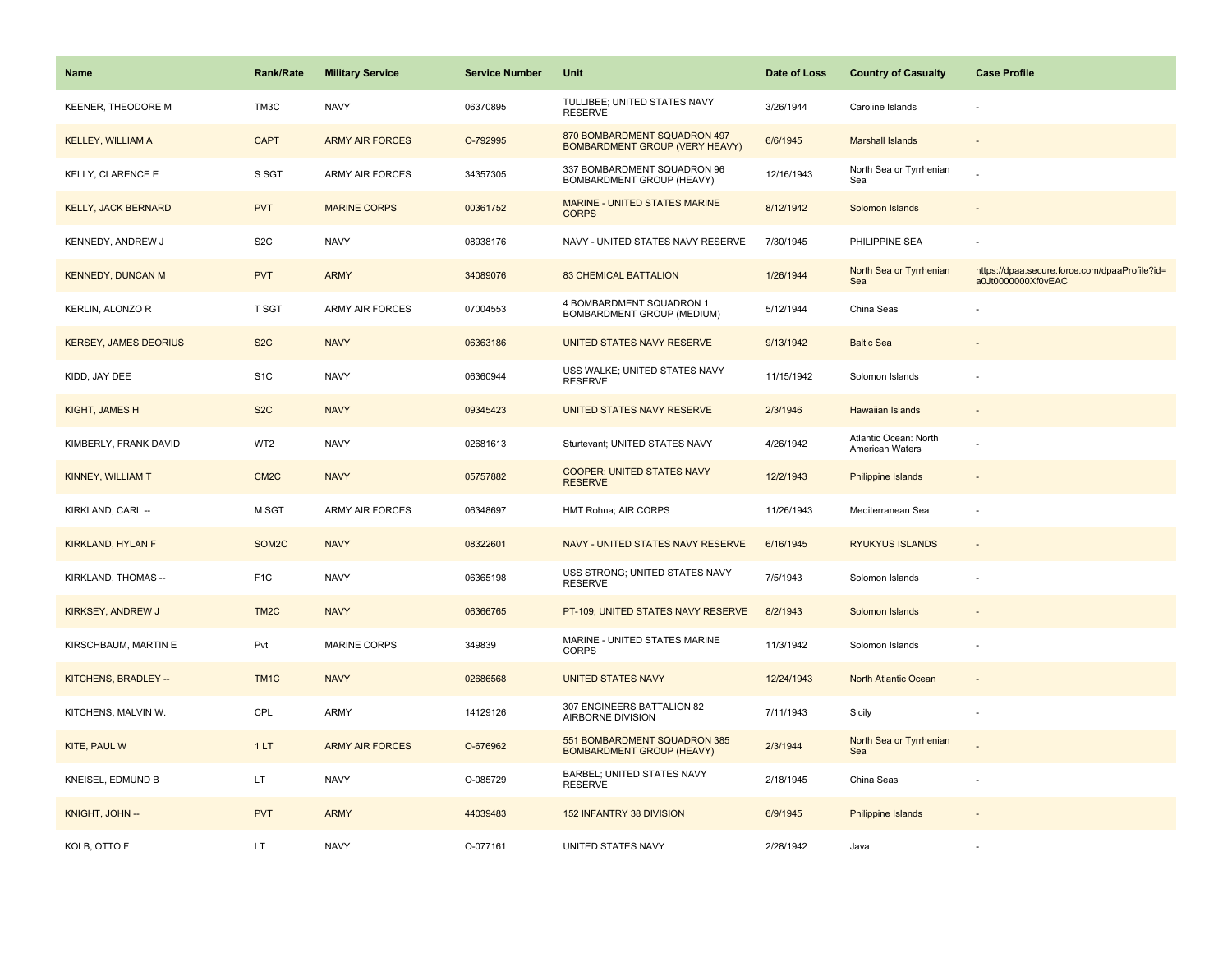| Name | Rank/Rate | Military Service | Service Number | Unit | Date of Loss | Country of Casualty | Case Profile |
|---|---|---|---|---|---|---|---|
| KEENER, THEODORE M | TM3C | NAVY | 06370895 | TULLIBEE; UNITED STATES NAVY RESERVE | 3/26/1944 | Caroline Islands | - |
| KELLEY, WILLIAM A | CAPT | ARMY AIR FORCES | O-792995 | 870 BOMBARDMENT SQUADRON 497 BOMBARDMENT GROUP (VERY HEAVY) | 6/6/1945 | Marshall Islands | - |
| KELLY, CLARENCE E | S SGT | ARMY AIR FORCES | 34357305 | 337 BOMBARDMENT SQUADRON 96 BOMBARDMENT GROUP (HEAVY) | 12/16/1943 | North Sea or Tyrrhenian Sea | - |
| KELLY, JACK BERNARD | PVT | MARINE CORPS | 00361752 | MARINE - UNITED STATES MARINE CORPS | 8/12/1942 | Solomon Islands | - |
| KENNEDY, ANDREW J | S2C | NAVY | 08938176 | NAVY - UNITED STATES NAVY RESERVE | 7/30/1945 | PHILIPPINE SEA | - |
| KENNEDY, DUNCAN M | PVT | ARMY | 34089076 | 83 CHEMICAL BATTALION | 1/26/1944 | North Sea or Tyrrhenian Sea | https://dpaa.secure.force.com/dpaaProfile?id=a0Jt0000000Xf0vEAC |
| KERLIN, ALONZO R | T SGT | ARMY AIR FORCES | 07004553 | 4 BOMBARDMENT SQUADRON 1 BOMBARDMENT GROUP (MEDIUM) | 5/12/1944 | China Seas | - |
| KERSEY, JAMES DEORIUS | S2C | NAVY | 06363186 | UNITED STATES NAVY RESERVE | 9/13/1942 | Baltic Sea | - |
| KIDD, JAY DEE | S1C | NAVY | 06360944 | USS WALKE; UNITED STATES NAVY RESERVE | 11/15/1942 | Solomon Islands | - |
| KIGHT, JAMES H | S2C | NAVY | 09345423 | UNITED STATES NAVY RESERVE | 2/3/1946 | Hawaiian Islands | - |
| KIMBERLY, FRANK DAVID | WT2 | NAVY | 02681613 | Sturtevant; UNITED STATES NAVY | 4/26/1942 | Atlantic Ocean: North American Waters | - |
| KINNEY, WILLIAM T | CM2C | NAVY | 05757882 | COOPER; UNITED STATES NAVY RESERVE | 12/2/1943 | Philippine Islands | - |
| KIRKLAND, CARL -- | M SGT | ARMY AIR FORCES | 06348697 | HMT Rohna; AIR CORPS | 11/26/1943 | Mediterranean Sea | - |
| KIRKLAND, HYLAN F | SOM2C | NAVY | 08322601 | NAVY - UNITED STATES NAVY RESERVE | 6/16/1945 | RYUKYUS ISLANDS | - |
| KIRKLAND, THOMAS -- | F1C | NAVY | 06365198 | USS STRONG; UNITED STATES NAVY RESERVE | 7/5/1943 | Solomon Islands | - |
| KIRKSEY, ANDREW J | TM2C | NAVY | 06366765 | PT-109; UNITED STATES NAVY RESERVE | 8/2/1943 | Solomon Islands | - |
| KIRSCHBAUM, MARTIN E | Pvt | MARINE CORPS | 349839 | MARINE - UNITED STATES MARINE CORPS | 11/3/1942 | Solomon Islands | - |
| KITCHENS, BRADLEY -- | TM1C | NAVY | 02686568 | UNITED STATES NAVY | 12/24/1943 | North Atlantic Ocean | - |
| KITCHENS, MALVIN W. | CPL | ARMY | 14129126 | 307 ENGINEERS BATTALION 82 AIRBORNE DIVISION | 7/11/1943 | Sicily | - |
| KITE, PAUL W | 1 LT | ARMY AIR FORCES | O-676962 | 551 BOMBARDMENT SQUADRON 385 BOMBARDMENT GROUP (HEAVY) | 2/3/1944 | North Sea or Tyrrhenian Sea | - |
| KNEISEL, EDMUND B | LT | NAVY | O-085729 | BARBEL; UNITED STATES NAVY RESERVE | 2/18/1945 | China Seas | - |
| KNIGHT, JOHN -- | PVT | ARMY | 44039483 | 152 INFANTRY 38 DIVISION | 6/9/1945 | Philippine Islands | - |
| KOLB, OTTO F | LT | NAVY | O-077161 | UNITED STATES NAVY | 2/28/1942 | Java | - |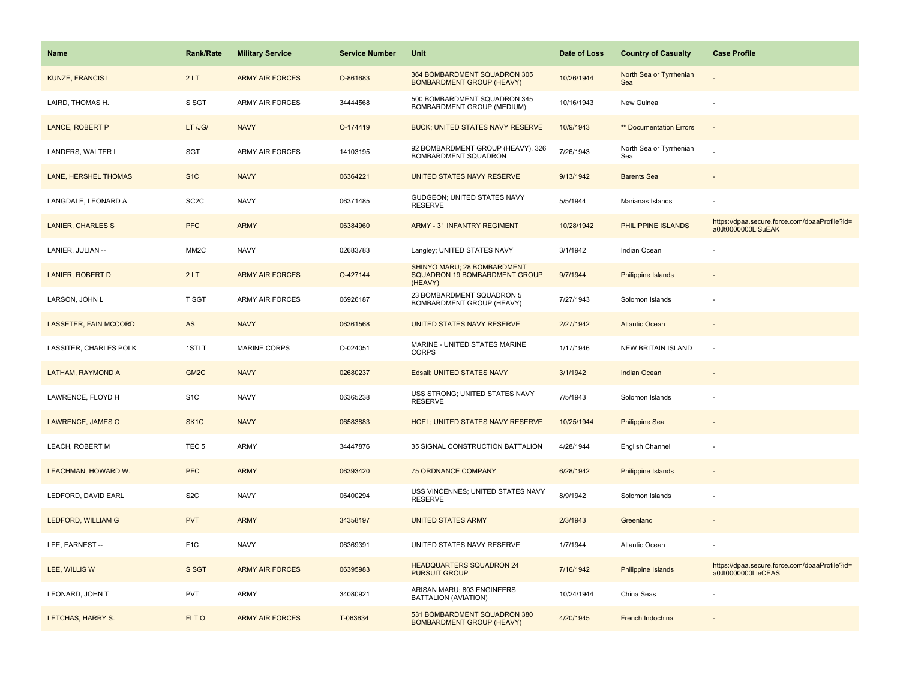| Name | Rank/Rate | Military Service | Service Number | Unit | Date of Loss | Country of Casualty | Case Profile |
| --- | --- | --- | --- | --- | --- | --- | --- |
| KUNZE, FRANCIS I | 2 LT | ARMY AIR FORCES | O-861683 | 364 BOMBARDMENT SQUADRON 305 BOMBARDMENT GROUP (HEAVY) | 10/26/1944 | North Sea or Tyrrhenian Sea | - |
| LAIRD, THOMAS H. | S SGT | ARMY AIR FORCES | 34444568 | 500 BOMBARDMENT SQUADRON 345 BOMBARDMENT GROUP (MEDIUM) | 10/16/1943 | New Guinea | - |
| LANCE, ROBERT P | LT /JG/ | NAVY | O-174419 | BUCK; UNITED STATES NAVY RESERVE | 10/9/1943 | ** Documentation Errors | - |
| LANDERS, WALTER L | SGT | ARMY AIR FORCES | 14103195 | 92 BOMBARDMENT GROUP (HEAVY), 326 BOMBARDMENT SQUADRON | 7/26/1943 | North Sea or Tyrrhenian Sea | - |
| LANE, HERSHEL THOMAS | S1C | NAVY | 06364221 | UNITED STATES NAVY RESERVE | 9/13/1942 | Barents Sea | - |
| LANGDALE, LEONARD A | SC2C | NAVY | 06371485 | GUDGEON; UNITED STATES NAVY RESERVE | 5/5/1944 | Marianas Islands | - |
| LANIER, CHARLES S | PFC | ARMY | 06384960 | ARMY - 31 INFANTRY REGIMENT | 10/28/1942 | PHILIPPINE ISLANDS | https://dpaa.secure.force.com/dpaaProfile?id=a0Jt0000000LlSuEAK |
| LANIER, JULIAN -- | MM2C | NAVY | 02683783 | Langley; UNITED STATES NAVY | 3/1/1942 | Indian Ocean | - |
| LANIER, ROBERT D | 2 LT | ARMY AIR FORCES | O-427144 | SHINYO MARU; 28 BOMBARDMENT SQUADRON 19 BOMBARDMENT GROUP (HEAVY) | 9/7/1944 | Philippine Islands | - |
| LARSON, JOHN L | T SGT | ARMY AIR FORCES | 06926187 | 23 BOMBARDMENT SQUADRON 5 BOMBARDMENT GROUP (HEAVY) | 7/27/1943 | Solomon Islands | - |
| LASSETER, FAIN MCCORD | AS | NAVY | 06361568 | UNITED STATES NAVY RESERVE | 2/27/1942 | Atlantic Ocean | - |
| LASSITER, CHARLES POLK | 1STLT | MARINE CORPS | O-024051 | MARINE - UNITED STATES MARINE CORPS | 1/17/1946 | NEW BRITAIN ISLAND | - |
| LATHAM, RAYMOND A | GM2C | NAVY | 02680237 | Edsall; UNITED STATES NAVY | 3/1/1942 | Indian Ocean | - |
| LAWRENCE, FLOYD H | S1C | NAVY | 06365238 | USS STRONG; UNITED STATES NAVY RESERVE | 7/5/1943 | Solomon Islands | - |
| LAWRENCE, JAMES O | SK1C | NAVY | 06583883 | HOEL; UNITED STATES NAVY RESERVE | 10/25/1944 | Philippine Sea | - |
| LEACH, ROBERT M | TEC 5 | ARMY | 34447876 | 35 SIGNAL CONSTRUCTION BATTALION | 4/28/1944 | English Channel | - |
| LEACHMAN, HOWARD W. | PFC | ARMY | 06393420 | 75 ORDNANCE COMPANY | 6/28/1942 | Philippine Islands | - |
| LEDFORD, DAVID EARL | S2C | NAVY | 06400294 | USS VINCENNES; UNITED STATES NAVY RESERVE | 8/9/1942 | Solomon Islands | - |
| LEDFORD, WILLIAM G | PVT | ARMY | 34358197 | UNITED STATES ARMY | 2/3/1943 | Greenland | - |
| LEE, EARNEST -- | F1C | NAVY | 06369391 | UNITED STATES NAVY RESERVE | 1/7/1944 | Atlantic Ocean | - |
| LEE, WILLIS W | S SGT | ARMY AIR FORCES | 06395983 | HEADQUARTERS SQUADRON 24 PURSUIT GROUP | 7/16/1942 | Philippine Islands | https://dpaa.secure.force.com/dpaaProfile?id=a0Jt0000000LleCEAS |
| LEONARD, JOHN T | PVT | ARMY | 34080921 | ARISAN MARU; 803 ENGINEERS BATTALION (AVIATION) | 10/24/1944 | China Seas | - |
| LETCHAS, HARRY S. | FLT O | ARMY AIR FORCES | T-063634 | 531 BOMBARDMENT SQUADRON 380 BOMBARDMENT GROUP (HEAVY) | 4/20/1945 | French Indochina | - |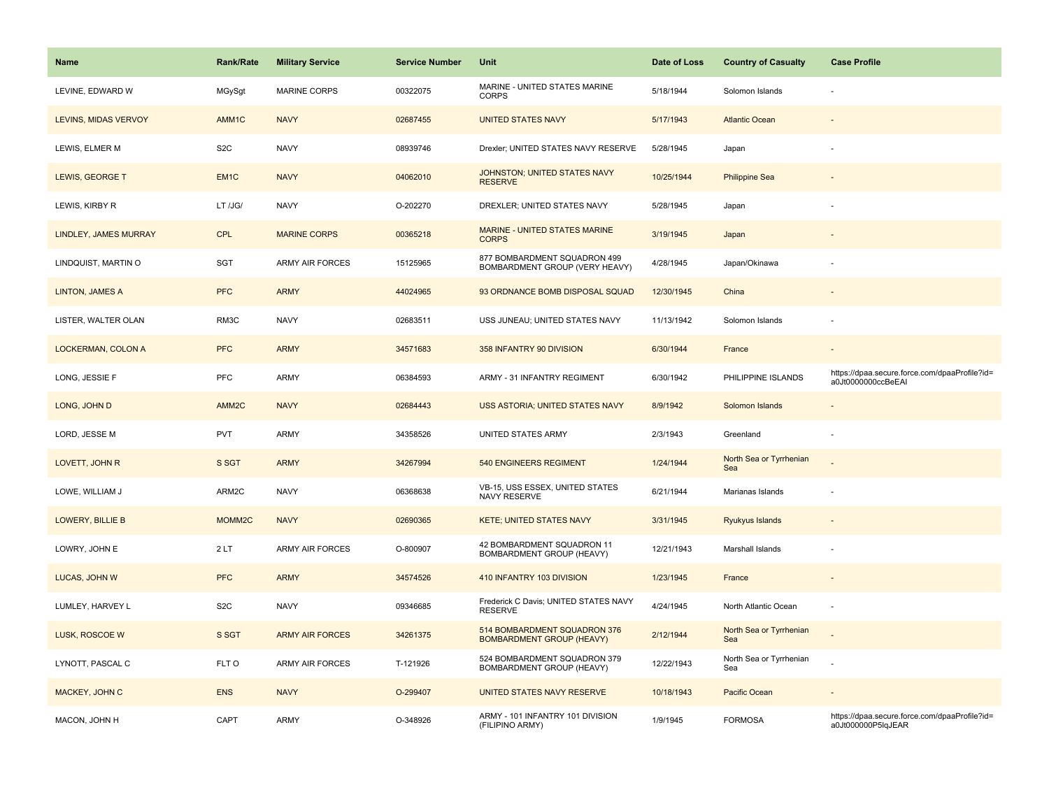| Name | Rank/Rate | Military Service | Service Number | Unit | Date of Loss | Country of Casualty | Case Profile |
|---|---|---|---|---|---|---|---|
| LEVINE, EDWARD W | MGySgt | MARINE CORPS | 00322075 | MARINE - UNITED STATES MARINE CORPS | 5/18/1944 | Solomon Islands | - |
| LEVINS, MIDAS VERVOY | AMM1C | NAVY | 02687455 | UNITED STATES NAVY | 5/17/1943 | Atlantic Ocean | - |
| LEWIS, ELMER M | S2C | NAVY | 08939746 | Drexler; UNITED STATES NAVY RESERVE | 5/28/1945 | Japan | - |
| LEWIS, GEORGE T | EM1C | NAVY | 04062010 | JOHNSTON; UNITED STATES NAVY RESERVE | 10/25/1944 | Philippine Sea | - |
| LEWIS, KIRBY R | LT /JG/ | NAVY | O-202270 | DREXLER; UNITED STATES NAVY | 5/28/1945 | Japan | - |
| LINDLEY, JAMES MURRAY | CPL | MARINE CORPS | 00365218 | MARINE - UNITED STATES MARINE CORPS | 3/19/1945 | Japan | - |
| LINDQUIST, MARTIN O | SGT | ARMY AIR FORCES | 15125965 | 877 BOMBARDMENT SQUADRON 499 BOMBARDMENT GROUP (VERY HEAVY) | 4/28/1945 | Japan/Okinawa | - |
| LINTON, JAMES A | PFC | ARMY | 44024965 | 93 ORDNANCE BOMB DISPOSAL SQUAD | 12/30/1945 | China | - |
| LISTER, WALTER OLAN | RM3C | NAVY | 02683511 | USS JUNEAU; UNITED STATES NAVY | 11/13/1942 | Solomon Islands | - |
| LOCKERMAN, COLON A | PFC | ARMY | 34571683 | 358 INFANTRY 90 DIVISION | 6/30/1944 | France | - |
| LONG, JESSIE F | PFC | ARMY | 06384593 | ARMY - 31 INFANTRY REGIMENT | 6/30/1942 | PHILIPPINE ISLANDS | https://dpaa.secure.force.com/dpaaProfile?id=a0Jt0000000ccBeEAI |
| LONG, JOHN D | AMM2C | NAVY | 02684443 | USS ASTORIA; UNITED STATES NAVY | 8/9/1942 | Solomon Islands | - |
| LORD, JESSE M | PVT | ARMY | 34358526 | UNITED STATES ARMY | 2/3/1943 | Greenland | - |
| LOVETT, JOHN R | S SGT | ARMY | 34267994 | 540 ENGINEERS REGIMENT | 1/24/1944 | North Sea or Tyrrhenian Sea | - |
| LOWE, WILLIAM J | ARM2C | NAVY | 06368638 | VB-15, USS ESSEX, UNITED STATES NAVY RESERVE | 6/21/1944 | Marianas Islands | - |
| LOWERY, BILLIE B | MOMM2C | NAVY | 02690365 | KETE; UNITED STATES NAVY | 3/31/1945 | Ryukyus Islands | - |
| LOWRY, JOHN E | 2 LT | ARMY AIR FORCES | O-800907 | 42 BOMBARDMENT SQUADRON 11 BOMBARDMENT GROUP (HEAVY) | 12/21/1943 | Marshall Islands | - |
| LUCAS, JOHN W | PFC | ARMY | 34574526 | 410 INFANTRY 103 DIVISION | 1/23/1945 | France | - |
| LUMLEY, HARVEY L | S2C | NAVY | 09346685 | Frederick C Davis; UNITED STATES NAVY RESERVE | 4/24/1945 | North Atlantic Ocean | - |
| LUSK, ROSCOE W | S SGT | ARMY AIR FORCES | 34261375 | 514 BOMBARDMENT SQUADRON 376 BOMBARDMENT GROUP (HEAVY) | 2/12/1944 | North Sea or Tyrrhenian Sea | - |
| LYNOTT, PASCAL C | FLT O | ARMY AIR FORCES | T-121926 | 524 BOMBARDMENT SQUADRON 379 BOMBARDMENT GROUP (HEAVY) | 12/22/1943 | North Sea or Tyrrhenian Sea | - |
| MACKEY, JOHN C | ENS | NAVY | O-299407 | UNITED STATES NAVY RESERVE | 10/18/1943 | Pacific Ocean | - |
| MACON, JOHN H | CAPT | ARMY | O-348926 | ARMY - 101 INFANTRY 101 DIVISION (FILIPINO ARMY) | 1/9/1945 | FORMOSA | https://dpaa.secure.force.com/dpaaProfile?id=a0Jt000000P5lqJEAR |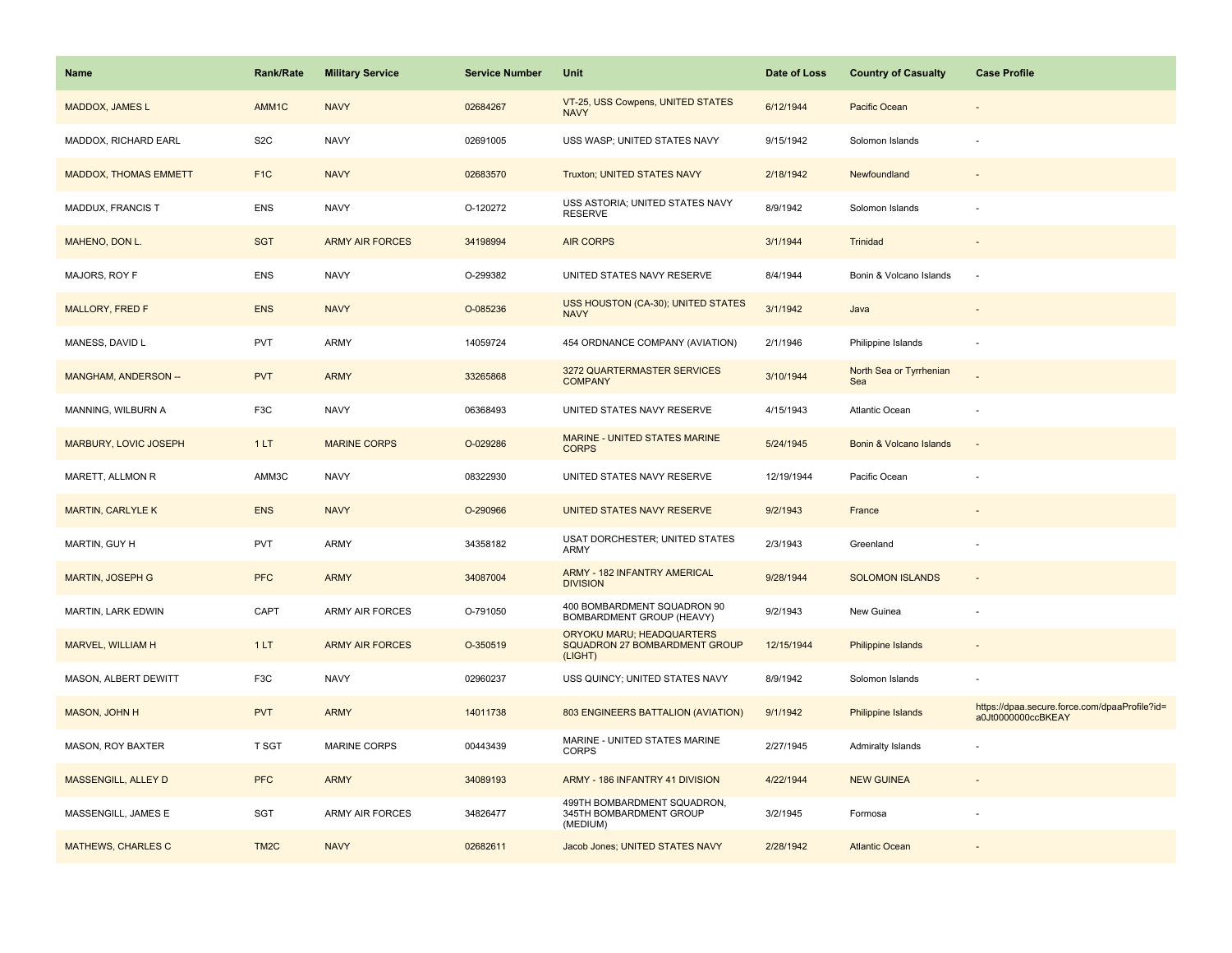| Name | Rank/Rate | Military Service | Service Number | Unit | Date of Loss | Country of Casualty | Case Profile |
|---|---|---|---|---|---|---|---|
| MADDOX, JAMES L | AMM1C | NAVY | 02684267 | VT-25, USS Cowpens, UNITED STATES NAVY | 6/12/1944 | Pacific Ocean | - |
| MADDOX, RICHARD EARL | S2C | NAVY | 02691005 | USS WASP; UNITED STATES NAVY | 9/15/1942 | Solomon Islands | - |
| MADDOX, THOMAS EMMETT | F1C | NAVY | 02683570 | Truxton; UNITED STATES NAVY | 2/18/1942 | Newfoundland | - |
| MADDUX, FRANCIS T | ENS | NAVY | O-120272 | USS ASTORIA; UNITED STATES NAVY RESERVE | 8/9/1942 | Solomon Islands | - |
| MAHENO, DON L. | SGT | ARMY AIR FORCES | 34198994 | AIR CORPS | 3/1/1944 | Trinidad | - |
| MAJORS, ROY F | ENS | NAVY | O-299382 | UNITED STATES NAVY RESERVE | 8/4/1944 | Bonin & Volcano Islands | - |
| MALLORY, FRED F | ENS | NAVY | O-085236 | USS HOUSTON (CA-30); UNITED STATES NAVY | 3/1/1942 | Java | - |
| MANESS, DAVID L | PVT | ARMY | 14059724 | 454 ORDNANCE COMPANY (AVIATION) | 2/1/1946 | Philippine Islands | - |
| MANGHAM, ANDERSON -- | PVT | ARMY | 33265868 | 3272 QUARTERMASTER SERVICES COMPANY | 3/10/1944 | North Sea or Tyrrhenian Sea | - |
| MANNING, WILBURN A | F3C | NAVY | 06368493 | UNITED STATES NAVY RESERVE | 4/15/1943 | Atlantic Ocean | - |
| MARBURY, LOVIC JOSEPH | 1 LT | MARINE CORPS | O-029286 | MARINE - UNITED STATES MARINE CORPS | 5/24/1945 | Bonin & Volcano Islands | - |
| MARETT, ALLMON R | AMM3C | NAVY | 08322930 | UNITED STATES NAVY RESERVE | 12/19/1944 | Pacific Ocean | - |
| MARTIN, CARLYLE K | ENS | NAVY | O-290966 | UNITED STATES NAVY RESERVE | 9/2/1943 | France | - |
| MARTIN, GUY H | PVT | ARMY | 34358182 | USAT DORCHESTER; UNITED STATES ARMY | 2/3/1943 | Greenland | - |
| MARTIN, JOSEPH G | PFC | ARMY | 34087004 | ARMY - 182 INFANTRY AMERICAL DIVISION | 9/28/1944 | SOLOMON ISLANDS | - |
| MARTIN, LARK EDWIN | CAPT | ARMY AIR FORCES | O-791050 | 400 BOMBARDMENT SQUADRON 90 BOMBARDMENT GROUP (HEAVY) | 9/2/1943 | New Guinea | - |
| MARVEL, WILLIAM H | 1 LT | ARMY AIR FORCES | O-350519 | ORYOKU MARU; HEADQUARTERS SQUADRON 27 BOMBARDMENT GROUP (LIGHT) | 12/15/1944 | Philippine Islands | - |
| MASON, ALBERT DEWITT | F3C | NAVY | 02960237 | USS QUINCY; UNITED STATES NAVY | 8/9/1942 | Solomon Islands | - |
| MASON, JOHN H | PVT | ARMY | 14011738 | 803 ENGINEERS BATTALION (AVIATION) | 9/1/1942 | Philippine Islands | https://dpaa.secure.force.com/dpaaProfile?id=a0Jt0000000ccBKEAY |
| MASON, ROY BAXTER | T SGT | MARINE CORPS | 00443439 | MARINE - UNITED STATES MARINE CORPS | 2/27/1945 | Admiralty Islands | - |
| MASSENGILL, ALLEY D | PFC | ARMY | 34089193 | ARMY - 186 INFANTRY 41 DIVISION | 4/22/1944 | NEW GUINEA | - |
| MASSENGILL, JAMES E | SGT | ARMY AIR FORCES | 34826477 | 499TH BOMBARDMENT SQUADRON, 345TH BOMBARDMENT GROUP (MEDIUM) | 3/2/1945 | Formosa | - |
| MATHEWS, CHARLES C | TM2C | NAVY | 02682611 | Jacob Jones; UNITED STATES NAVY | 2/28/1942 | Atlantic Ocean | - |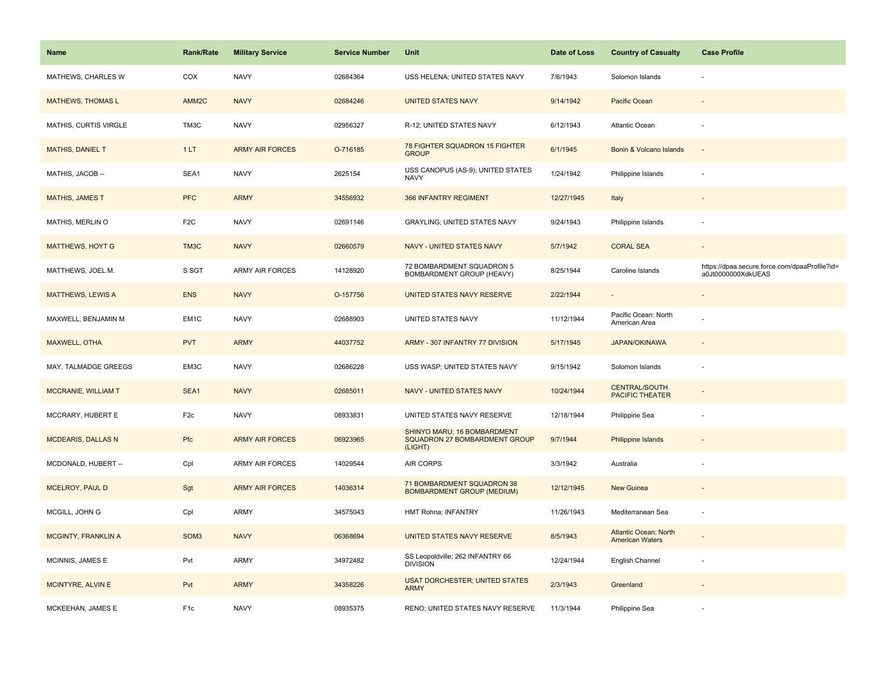| Name | Rank/Rate | Military Service | Service Number | Unit | Date of Loss | Country of Casualty | Case Profile |
|---|---|---|---|---|---|---|---|
| MATHEWS, CHARLES W | COX | NAVY | 02684364 | USS HELENA; UNITED STATES NAVY | 7/6/1943 | Solomon Islands | - |
| MATHEWS, THOMAS L | AMM2C | NAVY | 02684246 | UNITED STATES NAVY | 9/14/1942 | Pacific Ocean | - |
| MATHIS, CURTIS VIRGLE | TM3C | NAVY | 02956327 | R-12; UNITED STATES NAVY | 6/12/1943 | Atlantic Ocean | - |
| MATHIS, DANIEL T | 1 LT | ARMY AIR FORCES | O-716185 | 78 FIGHTER SQUADRON 15 FIGHTER GROUP | 6/1/1945 | Bonin & Volcano Islands | - |
| MATHIS, JACOB -- | SEA1 | NAVY | 2625154 | USS CANOPUS (AS-9); UNITED STATES NAVY | 1/24/1942 | Philippine Islands | - |
| MATHIS, JAMES T | PFC | ARMY | 34556932 | 366 INFANTRY REGIMENT | 12/27/1945 | Italy | - |
| MATHIS, MERLIN O | F2C | NAVY | 02691146 | GRAYLING; UNITED STATES NAVY | 9/24/1943 | Philippine Islands | - |
| MATTHEWS, HOYT G | TM3C | NAVY | 02660579 | NAVY - UNITED STATES NAVY | 5/7/1942 | CORAL SEA | - |
| MATTHEWS, JOEL M. | S SGT | ARMY AIR FORCES | 14128920 | 72 BOMBARDMENT SQUADRON 5 BOMBARDMENT GROUP (HEAVY) | 8/25/1944 | Caroline Islands | https://dpaa.secure.force.com/dpaaProfile?id=a0Jt0000000XdkUEAS |
| MATTHEWS, LEWIS A | ENS | NAVY | O-157756 | UNITED STATES NAVY RESERVE | 2/22/1944 | - | - |
| MAXWELL, BENJAMIN M | EM1C | NAVY | 02688903 | UNITED STATES NAVY | 11/12/1944 | Pacific Ocean: North American Area | - |
| MAXWELL, OTHA | PVT | ARMY | 44037752 | ARMY - 307 INFANTRY 77 DIVISION | 5/17/1945 | JAPAN/OKINAWA | - |
| MAY, TALMADGE GREEGS | EM3C | NAVY | 02686228 | USS WASP; UNITED STATES NAVY | 9/15/1942 | Solomon Islands | - |
| MCCRANIE, WILLIAM T | SEA1 | NAVY | 02685011 | NAVY - UNITED STATES NAVY | 10/24/1944 | CENTRAL/SOUTH PACIFIC THEATER | - |
| MCCRARY, HUBERT E | F2c | NAVY | 08933831 | UNITED STATES NAVY RESERVE | 12/18/1944 | Philippine Sea | - |
| MCDEARIS, DALLAS N | Pfc | ARMY AIR FORCES | 06923965 | SHINYO MARU; 16 BOMBARDMENT SQUADRON 27 BOMBARDMENT GROUP (LIGHT) | 9/7/1944 | Philippine Islands | - |
| MCDONALD, HUBERT -- | Cpl | ARMY AIR FORCES | 14029544 | AIR CORPS | 3/3/1942 | Australia | - |
| MCELROY, PAUL D | Sgt | ARMY AIR FORCES | 14036314 | 71 BOMBARDMENT SQUADRON 38 BOMBARDMENT GROUP (MEDIUM) | 12/12/1945 | New Guinea | - |
| MCGILL, JOHN G | Cpl | ARMY | 34575043 | HMT Rohna; INFANTRY | 11/26/1943 | Mediterranean Sea | - |
| MCGINTY, FRANKLIN A | SOM3 | NAVY | 06368694 | UNITED STATES NAVY RESERVE | 8/5/1943 | Atlantic Ocean: North American Waters | - |
| MCINNIS, JAMES E | Pvt | ARMY | 34972482 | SS Leopoldville; 262 INFANTRY 66 DIVISION | 12/24/1944 | English Channel | - |
| MCINTYRE, ALVIN E | Pvt | ARMY | 34358226 | USAT DORCHESTER; UNITED STATES ARMY | 2/3/1943 | Greenland | - |
| MCKEEHAN, JAMES E | F1c | NAVY | 08935375 | RENO; UNITED STATES NAVY RESERVE | 11/3/1944 | Philippine Sea | - |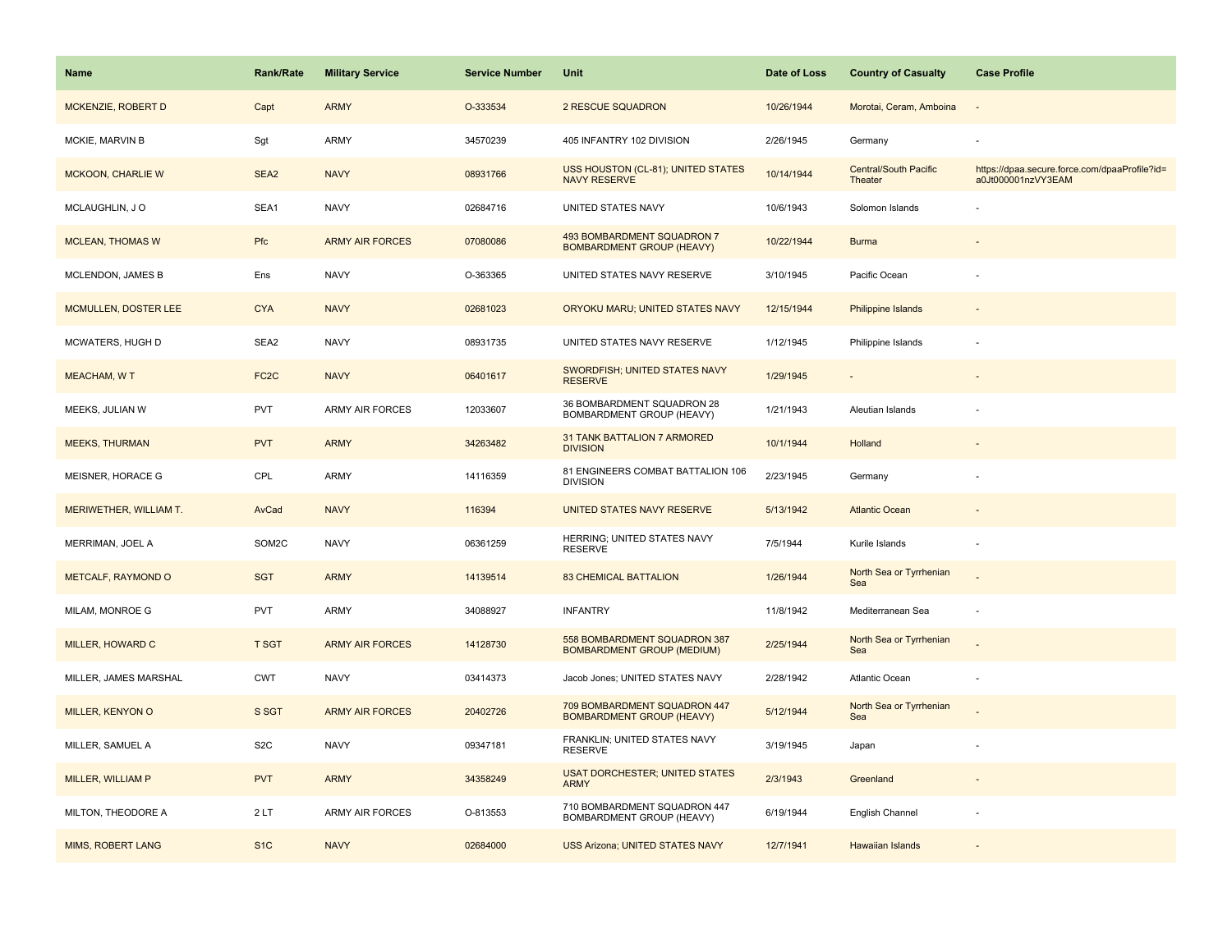| Name | Rank/Rate | Military Service | Service Number | Unit | Date of Loss | Country of Casualty | Case Profile |
|---|---|---|---|---|---|---|---|
| MCKENZIE, ROBERT D | Capt | ARMY | O-333534 | 2 RESCUE SQUADRON | 10/26/1944 | Morotai, Ceram, Amboina | - |
| MCKIE, MARVIN B | Sgt | ARMY | 34570239 | 405 INFANTRY 102 DIVISION | 2/26/1945 | Germany | - |
| MCKOON, CHARLIE W | SEA2 | NAVY | 08931766 | USS HOUSTON (CL-81); UNITED STATES NAVY RESERVE | 10/14/1944 | Central/South Pacific Theater | https://dpaa.secure.force.com/dpaaProfile?id=a0Jt000001nzVY3EAM |
| MCLAUGHLIN, J O | SEA1 | NAVY | 02684716 | UNITED STATES NAVY | 10/6/1943 | Solomon Islands | - |
| MCLEAN, THOMAS W | Pfc | ARMY AIR FORCES | 07080086 | 493 BOMBARDMENT SQUADRON 7 BOMBARDMENT GROUP (HEAVY) | 10/22/1944 | Burma | - |
| MCLENDON, JAMES B | Ens | NAVY | O-363365 | UNITED STATES NAVY RESERVE | 3/10/1945 | Pacific Ocean | - |
| MCMULLEN, DOSTER LEE | CYA | NAVY | 02681023 | ORYOKU MARU; UNITED STATES NAVY | 12/15/1944 | Philippine Islands | - |
| MCWATERS, HUGH D | SEA2 | NAVY | 08931735 | UNITED STATES NAVY RESERVE | 1/12/1945 | Philippine Islands | - |
| MEACHAM, W T | FC2C | NAVY | 06401617 | SWORDFISH; UNITED STATES NAVY RESERVE | 1/29/1945 | - | - |
| MEEKS, JULIAN W | PVT | ARMY AIR FORCES | 12033607 | 36 BOMBARDMENT SQUADRON 28 BOMBARDMENT GROUP (HEAVY) | 1/21/1943 | Aleutian Islands | - |
| MEEKS, THURMAN | PVT | ARMY | 34263482 | 31 TANK BATTALION 7 ARMORED DIVISION | 10/1/1944 | Holland | - |
| MEISNER, HORACE G | CPL | ARMY | 14116359 | 81 ENGINEERS COMBAT BATTALION 106 DIVISION | 2/23/1945 | Germany | - |
| MERIWETHER, WILLIAM T. | AvCad | NAVY | 116394 | UNITED STATES NAVY RESERVE | 5/13/1942 | Atlantic Ocean | - |
| MERRIMAN, JOEL A | SOM2C | NAVY | 06361259 | HERRING; UNITED STATES NAVY RESERVE | 7/5/1944 | Kurile Islands | - |
| METCALF, RAYMOND O | SGT | ARMY | 14139514 | 83 CHEMICAL BATTALION | 1/26/1944 | North Sea or Tyrrhenian Sea | - |
| MILAM, MONROE G | PVT | ARMY | 34088927 | INFANTRY | 11/8/1942 | Mediterranean Sea | - |
| MILLER, HOWARD C | T SGT | ARMY AIR FORCES | 14128730 | 558 BOMBARDMENT SQUADRON 387 BOMBARDMENT GROUP (MEDIUM) | 2/25/1944 | North Sea or Tyrrhenian Sea | - |
| MILLER, JAMES MARSHAL | CWT | NAVY | 03414373 | Jacob Jones; UNITED STATES NAVY | 2/28/1942 | Atlantic Ocean | - |
| MILLER, KENYON O | S SGT | ARMY AIR FORCES | 20402726 | 709 BOMBARDMENT SQUADRON 447 BOMBARDMENT GROUP (HEAVY) | 5/12/1944 | North Sea or Tyrrhenian Sea | - |
| MILLER, SAMUEL A | S2C | NAVY | 09347181 | FRANKLIN; UNITED STATES NAVY RESERVE | 3/19/1945 | Japan | - |
| MILLER, WILLIAM P | PVT | ARMY | 34358249 | USAT DORCHESTER; UNITED STATES ARMY | 2/3/1943 | Greenland | - |
| MILTON, THEODORE A | 2 LT | ARMY AIR FORCES | O-813553 | 710 BOMBARDMENT SQUADRON 447 BOMBARDMENT GROUP (HEAVY) | 6/19/1944 | English Channel | - |
| MIMS, ROBERT LANG | S1C | NAVY | 02684000 | USS Arizona; UNITED STATES NAVY | 12/7/1941 | Hawaiian Islands | - |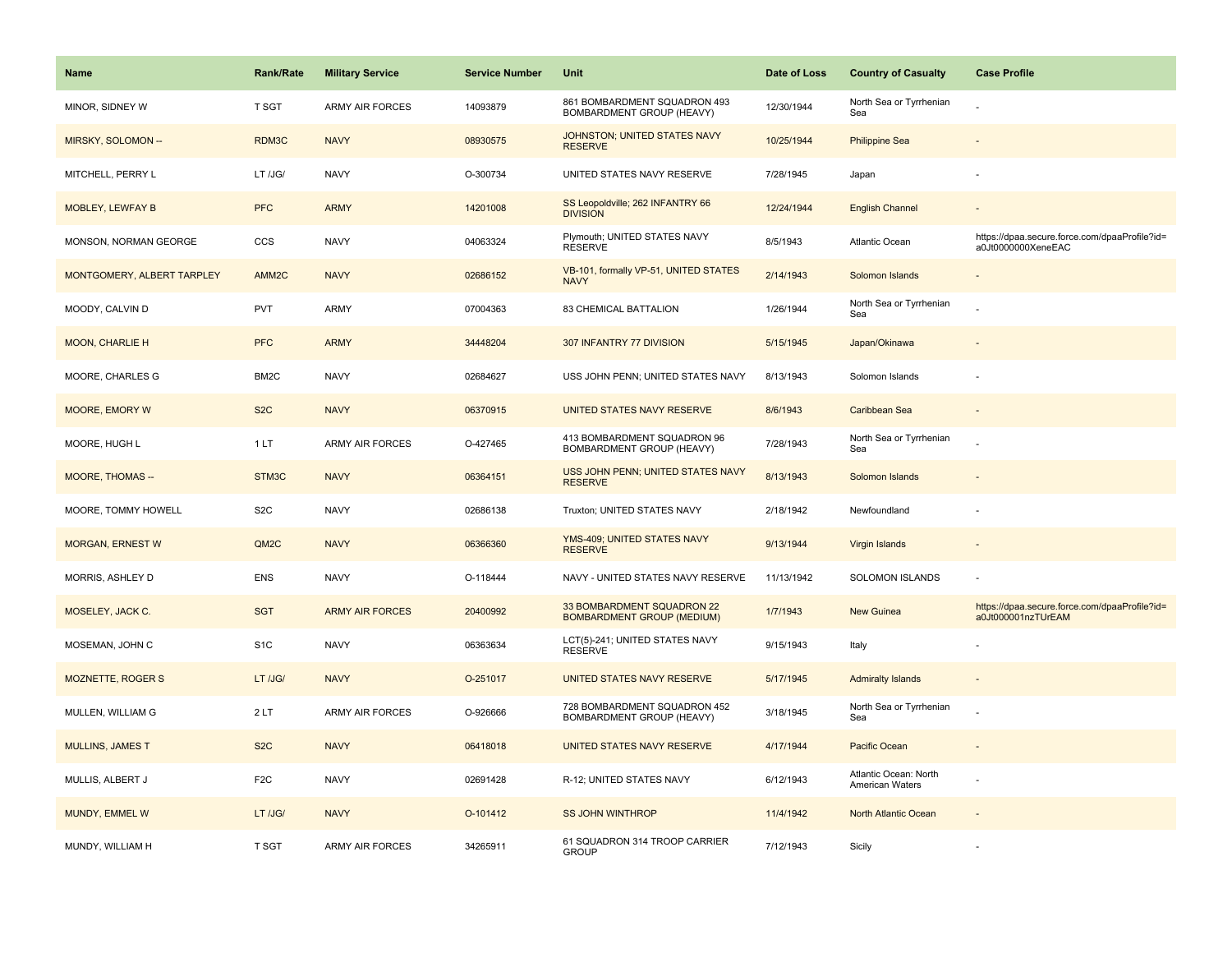| Name | Rank/Rate | Military Service | Service Number | Unit | Date of Loss | Country of Casualty | Case Profile |
| --- | --- | --- | --- | --- | --- | --- | --- |
| MINOR, SIDNEY W | T SGT | ARMY AIR FORCES | 14093879 | 861 BOMBARDMENT SQUADRON 493 BOMBARDMENT GROUP (HEAVY) | 12/30/1944 | North Sea or Tyrrhenian Sea | - |
| MIRSKY, SOLOMON -- | RDM3C | NAVY | 08930575 | JOHNSTON; UNITED STATES NAVY RESERVE | 10/25/1944 | Philippine Sea | - |
| MITCHELL, PERRY L | LT /JG/ | NAVY | O-300734 | UNITED STATES NAVY RESERVE | 7/28/1945 | Japan | - |
| MOBLEY, LEWFAY B | PFC | ARMY | 14201008 | SS Leopoldville; 262 INFANTRY 66 DIVISION | 12/24/1944 | English Channel | - |
| MONSON, NORMAN GEORGE | CCS | NAVY | 04063324 | Plymouth; UNITED STATES NAVY RESERVE | 8/5/1943 | Atlantic Ocean | https://dpaa.secure.force.com/dpaaProfile?id=a0Jt0000000XeneEAC |
| MONTGOMERY, ALBERT TARPLEY | AMM2C | NAVY | 02686152 | VB-101, formally VP-51, UNITED STATES NAVY | 2/14/1943 | Solomon Islands | - |
| MOODY, CALVIN D | PVT | ARMY | 07004363 | 83 CHEMICAL BATTALION | 1/26/1944 | North Sea or Tyrrhenian Sea | - |
| MOON, CHARLIE H | PFC | ARMY | 34448204 | 307 INFANTRY 77 DIVISION | 5/15/1945 | Japan/Okinawa | - |
| MOORE, CHARLES G | BM2C | NAVY | 02684627 | USS JOHN PENN; UNITED STATES NAVY | 8/13/1943 | Solomon Islands | - |
| MOORE, EMORY W | S2C | NAVY | 06370915 | UNITED STATES NAVY RESERVE | 8/6/1943 | Caribbean Sea | - |
| MOORE, HUGH L | 1 LT | ARMY AIR FORCES | O-427465 | 413 BOMBARDMENT SQUADRON 96 BOMBARDMENT GROUP (HEAVY) | 7/28/1943 | North Sea or Tyrrhenian Sea | - |
| MOORE, THOMAS -- | STM3C | NAVY | 06364151 | USS JOHN PENN; UNITED STATES NAVY RESERVE | 8/13/1943 | Solomon Islands | - |
| MOORE, TOMMY HOWELL | S2C | NAVY | 02686138 | Truxton; UNITED STATES NAVY | 2/18/1942 | Newfoundland | - |
| MORGAN, ERNEST W | QM2C | NAVY | 06366360 | YMS-409; UNITED STATES NAVY RESERVE | 9/13/1944 | Virgin Islands | - |
| MORRIS, ASHLEY D | ENS | NAVY | O-118444 | NAVY - UNITED STATES NAVY RESERVE | 11/13/1942 | SOLOMON ISLANDS | - |
| MOSELEY, JACK C. | SGT | ARMY AIR FORCES | 20400992 | 33 BOMBARDMENT SQUADRON 22 BOMBARDMENT GROUP (MEDIUM) | 1/7/1943 | New Guinea | https://dpaa.secure.force.com/dpaaProfile?id=a0Jt000001nzTUrEAM |
| MOSEMAN, JOHN C | S1C | NAVY | 06363634 | LCT(5)-241; UNITED STATES NAVY RESERVE | 9/15/1943 | Italy | - |
| MOZNETTE, ROGER S | LT /JG/ | NAVY | O-251017 | UNITED STATES NAVY RESERVE | 5/17/1945 | Admiralty Islands | - |
| MULLEN, WILLIAM G | 2 LT | ARMY AIR FORCES | O-926666 | 728 BOMBARDMENT SQUADRON 452 BOMBARDMENT GROUP (HEAVY) | 3/18/1945 | North Sea or Tyrrhenian Sea | - |
| MULLINS, JAMES T | S2C | NAVY | 06418018 | UNITED STATES NAVY RESERVE | 4/17/1944 | Pacific Ocean | - |
| MULLIS, ALBERT J | F2C | NAVY | 02691428 | R-12; UNITED STATES NAVY | 6/12/1943 | Atlantic Ocean: North American Waters | - |
| MUNDY, EMMEL W | LT /JG/ | NAVY | O-101412 | SS JOHN WINTHROP | 11/4/1942 | North Atlantic Ocean | - |
| MUNDY, WILLIAM H | T SGT | ARMY AIR FORCES | 34265911 | 61 SQUADRON 314 TROOP CARRIER GROUP | 7/12/1943 | Sicily | - |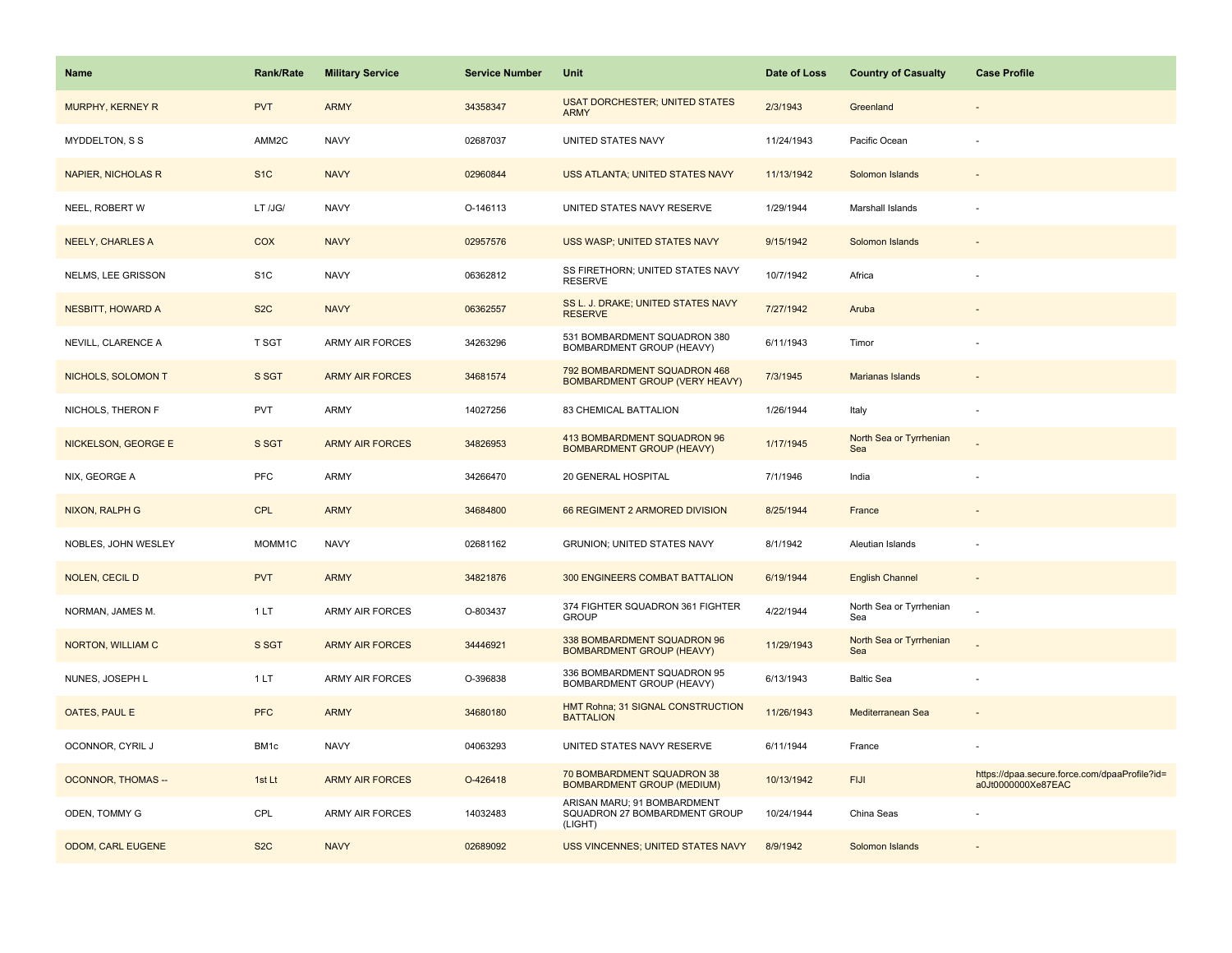| Name | Rank/Rate | Military Service | Service Number | Unit | Date of Loss | Country of Casualty | Case Profile |
|---|---|---|---|---|---|---|---|
| MURPHY, KERNEY R | PVT | ARMY | 34358347 | USAT DORCHESTER; UNITED STATES ARMY | 2/3/1943 | Greenland | - |
| MYDDELTON, S S | AMM2C | NAVY | 02687037 | UNITED STATES NAVY | 11/24/1943 | Pacific Ocean | - |
| NAPIER, NICHOLAS R | S1C | NAVY | 02960844 | USS ATLANTA; UNITED STATES NAVY | 11/13/1942 | Solomon Islands | - |
| NEEL, ROBERT W | LT /JG/ | NAVY | O-146113 | UNITED STATES NAVY RESERVE | 1/29/1944 | Marshall Islands | - |
| NEELY, CHARLES A | COX | NAVY | 02957576 | USS WASP; UNITED STATES NAVY | 9/15/1942 | Solomon Islands | - |
| NELMS, LEE GRISSON | S1C | NAVY | 06362812 | SS FIRETHORN; UNITED STATES NAVY RESERVE | 10/7/1942 | Africa | - |
| NESBITT, HOWARD A | S2C | NAVY | 06362557 | SS L. J. DRAKE; UNITED STATES NAVY RESERVE | 7/27/1942 | Aruba | - |
| NEVILL, CLARENCE A | T SGT | ARMY AIR FORCES | 34263296 | 531 BOMBARDMENT SQUADRON 380 BOMBARDMENT GROUP (HEAVY) | 6/11/1943 | Timor | - |
| NICHOLS, SOLOMON T | S SGT | ARMY AIR FORCES | 34681574 | 792 BOMBARDMENT SQUADRON 468 BOMBARDMENT GROUP (VERY HEAVY) | 7/3/1945 | Marianas Islands | - |
| NICHOLS, THERON F | PVT | ARMY | 14027256 | 83 CHEMICAL BATTALION | 1/26/1944 | Italy | - |
| NICKELSON, GEORGE E | S SGT | ARMY AIR FORCES | 34826953 | 413 BOMBARDMENT SQUADRON 96 BOMBARDMENT GROUP (HEAVY) | 1/17/1945 | North Sea or Tyrrhenian Sea | - |
| NIX, GEORGE A | PFC | ARMY | 34266470 | 20 GENERAL HOSPITAL | 7/1/1946 | India | - |
| NIXON, RALPH G | CPL | ARMY | 34684800 | 66 REGIMENT 2 ARMORED DIVISION | 8/25/1944 | France | - |
| NOBLES, JOHN WESLEY | MOMM1C | NAVY | 02681162 | GRUNION; UNITED STATES NAVY | 8/1/1942 | Aleutian Islands | - |
| NOLEN, CECIL D | PVT | ARMY | 34821876 | 300 ENGINEERS COMBAT BATTALION | 6/19/1944 | English Channel | - |
| NORMAN, JAMES M. | 1 LT | ARMY AIR FORCES | O-803437 | 374 FIGHTER SQUADRON 361 FIGHTER GROUP | 4/22/1944 | North Sea or Tyrrhenian Sea | - |
| NORTON, WILLIAM C | S SGT | ARMY AIR FORCES | 34446921 | 338 BOMBARDMENT SQUADRON 96 BOMBARDMENT GROUP (HEAVY) | 11/29/1943 | North Sea or Tyrrhenian Sea | - |
| NUNES, JOSEPH L | 1 LT | ARMY AIR FORCES | O-396838 | 336 BOMBARDMENT SQUADRON 95 BOMBARDMENT GROUP (HEAVY) | 6/13/1943 | Baltic Sea | - |
| OATES, PAUL E | PFC | ARMY | 34680180 | HMT Rohna; 31 SIGNAL CONSTRUCTION BATTALION | 11/26/1943 | Mediterranean Sea | - |
| OCONNOR, CYRIL J | BM1c | NAVY | 04063293 | UNITED STATES NAVY RESERVE | 6/11/1944 | France | - |
| OCONNOR, THOMAS -- | 1st Lt | ARMY AIR FORCES | O-426418 | 70 BOMBARDMENT SQUADRON 38 BOMBARDMENT GROUP (MEDIUM) | 10/13/1942 | FIJI | https://dpaa.secure.force.com/dpaaProfile?id=a0Jt0000000Xe87EAC |
| ODEN, TOMMY G | CPL | ARMY AIR FORCES | 14032483 | ARISAN MARU; 91 BOMBARDMENT SQUADRON 27 BOMBARDMENT GROUP (LIGHT) | 10/24/1944 | China Seas | - |
| ODOM, CARL EUGENE | S2C | NAVY | 02689092 | USS VINCENNES; UNITED STATES NAVY | 8/9/1942 | Solomon Islands | - |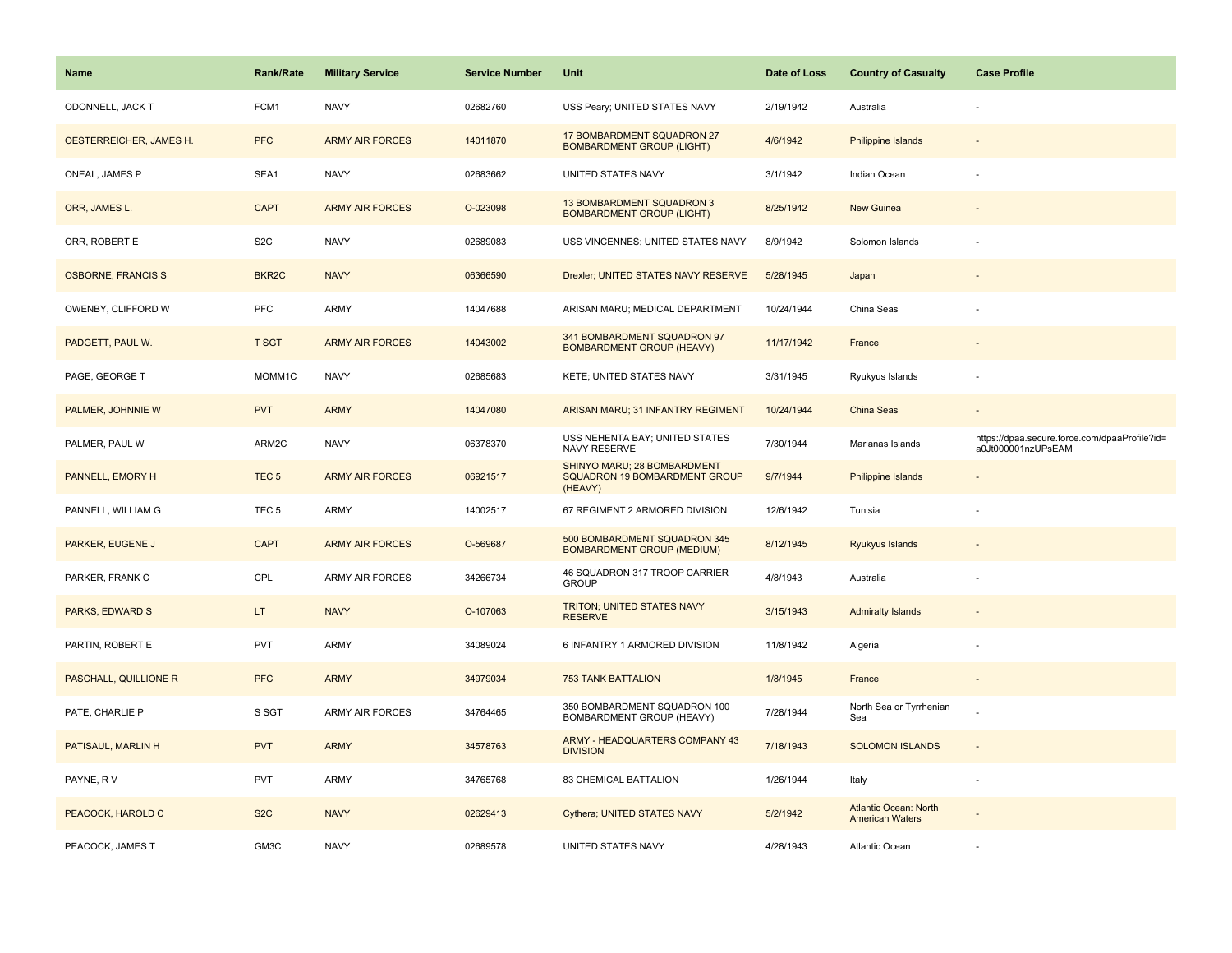| Name | Rank/Rate | Military Service | Service Number | Unit | Date of Loss | Country of Casualty | Case Profile |
|---|---|---|---|---|---|---|---|
| ODONNELL, JACK T | FCM1 | NAVY | 02682760 | USS Peary; UNITED STATES NAVY | 2/19/1942 | Australia | - |
| OESTERREICHER, JAMES H. | PFC | ARMY AIR FORCES | 14011870 | 17 BOMBARDMENT SQUADRON 27 BOMBARDMENT GROUP (LIGHT) | 4/6/1942 | Philippine Islands | - |
| ONEAL, JAMES P | SEA1 | NAVY | 02683662 | UNITED STATES NAVY | 3/1/1942 | Indian Ocean | - |
| ORR, JAMES L. | CAPT | ARMY AIR FORCES | O-023098 | 13 BOMBARDMENT SQUADRON 3 BOMBARDMENT GROUP (LIGHT) | 8/25/1942 | New Guinea | - |
| ORR, ROBERT E | S2C | NAVY | 02689083 | USS VINCENNES; UNITED STATES NAVY | 8/9/1942 | Solomon Islands | - |
| OSBORNE, FRANCIS S | BKR2C | NAVY | 06366590 | Drexler; UNITED STATES NAVY RESERVE | 5/28/1945 | Japan | - |
| OWENBY, CLIFFORD W | PFC | ARMY | 14047688 | ARISAN MARU; MEDICAL DEPARTMENT | 10/24/1944 | China Seas | - |
| PADGETT, PAUL W. | T SGT | ARMY AIR FORCES | 14043002 | 341 BOMBARDMENT SQUADRON 97 BOMBARDMENT GROUP (HEAVY) | 11/17/1942 | France | - |
| PAGE, GEORGE T | MOMM1C | NAVY | 02685683 | KETE; UNITED STATES NAVY | 3/31/1945 | Ryukyus Islands | - |
| PALMER, JOHNNIE W | PVT | ARMY | 14047080 | ARISAN MARU; 31 INFANTRY REGIMENT | 10/24/1944 | China Seas | - |
| PALMER, PAUL W | ARM2C | NAVY | 06378370 | USS NEHENTA BAY; UNITED STATES NAVY RESERVE | 7/30/1944 | Marianas Islands | https://dpaa.secure.force.com/dpaaProfile?id=a0Jt000001nzUPsEAM |
| PANNELL, EMORY H | TEC 5 | ARMY AIR FORCES | 06921517 | SHINYO MARU; 28 BOMBARDMENT SQUADRON 19 BOMBARDMENT GROUP (HEAVY) | 9/7/1944 | Philippine Islands | - |
| PANNELL, WILLIAM G | TEC 5 | ARMY | 14002517 | 67 REGIMENT 2 ARMORED DIVISION | 12/6/1942 | Tunisia | - |
| PARKER, EUGENE J | CAPT | ARMY AIR FORCES | O-569687 | 500 BOMBARDMENT SQUADRON 345 BOMBARDMENT GROUP (MEDIUM) | 8/12/1945 | Ryukyus Islands | - |
| PARKER, FRANK C | CPL | ARMY AIR FORCES | 34266734 | 46 SQUADRON 317 TROOP CARRIER GROUP | 4/8/1943 | Australia | - |
| PARKS, EDWARD S | LT | NAVY | O-107063 | TRITON; UNITED STATES NAVY RESERVE | 3/15/1943 | Admiralty Islands | - |
| PARTIN, ROBERT E | PVT | ARMY | 34089024 | 6 INFANTRY 1 ARMORED DIVISION | 11/8/1942 | Algeria | - |
| PASCHALL, QUILLIONE R | PFC | ARMY | 34979034 | 753 TANK BATTALION | 1/8/1945 | France | - |
| PATE, CHARLIE P | S SGT | ARMY AIR FORCES | 34764465 | 350 BOMBARDMENT SQUADRON 100 BOMBARDMENT GROUP (HEAVY) | 7/28/1944 | North Sea or Tyrrhenian Sea | - |
| PATISAUL, MARLIN H | PVT | ARMY | 34578763 | ARMY - HEADQUARTERS COMPANY 43 DIVISION | 7/18/1943 | SOLOMON ISLANDS | - |
| PAYNE, R V | PVT | ARMY | 34765768 | 83 CHEMICAL BATTALION | 1/26/1944 | Italy | - |
| PEACOCK, HAROLD C | S2C | NAVY | 02629413 | Cythera; UNITED STATES NAVY | 5/2/1942 | Atlantic Ocean: North American Waters | - |
| PEACOCK, JAMES T | GM3C | NAVY | 02689578 | UNITED STATES NAVY | 4/28/1943 | Atlantic Ocean | - |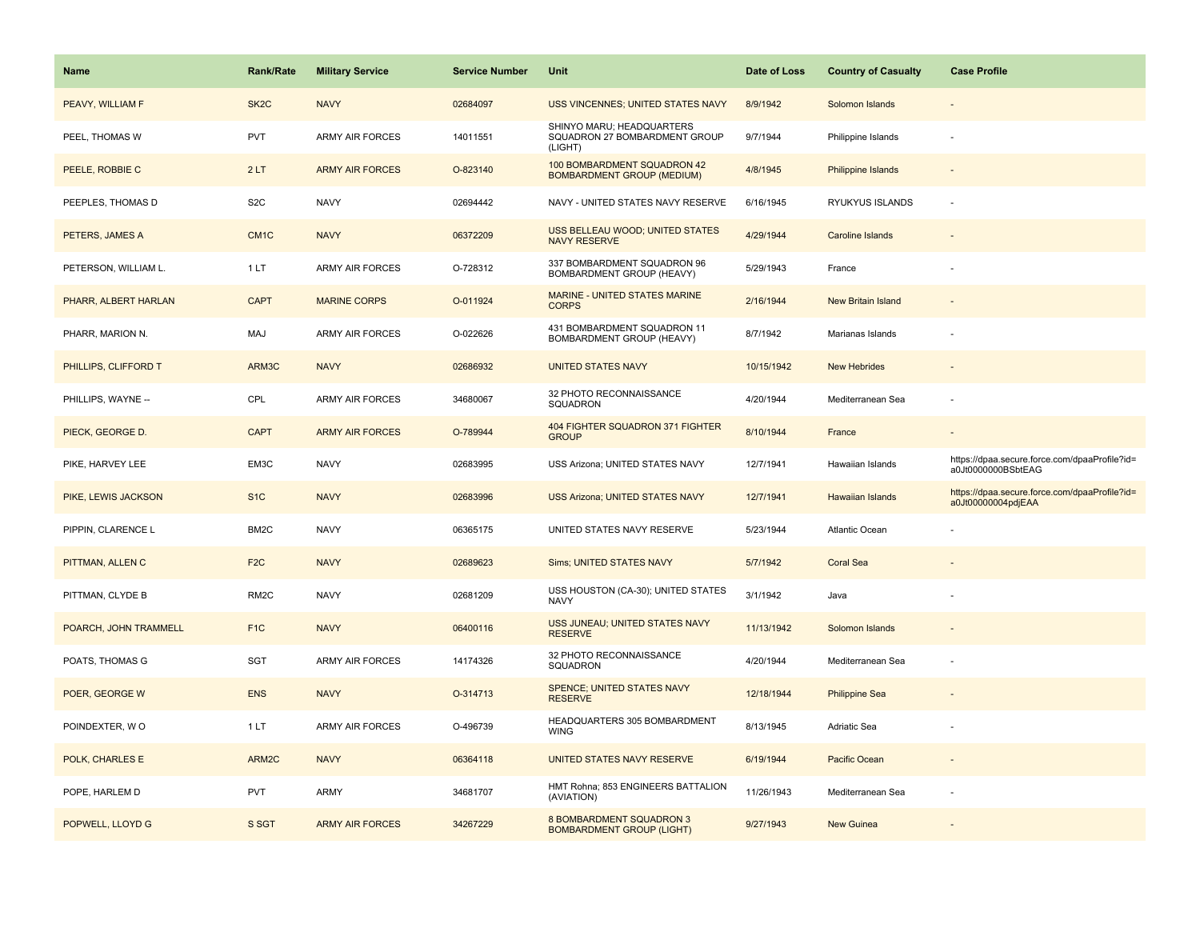| Name | Rank/Rate | Military Service | Service Number | Unit | Date of Loss | Country of Casualty | Case Profile |
| --- | --- | --- | --- | --- | --- | --- | --- |
| PEAVY, WILLIAM F | SK2C | NAVY | 02684097 | USS VINCENNES; UNITED STATES NAVY | 8/9/1942 | Solomon Islands | - |
| PEEL, THOMAS W | PVT | ARMY AIR FORCES | 14011551 | SHINYO MARU; HEADQUARTERS SQUADRON 27 BOMBARDMENT GROUP (LIGHT) | 9/7/1944 | Philippine Islands | - |
| PEELE, ROBBIE C | 2 LT | ARMY AIR FORCES | O-823140 | 100 BOMBARDMENT SQUADRON 42 BOMBARDMENT GROUP (MEDIUM) | 4/8/1945 | Philippine Islands | - |
| PEEPLES, THOMAS D | S2C | NAVY | 02694442 | NAVY - UNITED STATES NAVY RESERVE | 6/16/1945 | RYUKYUS ISLANDS | - |
| PETERS, JAMES A | CM1C | NAVY | 06372209 | USS BELLEAU WOOD; UNITED STATES NAVY RESERVE | 4/29/1944 | Caroline Islands | - |
| PETERSON, WILLIAM L. | 1 LT | ARMY AIR FORCES | O-728312 | 337 BOMBARDMENT SQUADRON 96 BOMBARDMENT GROUP (HEAVY) | 5/29/1943 | France | - |
| PHARR, ALBERT HARLAN | CAPT | MARINE CORPS | O-011924 | MARINE - UNITED STATES MARINE CORPS | 2/16/1944 | New Britain Island | - |
| PHARR, MARION N. | MAJ | ARMY AIR FORCES | O-022626 | 431 BOMBARDMENT SQUADRON 11 BOMBARDMENT GROUP (HEAVY) | 8/7/1942 | Marianas Islands | - |
| PHILLIPS, CLIFFORD T | ARM3C | NAVY | 02686932 | UNITED STATES NAVY | 10/15/1942 | New Hebrides | - |
| PHILLIPS, WAYNE -- | CPL | ARMY AIR FORCES | 34680067 | 32 PHOTO RECONNAISSANCE SQUADRON | 4/20/1944 | Mediterranean Sea | - |
| PIECK, GEORGE D. | CAPT | ARMY AIR FORCES | O-789944 | 404 FIGHTER SQUADRON 371 FIGHTER GROUP | 8/10/1944 | France | - |
| PIKE, HARVEY LEE | EM3C | NAVY | 02683995 | USS Arizona; UNITED STATES NAVY | 12/7/1941 | Hawaiian Islands | https://dpaa.secure.force.com/dpaaProfile?id=a0Jt0000000BSbtEAG |
| PIKE, LEWIS JACKSON | S1C | NAVY | 02683996 | USS Arizona; UNITED STATES NAVY | 12/7/1941 | Hawaiian Islands | https://dpaa.secure.force.com/dpaaProfile?id=a0Jt00000004pdjEAA |
| PIPPIN, CLARENCE L | BM2C | NAVY | 06365175 | UNITED STATES NAVY RESERVE | 5/23/1944 | Atlantic Ocean | - |
| PITTMAN, ALLEN C | F2C | NAVY | 02689623 | Sims; UNITED STATES NAVY | 5/7/1942 | Coral Sea | - |
| PITTMAN, CLYDE B | RM2C | NAVY | 02681209 | USS HOUSTON (CA-30); UNITED STATES NAVY | 3/1/1942 | Java | - |
| POARCH, JOHN TRAMMELL | F1C | NAVY | 06400116 | USS JUNEAU; UNITED STATES NAVY RESERVE | 11/13/1942 | Solomon Islands | - |
| POATS, THOMAS G | SGT | ARMY AIR FORCES | 14174326 | 32 PHOTO RECONNAISSANCE SQUADRON | 4/20/1944 | Mediterranean Sea | - |
| POER, GEORGE W | ENS | NAVY | O-314713 | SPENCE; UNITED STATES NAVY RESERVE | 12/18/1944 | Philippine Sea | - |
| POINDEXTER, W O | 1 LT | ARMY AIR FORCES | O-496739 | HEADQUARTERS 305 BOMBARDMENT WING | 8/13/1945 | Adriatic Sea | - |
| POLK, CHARLES E | ARM2C | NAVY | 06364118 | UNITED STATES NAVY RESERVE | 6/19/1944 | Pacific Ocean | - |
| POPE, HARLEM D | PVT | ARMY | 34681707 | HMT Rohna; 853 ENGINEERS BATTALION (AVIATION) | 11/26/1943 | Mediterranean Sea | - |
| POPWELL, LLOYD G | S SGT | ARMY AIR FORCES | 34267229 | 8 BOMBARDMENT SQUADRON 3 BOMBARDMENT GROUP (LIGHT) | 9/27/1943 | New Guinea | - |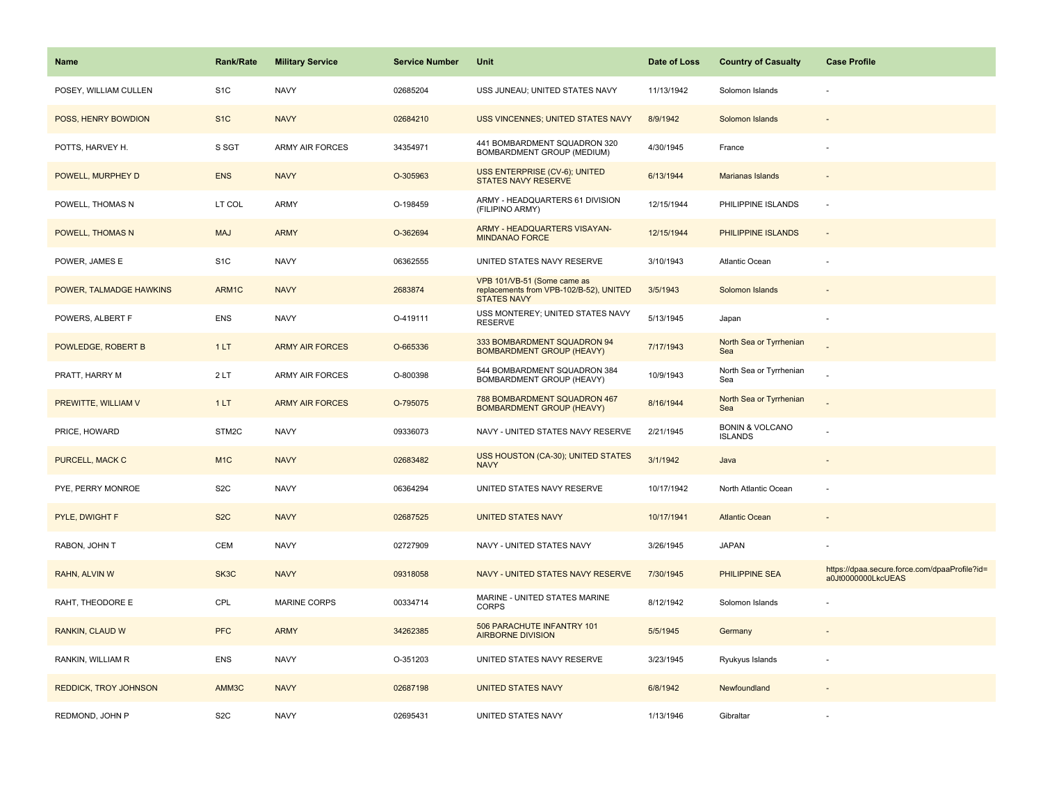| Name | Rank/Rate | Military Service | Service Number | Unit | Date of Loss | Country of Casualty | Case Profile |
|---|---|---|---|---|---|---|---|
| POSEY, WILLIAM CULLEN | S1C | NAVY | 02685204 | USS JUNEAU; UNITED STATES NAVY | 11/13/1942 | Solomon Islands | - |
| POSS, HENRY BOWDION | S1C | NAVY | 02684210 | USS VINCENNES; UNITED STATES NAVY | 8/9/1942 | Solomon Islands | - |
| POTTS, HARVEY H. | S SGT | ARMY AIR FORCES | 34354971 | 441 BOMBARDMENT SQUADRON 320 BOMBARDMENT GROUP (MEDIUM) | 4/30/1945 | France | - |
| POWELL, MURPHEY D | ENS | NAVY | O-305963 | USS ENTERPRISE (CV-6); UNITED STATES NAVY RESERVE | 6/13/1944 | Marianas Islands | - |
| POWELL, THOMAS N | LT COL | ARMY | O-198459 | ARMY - HEADQUARTERS 61 DIVISION (FILIPINO ARMY) | 12/15/1944 | PHILIPPINE ISLANDS | - |
| POWELL, THOMAS N | MAJ | ARMY | O-362694 | ARMY - HEADQUARTERS VISAYAN-MINDANAO FORCE | 12/15/1944 | PHILIPPINE ISLANDS | - |
| POWER, JAMES E | S1C | NAVY | 06362555 | UNITED STATES NAVY RESERVE | 3/10/1943 | Atlantic Ocean | - |
| POWER, TALMADGE HAWKINS | ARM1C | NAVY | 2683874 | VPB 101/VB-51 (Some came as replacements from VPB-102/B-52), UNITED STATES NAVY | 3/5/1943 | Solomon Islands | - |
| POWERS, ALBERT F | ENS | NAVY | O-419111 | USS MONTEREY; UNITED STATES NAVY RESERVE | 5/13/1945 | Japan | - |
| POWLEDGE, ROBERT B | 1 LT | ARMY AIR FORCES | O-665336 | 333 BOMBARDMENT SQUADRON 94 BOMBARDMENT GROUP (HEAVY) | 7/17/1943 | North Sea or Tyrrhenian Sea | - |
| PRATT, HARRY M | 2 LT | ARMY AIR FORCES | O-800398 | 544 BOMBARDMENT SQUADRON 384 BOMBARDMENT GROUP (HEAVY) | 10/9/1943 | North Sea or Tyrrhenian Sea | - |
| PREWITTE, WILLIAM V | 1 LT | ARMY AIR FORCES | O-795075 | 788 BOMBARDMENT SQUADRON 467 BOMBARDMENT GROUP (HEAVY) | 8/16/1944 | North Sea or Tyrrhenian Sea | - |
| PRICE, HOWARD | STM2C | NAVY | 09336073 | NAVY - UNITED STATES NAVY RESERVE | 2/21/1945 | BONIN & VOLCANO ISLANDS | - |
| PURCELL, MACK C | M1C | NAVY | 02683482 | USS HOUSTON (CA-30); UNITED STATES NAVY | 3/1/1942 | Java | - |
| PYE, PERRY MONROE | S2C | NAVY | 06364294 | UNITED STATES NAVY RESERVE | 10/17/1942 | North Atlantic Ocean | - |
| PYLE, DWIGHT F | S2C | NAVY | 02687525 | UNITED STATES NAVY | 10/17/1941 | Atlantic Ocean | - |
| RABON, JOHN T | CEM | NAVY | 02727909 | NAVY - UNITED STATES NAVY | 3/26/1945 | JAPAN | - |
| RAHN, ALVIN W | SK3C | NAVY | 09318058 | NAVY - UNITED STATES NAVY RESERVE | 7/30/1945 | PHILIPPINE SEA | https://dpaa.secure.force.com/dpaaProfile?id=a0Jt0000000LkcUEAS |
| RAHT, THEODORE E | CPL | MARINE CORPS | 00334714 | MARINE - UNITED STATES MARINE CORPS | 8/12/1942 | Solomon Islands | - |
| RANKIN, CLAUD W | PFC | ARMY | 34262385 | 506 PARACHUTE INFANTRY 101 AIRBORNE DIVISION | 5/5/1945 | Germany | - |
| RANKIN, WILLIAM R | ENS | NAVY | O-351203 | UNITED STATES NAVY RESERVE | 3/23/1945 | Ryukyus Islands | - |
| REDDICK, TROY JOHNSON | AMM3C | NAVY | 02687198 | UNITED STATES NAVY | 6/8/1942 | Newfoundland | - |
| REDMOND, JOHN P | S2C | NAVY | 02695431 | UNITED STATES NAVY | 1/13/1946 | Gibraltar | - |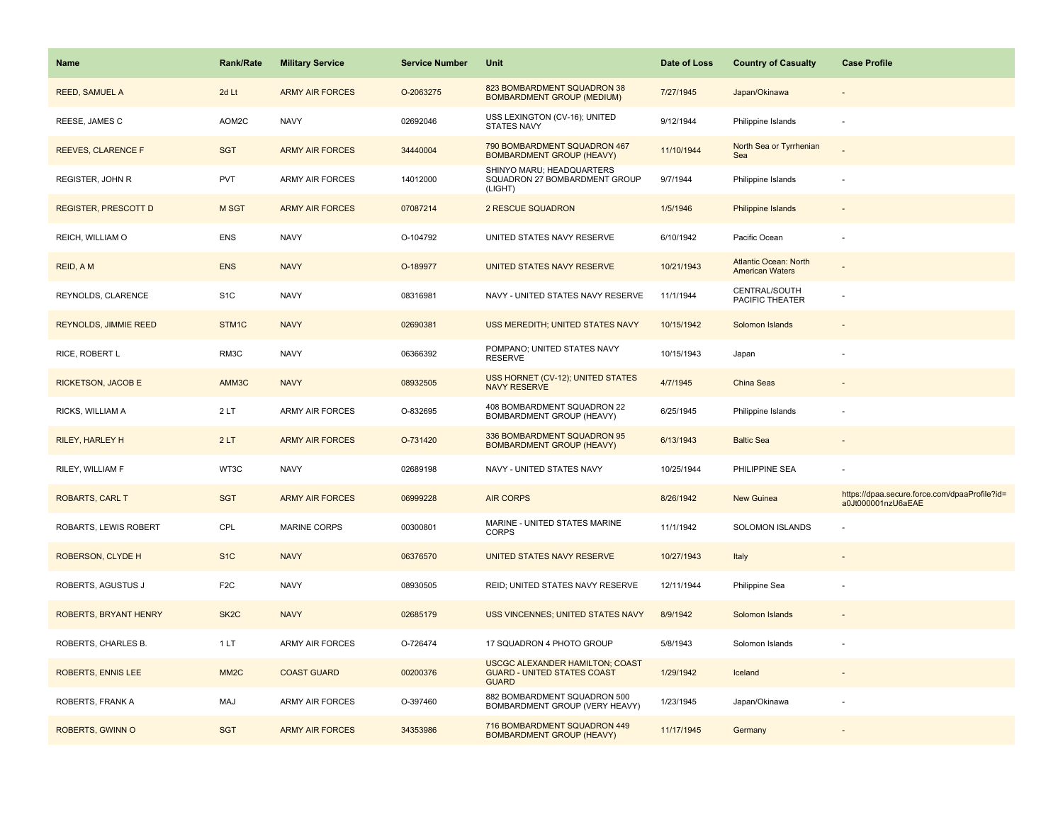| Name | Rank/Rate | Military Service | Service Number | Unit | Date of Loss | Country of Casualty | Case Profile |
|---|---|---|---|---|---|---|---|
| REED, SAMUEL A | 2d Lt | ARMY AIR FORCES | O-2063275 | 823 BOMBARDMENT SQUADRON 38 BOMBARDMENT GROUP (MEDIUM) | 7/27/1945 | Japan/Okinawa | - |
| REESE, JAMES C | AOM2C | NAVY | 02692046 | USS LEXINGTON (CV-16); UNITED STATES NAVY | 9/12/1944 | Philippine Islands | - |
| REEVES, CLARENCE F | SGT | ARMY AIR FORCES | 34440004 | 790 BOMBARDMENT SQUADRON 467 BOMBARDMENT GROUP (HEAVY) | 11/10/1944 | North Sea or Tyrrhenian Sea | - |
| REGISTER, JOHN R | PVT | ARMY AIR FORCES | 14012000 | SHINYO MARU; HEADQUARTERS SQUADRON 27 BOMBARDMENT GROUP (LIGHT) | 9/7/1944 | Philippine Islands | - |
| REGISTER, PRESCOTT D | M SGT | ARMY AIR FORCES | 07087214 | 2 RESCUE SQUADRON | 1/5/1946 | Philippine Islands | - |
| REICH, WILLIAM O | ENS | NAVY | O-104792 | UNITED STATES NAVY RESERVE | 6/10/1942 | Pacific Ocean | - |
| REID, A M | ENS | NAVY | O-189977 | UNITED STATES NAVY RESERVE | 10/21/1943 | Atlantic Ocean: North American Waters | - |
| REYNOLDS, CLARENCE | S1C | NAVY | 08316981 | NAVY - UNITED STATES NAVY RESERVE | 11/1/1944 | CENTRAL/SOUTH PACIFIC THEATER | - |
| REYNOLDS, JIMMIE REED | STM1C | NAVY | 02690381 | USS MEREDITH; UNITED STATES NAVY | 10/15/1942 | Solomon Islands | - |
| RICE, ROBERT L | RM3C | NAVY | 06366392 | POMPANO; UNITED STATES NAVY RESERVE | 10/15/1943 | Japan | - |
| RICKETSON, JACOB E | AMM3C | NAVY | 08932505 | USS HORNET (CV-12); UNITED STATES NAVY RESERVE | 4/7/1945 | China Seas | - |
| RICKS, WILLIAM A | 2 LT | ARMY AIR FORCES | O-832695 | 408 BOMBARDMENT SQUADRON 22 BOMBARDMENT GROUP (HEAVY) | 6/25/1945 | Philippine Islands | - |
| RILEY, HARLEY H | 2 LT | ARMY AIR FORCES | O-731420 | 336 BOMBARDMENT SQUADRON 95 BOMBARDMENT GROUP (HEAVY) | 6/13/1943 | Baltic Sea | - |
| RILEY, WILLIAM F | WT3C | NAVY | 02689198 | NAVY - UNITED STATES NAVY | 10/25/1944 | PHILIPPINE SEA | - |
| ROBARTS, CARL T | SGT | ARMY AIR FORCES | 06999228 | AIR CORPS | 8/26/1942 | New Guinea | https://dpaa.secure.force.com/dpaaProfile?id=a0Jt000001nzU6aEAE |
| ROBARTS, LEWIS ROBERT | CPL | MARINE CORPS | 00300801 | MARINE - UNITED STATES MARINE CORPS | 11/1/1942 | SOLOMON ISLANDS | - |
| ROBERSON, CLYDE H | S1C | NAVY | 06376570 | UNITED STATES NAVY RESERVE | 10/27/1943 | Italy | - |
| ROBERTS, AGUSTUS J | F2C | NAVY | 08930505 | REID; UNITED STATES NAVY RESERVE | 12/11/1944 | Philippine Sea | - |
| ROBERTS, BRYANT HENRY | SK2C | NAVY | 02685179 | USS VINCENNES; UNITED STATES NAVY | 8/9/1942 | Solomon Islands | - |
| ROBERTS, CHARLES B. | 1 LT | ARMY AIR FORCES | O-726474 | 17 SQUADRON 4 PHOTO GROUP | 5/8/1943 | Solomon Islands | - |
| ROBERTS, ENNIS LEE | MM2C | COAST GUARD | 00200376 | USCGC ALEXANDER HAMILTON; COAST GUARD - UNITED STATES COAST GUARD | 1/29/1942 | Iceland | - |
| ROBERTS, FRANK A | MAJ | ARMY AIR FORCES | O-397460 | 882 BOMBARDMENT SQUADRON 500 BOMBARDMENT GROUP (VERY HEAVY) | 1/23/1945 | Japan/Okinawa | - |
| ROBERTS, GWINN O | SGT | ARMY AIR FORCES | 34353986 | 716 BOMBARDMENT SQUADRON 449 BOMBARDMENT GROUP (HEAVY) | 11/17/1945 | Germany | - |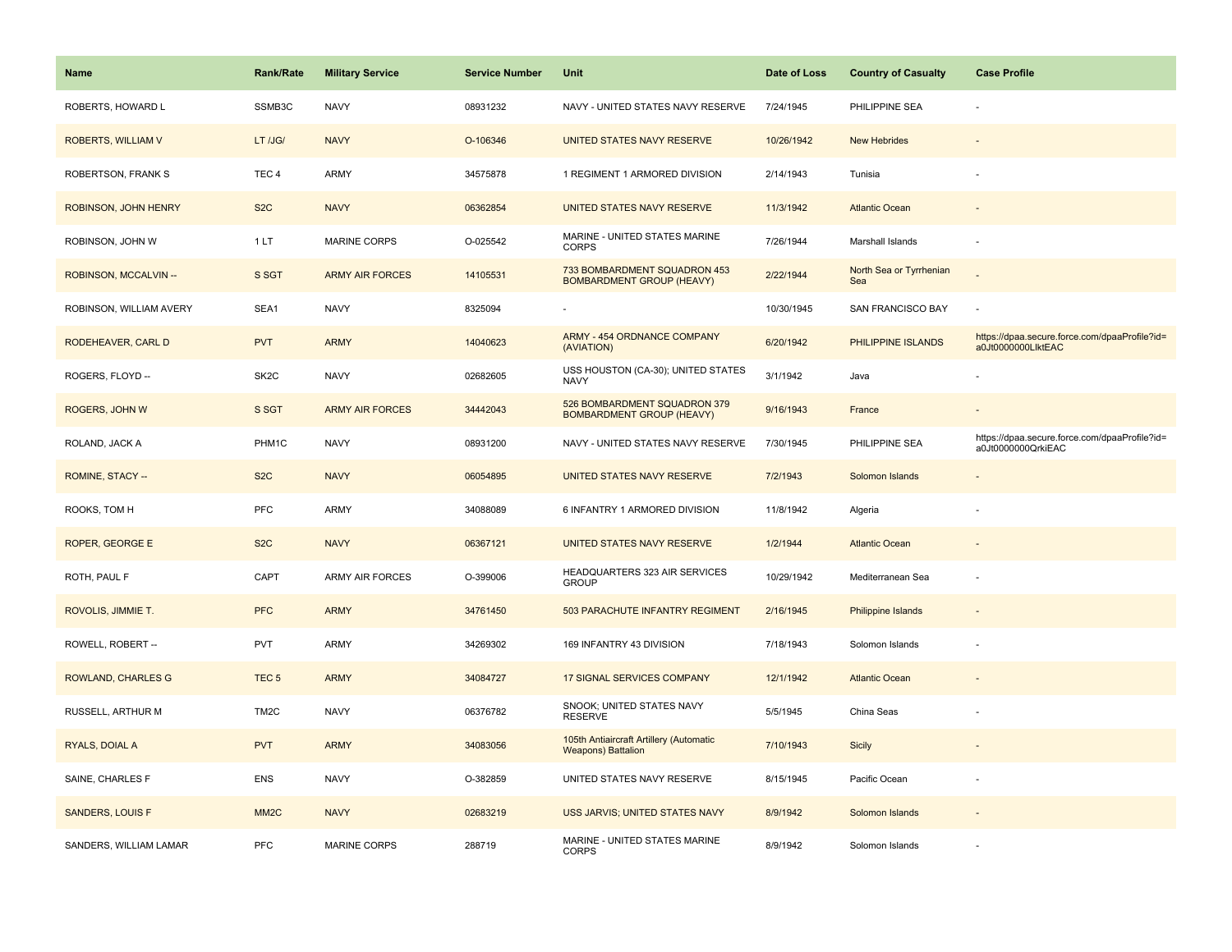| Name | Rank/Rate | Military Service | Service Number | Unit | Date of Loss | Country of Casualty | Case Profile |
|---|---|---|---|---|---|---|---|
| ROBERTS, HOWARD L | SSMB3C | NAVY | 08931232 | NAVY - UNITED STATES NAVY RESERVE | 7/24/1945 | PHILIPPINE SEA | - |
| ROBERTS, WILLIAM V | LT /JG/ | NAVY | O-106346 | UNITED STATES NAVY RESERVE | 10/26/1942 | New Hebrides | - |
| ROBERTSON, FRANK S | TEC 4 | ARMY | 34575878 | 1 REGIMENT 1 ARMORED DIVISION | 2/14/1943 | Tunisia | - |
| ROBINSON, JOHN HENRY | S2C | NAVY | 06362854 | UNITED STATES NAVY RESERVE | 11/3/1942 | Atlantic Ocean | - |
| ROBINSON, JOHN W | 1 LT | MARINE CORPS | O-025542 | MARINE - UNITED STATES MARINE CORPS | 7/26/1944 | Marshall Islands | - |
| ROBINSON, MCCALVIN -- | S SGT | ARMY AIR FORCES | 14105531 | 733 BOMBARDMENT SQUADRON 453 BOMBARDMENT GROUP (HEAVY) | 2/22/1944 | North Sea or Tyrrhenian Sea | - |
| ROBINSON, WILLIAM AVERY | SEA1 | NAVY | 8325094 | - | 10/30/1945 | SAN FRANCISCO BAY | - |
| RODEHEAVER, CARL D | PVT | ARMY | 14040623 | ARMY - 454 ORDNANCE COMPANY (AVIATION) | 6/20/1942 | PHILIPPINE ISLANDS | https://dpaa.secure.force.com/dpaaProfile?id=a0Jt0000000LlktEAC |
| ROGERS, FLOYD -- | SK2C | NAVY | 02682605 | USS HOUSTON (CA-30); UNITED STATES NAVY | 3/1/1942 | Java | - |
| ROGERS, JOHN W | S SGT | ARMY AIR FORCES | 34442043 | 526 BOMBARDMENT SQUADRON 379 BOMBARDMENT GROUP (HEAVY) | 9/16/1943 | France | - |
| ROLAND, JACK A | PHM1C | NAVY | 08931200 | NAVY - UNITED STATES NAVY RESERVE | 7/30/1945 | PHILIPPINE SEA | https://dpaa.secure.force.com/dpaaProfile?id=a0Jt0000000QrkiEAC |
| ROMINE, STACY -- | S2C | NAVY | 06054895 | UNITED STATES NAVY RESERVE | 7/2/1943 | Solomon Islands | - |
| ROOKS, TOM H | PFC | ARMY | 34088089 | 6 INFANTRY 1 ARMORED DIVISION | 11/8/1942 | Algeria | - |
| ROPER, GEORGE E | S2C | NAVY | 06367121 | UNITED STATES NAVY RESERVE | 1/2/1944 | Atlantic Ocean | - |
| ROTH, PAUL F | CAPT | ARMY AIR FORCES | O-399006 | HEADQUARTERS 323 AIR SERVICES GROUP | 10/29/1942 | Mediterranean Sea | - |
| ROVOLIS, JIMMIE T. | PFC | ARMY | 34761450 | 503 PARACHUTE INFANTRY REGIMENT | 2/16/1945 | Philippine Islands | - |
| ROWELL, ROBERT -- | PVT | ARMY | 34269302 | 169 INFANTRY 43 DIVISION | 7/18/1943 | Solomon Islands | - |
| ROWLAND, CHARLES G | TEC 5 | ARMY | 34084727 | 17 SIGNAL SERVICES COMPANY | 12/1/1942 | Atlantic Ocean | - |
| RUSSELL, ARTHUR M | TM2C | NAVY | 06376782 | SNOOK; UNITED STATES NAVY RESERVE | 5/5/1945 | China Seas | - |
| RYALS, DOIAL A | PVT | ARMY | 34083056 | 105th Antiaircraft Artillery (Automatic Weapons) Battalion | 7/10/1943 | Sicily | - |
| SAINE, CHARLES F | ENS | NAVY | O-382859 | UNITED STATES NAVY RESERVE | 8/15/1945 | Pacific Ocean | - |
| SANDERS, LOUIS F | MM2C | NAVY | 02683219 | USS JARVIS; UNITED STATES NAVY | 8/9/1942 | Solomon Islands | - |
| SANDERS, WILLIAM LAMAR | PFC | MARINE CORPS | 288719 | MARINE - UNITED STATES MARINE CORPS | 8/9/1942 | Solomon Islands | - |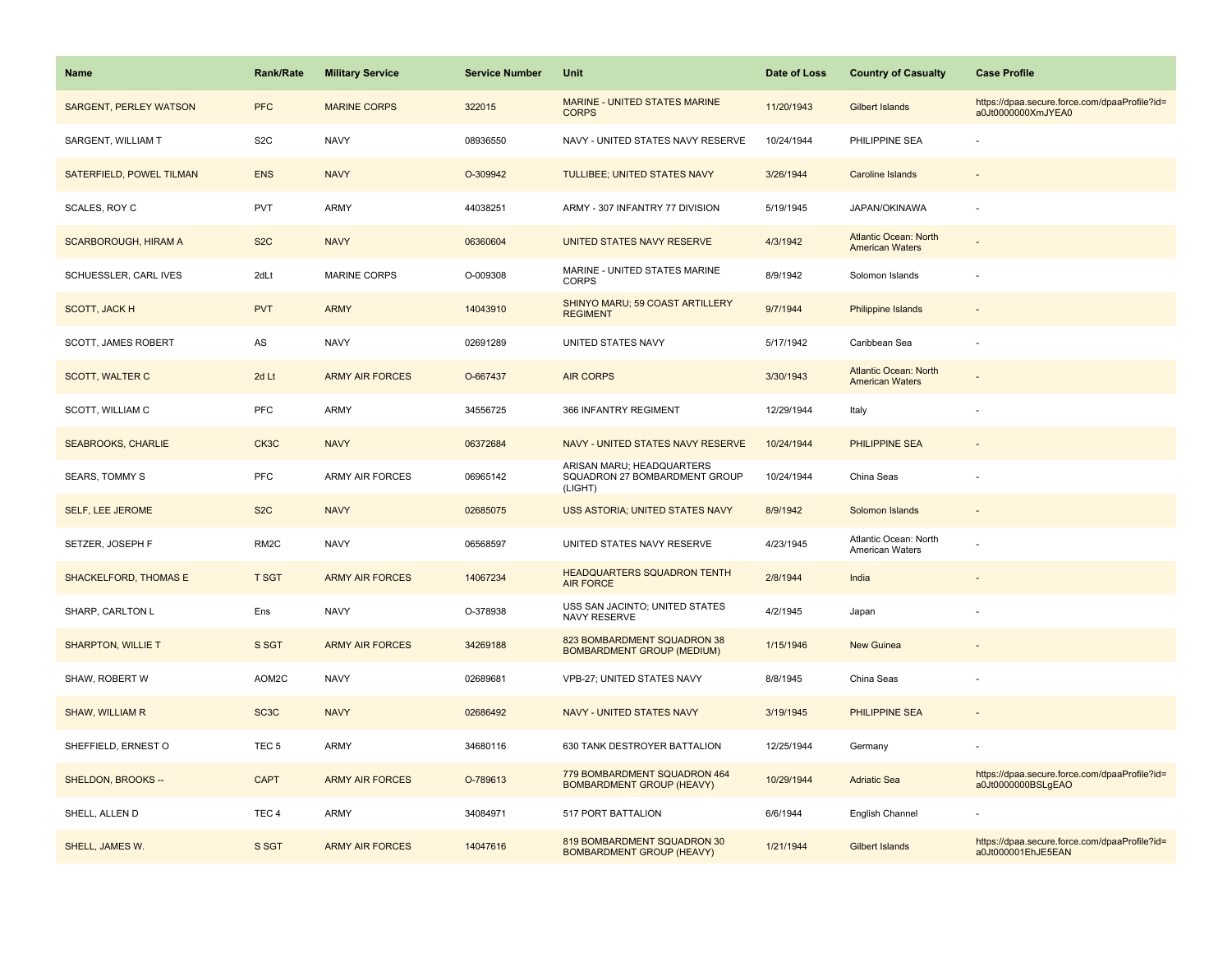| Name | Rank/Rate | Military Service | Service Number | Unit | Date of Loss | Country of Casualty | Case Profile |
|---|---|---|---|---|---|---|---|
| SARGENT, PERLEY WATSON | PFC | MARINE CORPS | 322015 | MARINE - UNITED STATES MARINE CORPS | 11/20/1943 | Gilbert Islands | https://dpaa.secure.force.com/dpaaProfile?id=a0Jt0000000XmJYEA0 |
| SARGENT, WILLIAM T | S2C | NAVY | 08936550 | NAVY - UNITED STATES NAVY RESERVE | 10/24/1944 | PHILIPPINE SEA | - |
| SATERFIELD, POWEL TILMAN | ENS | NAVY | O-309942 | TULLIBEE; UNITED STATES NAVY | 3/26/1944 | Caroline Islands | - |
| SCALES, ROY C | PVT | ARMY | 44038251 | ARMY - 307 INFANTRY 77 DIVISION | 5/19/1945 | JAPAN/OKINAWA | - |
| SCARBOROUGH, HIRAM A | S2C | NAVY | 06360604 | UNITED STATES NAVY RESERVE | 4/3/1942 | Atlantic Ocean: North American Waters | - |
| SCHUESSLER, CARL IVES | 2dLt | MARINE CORPS | O-009308 | MARINE - UNITED STATES MARINE CORPS | 8/9/1942 | Solomon Islands | - |
| SCOTT, JACK H | PVT | ARMY | 14043910 | SHINYO MARU; 59 COAST ARTILLERY REGIMENT | 9/7/1944 | Philippine Islands | - |
| SCOTT, JAMES ROBERT | AS | NAVY | 02691289 | UNITED STATES NAVY | 5/17/1942 | Caribbean Sea | - |
| SCOTT, WALTER C | 2d Lt | ARMY AIR FORCES | O-667437 | AIR CORPS | 3/30/1943 | Atlantic Ocean: North American Waters | - |
| SCOTT, WILLIAM C | PFC | ARMY | 34556725 | 366 INFANTRY REGIMENT | 12/29/1944 | Italy | - |
| SEABROOKS, CHARLIE | CK3C | NAVY | 06372684 | NAVY - UNITED STATES NAVY RESERVE | 10/24/1944 | PHILIPPINE SEA | - |
| SEARS, TOMMY S | PFC | ARMY AIR FORCES | 06965142 | ARISAN MARU; HEADQUARTERS SQUADRON 27 BOMBARDMENT GROUP (LIGHT) | 10/24/1944 | China Seas | - |
| SELF, LEE JEROME | S2C | NAVY | 02685075 | USS ASTORIA; UNITED STATES NAVY | 8/9/1942 | Solomon Islands | - |
| SETZER, JOSEPH F | RM2C | NAVY | 06568597 | UNITED STATES NAVY RESERVE | 4/23/1945 | Atlantic Ocean: North American Waters | - |
| SHACKELFORD, THOMAS E | T SGT | ARMY AIR FORCES | 14067234 | HEADQUARTERS SQUADRON TENTH AIR FORCE | 2/8/1944 | India | - |
| SHARP, CARLTON L | Ens | NAVY | O-378938 | USS SAN JACINTO; UNITED STATES NAVY RESERVE | 4/2/1945 | Japan | - |
| SHARPTON, WILLIE T | S SGT | ARMY AIR FORCES | 34269188 | 823 BOMBARDMENT SQUADRON 38 BOMBARDMENT GROUP (MEDIUM) | 1/15/1946 | New Guinea | - |
| SHAW, ROBERT W | AOM2C | NAVY | 02689681 | VPB-27; UNITED STATES NAVY | 8/8/1945 | China Seas | - |
| SHAW, WILLIAM R | SC3C | NAVY | 02686492 | NAVY - UNITED STATES NAVY | 3/19/1945 | PHILIPPINE SEA | - |
| SHEFFIELD, ERNEST O | TEC 5 | ARMY | 34680116 | 630 TANK DESTROYER BATTALION | 12/25/1944 | Germany | - |
| SHELDON, BROOKS -- | CAPT | ARMY AIR FORCES | O-789613 | 779 BOMBARDMENT SQUADRON 464 BOMBARDMENT GROUP (HEAVY) | 10/29/1944 | Adriatic Sea | https://dpaa.secure.force.com/dpaaProfile?id=a0Jt0000000BSLgEAO |
| SHELL, ALLEN D | TEC 4 | ARMY | 34084971 | 517 PORT BATTALION | 6/6/1944 | English Channel | - |
| SHELL, JAMES W. | S SGT | ARMY AIR FORCES | 14047616 | 819 BOMBARDMENT SQUADRON 30 BOMBARDMENT GROUP (HEAVY) | 1/21/1944 | Gilbert Islands | https://dpaa.secure.force.com/dpaaProfile?id=a0Jt000001EhJE5EAN |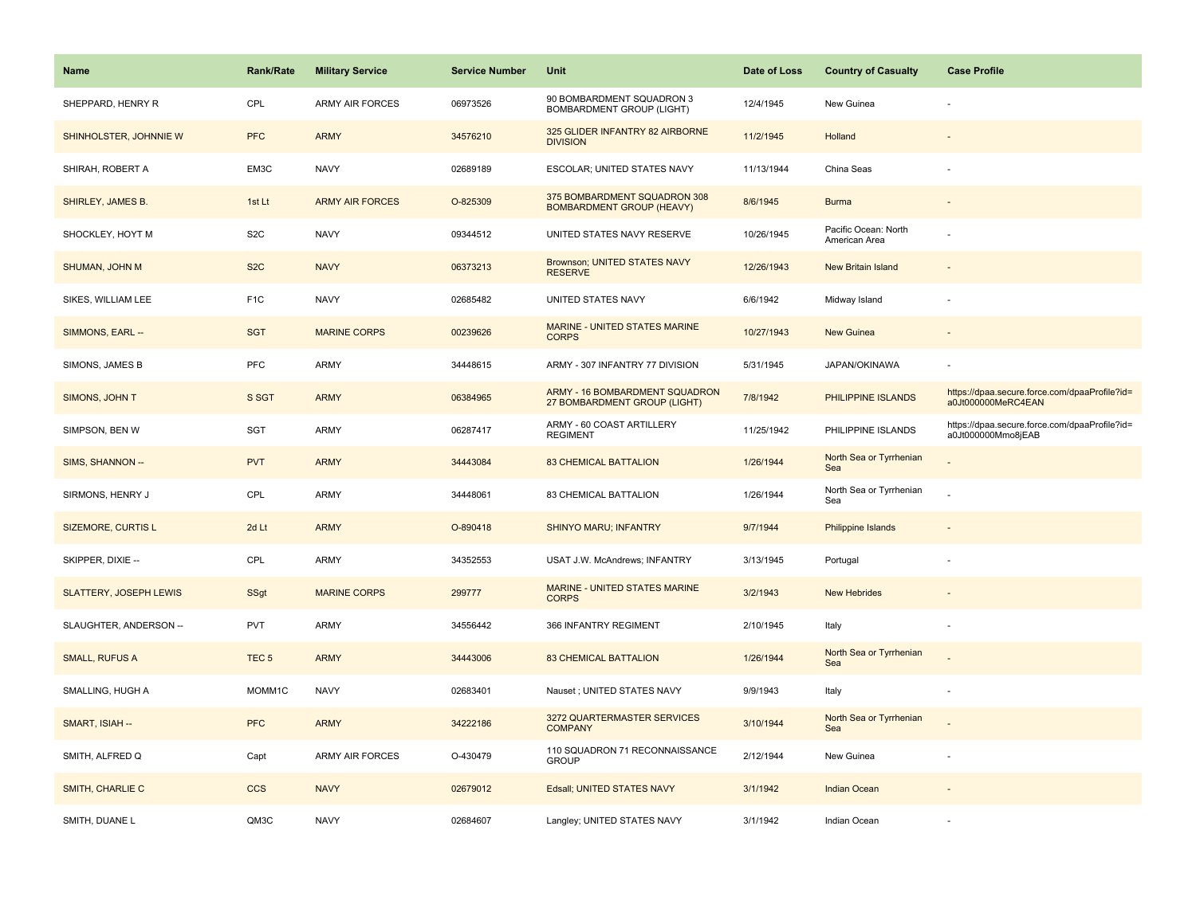| Name | Rank/Rate | Military Service | Service Number | Unit | Date of Loss | Country of Casualty | Case Profile |
|---|---|---|---|---|---|---|---|
| SHEPPARD, HENRY R | CPL | ARMY AIR FORCES | 06973526 | 90 BOMBARDMENT SQUADRON 3 BOMBARDMENT GROUP (LIGHT) | 12/4/1945 | New Guinea | - |
| SHINHOLSTER, JOHNNIE W | PFC | ARMY | 34576210 | 325 GLIDER INFANTRY 82 AIRBORNE DIVISION | 11/2/1945 | Holland | - |
| SHIRAH, ROBERT A | EM3C | NAVY | 02689189 | ESCOLAR; UNITED STATES NAVY | 11/13/1944 | China Seas | - |
| SHIRLEY, JAMES B. | 1st Lt | ARMY AIR FORCES | O-825309 | 375 BOMBARDMENT SQUADRON 308 BOMBARDMENT GROUP (HEAVY) | 8/6/1945 | Burma | - |
| SHOCKLEY, HOYT M | S2C | NAVY | 09344512 | UNITED STATES NAVY RESERVE | 10/26/1945 | Pacific Ocean: North American Area | - |
| SHUMAN, JOHN M | S2C | NAVY | 06373213 | Brownson; UNITED STATES NAVY RESERVE | 12/26/1943 | New Britain Island | - |
| SIKES, WILLIAM LEE | F1C | NAVY | 02685482 | UNITED STATES NAVY | 6/6/1942 | Midway Island | - |
| SIMMONS, EARL -- | SGT | MARINE CORPS | 00239626 | MARINE - UNITED STATES MARINE CORPS | 10/27/1943 | New Guinea | - |
| SIMONS, JAMES B | PFC | ARMY | 34448615 | ARMY - 307 INFANTRY 77 DIVISION | 5/31/1945 | JAPAN/OKINAWA | - |
| SIMONS, JOHN T | S SGT | ARMY | 06384965 | ARMY - 16 BOMBARDMENT SQUADRON 27 BOMBARDMENT GROUP (LIGHT) | 7/8/1942 | PHILIPPINE ISLANDS | https://dpaa.secure.force.com/dpaaProfile?id=a0Jt000000MeRC4EAN |
| SIMPSON, BEN W | SGT | ARMY | 06287417 | ARMY - 60 COAST ARTILLERY REGIMENT | 11/25/1942 | PHILIPPINE ISLANDS | https://dpaa.secure.force.com/dpaaProfile?id=a0Jt000000Mmo8jEAB |
| SIMS, SHANNON -- | PVT | ARMY | 34443084 | 83 CHEMICAL BATTALION | 1/26/1944 | North Sea or Tyrrhenian Sea | - |
| SIRMONS, HENRY J | CPL | ARMY | 34448061 | 83 CHEMICAL BATTALION | 1/26/1944 | North Sea or Tyrrhenian Sea | - |
| SIZEMORE, CURTIS L | 2d Lt | ARMY | O-890418 | SHINYO MARU; INFANTRY | 9/7/1944 | Philippine Islands | - |
| SKIPPER, DIXIE -- | CPL | ARMY | 34352553 | USAT J.W. McAndrews; INFANTRY | 3/13/1945 | Portugal | - |
| SLATTERY, JOSEPH LEWIS | SSgt | MARINE CORPS | 299777 | MARINE - UNITED STATES MARINE CORPS | 3/2/1943 | New Hebrides | - |
| SLAUGHTER, ANDERSON -- | PVT | ARMY | 34556442 | 366 INFANTRY REGIMENT | 2/10/1945 | Italy | - |
| SMALL, RUFUS A | TEC 5 | ARMY | 34443006 | 83 CHEMICAL BATTALION | 1/26/1944 | North Sea or Tyrrhenian Sea | - |
| SMALLING, HUGH A | MOMM1C | NAVY | 02683401 | Nauset ; UNITED STATES NAVY | 9/9/1943 | Italy | - |
| SMART, ISIAH -- | PFC | ARMY | 34222186 | 3272 QUARTERMASTER SERVICES COMPANY | 3/10/1944 | North Sea or Tyrrhenian Sea | - |
| SMITH, ALFRED Q | Capt | ARMY AIR FORCES | O-430479 | 110 SQUADRON 71 RECONNAISSANCE GROUP | 2/12/1944 | New Guinea | - |
| SMITH, CHARLIE C | CCS | NAVY | 02679012 | Edsall; UNITED STATES NAVY | 3/1/1942 | Indian Ocean | - |
| SMITH, DUANE L | QM3C | NAVY | 02684607 | Langley; UNITED STATES NAVY | 3/1/1942 | Indian Ocean | - |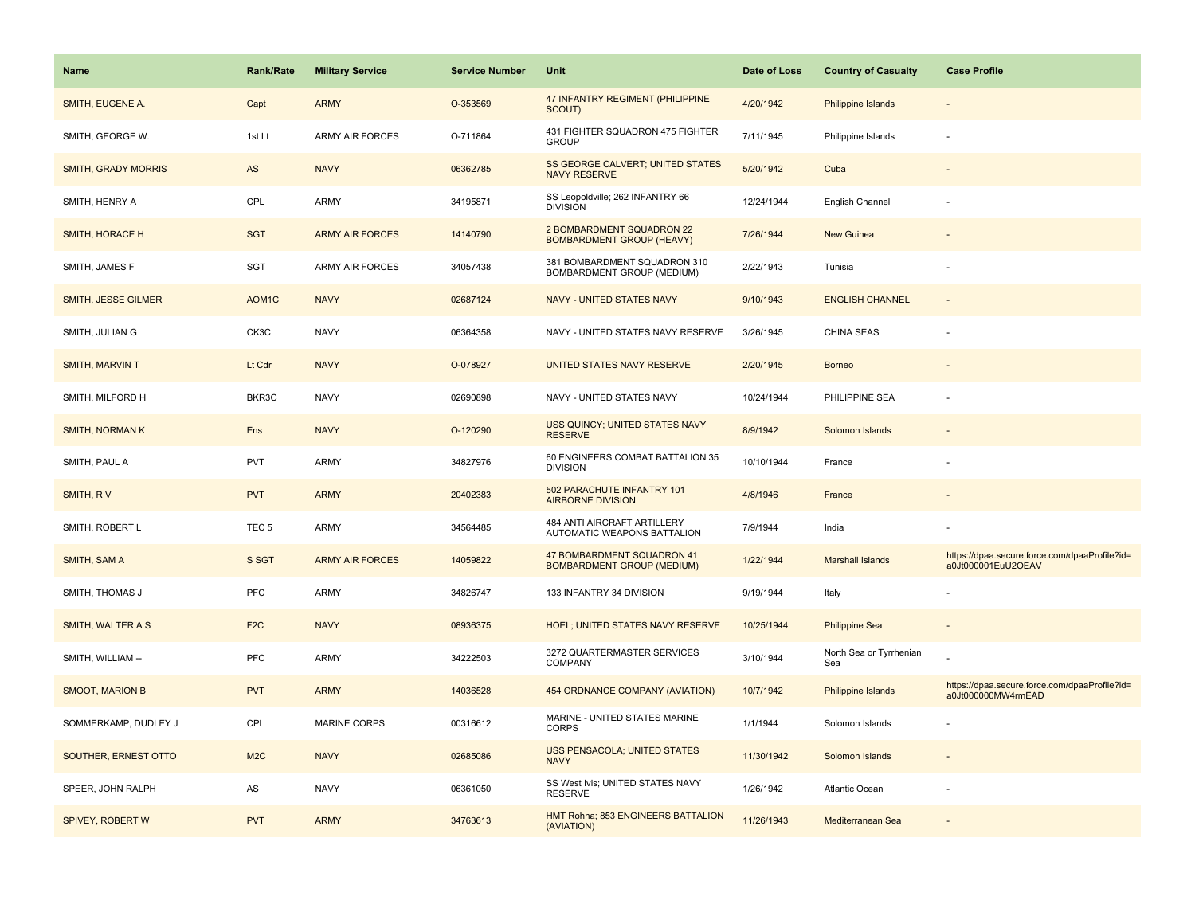| Name | Rank/Rate | Military Service | Service Number | Unit | Date of Loss | Country of Casualty | Case Profile |
|---|---|---|---|---|---|---|---|
| SMITH, EUGENE A. | Capt | ARMY | O-353569 | 47 INFANTRY REGIMENT (PHILIPPINE SCOUT) | 4/20/1942 | Philippine Islands | - |
| SMITH, GEORGE W. | 1st Lt | ARMY AIR FORCES | O-711864 | 431 FIGHTER SQUADRON 475 FIGHTER GROUP | 7/11/1945 | Philippine Islands | - |
| SMITH, GRADY MORRIS | AS | NAVY | 06362785 | SS GEORGE CALVERT; UNITED STATES NAVY RESERVE | 5/20/1942 | Cuba | - |
| SMITH, HENRY A | CPL | ARMY | 34195871 | SS Leopoldville; 262 INFANTRY 66 DIVISION | 12/24/1944 | English Channel | - |
| SMITH, HORACE H | SGT | ARMY AIR FORCES | 14140790 | 2 BOMBARDMENT SQUADRON 22 BOMBARDMENT GROUP (HEAVY) | 7/26/1944 | New Guinea | - |
| SMITH, JAMES F | SGT | ARMY AIR FORCES | 34057438 | 381 BOMBARDMENT SQUADRON 310 BOMBARDMENT GROUP (MEDIUM) | 2/22/1943 | Tunisia | - |
| SMITH, JESSE GILMER | AOM1C | NAVY | 02687124 | NAVY - UNITED STATES NAVY | 9/10/1943 | ENGLISH CHANNEL | - |
| SMITH, JULIAN G | CK3C | NAVY | 06364358 | NAVY - UNITED STATES NAVY RESERVE | 3/26/1945 | CHINA SEAS | - |
| SMITH, MARVIN T | Lt Cdr | NAVY | O-078927 | UNITED STATES NAVY RESERVE | 2/20/1945 | Borneo | - |
| SMITH, MILFORD H | BKR3C | NAVY | 02690898 | NAVY - UNITED STATES NAVY | 10/24/1944 | PHILIPPINE SEA | - |
| SMITH, NORMAN K | Ens | NAVY | O-120290 | USS QUINCY; UNITED STATES NAVY RESERVE | 8/9/1942 | Solomon Islands | - |
| SMITH, PAUL A | PVT | ARMY | 34827976 | 60 ENGINEERS COMBAT BATTALION 35 DIVISION | 10/10/1944 | France | - |
| SMITH, R V | PVT | ARMY | 20402383 | 502 PARACHUTE INFANTRY 101 AIRBORNE DIVISION | 4/8/1946 | France | - |
| SMITH, ROBERT L | TEC 5 | ARMY | 34564485 | 484 ANTI AIRCRAFT ARTILLERY AUTOMATIC WEAPONS BATTALION | 7/9/1944 | India | - |
| SMITH, SAM A | S SGT | ARMY AIR FORCES | 14059822 | 47 BOMBARDMENT SQUADRON 41 BOMBARDMENT GROUP (MEDIUM) | 1/22/1944 | Marshall Islands | https://dpaa.secure.force.com/dpaaProfile?id=a0Jt000001EuU2OEAV |
| SMITH, THOMAS J | PFC | ARMY | 34826747 | 133 INFANTRY 34 DIVISION | 9/19/1944 | Italy | - |
| SMITH, WALTER A S | F2C | NAVY | 08936375 | HOEL; UNITED STATES NAVY RESERVE | 10/25/1944 | Philippine Sea | - |
| SMITH, WILLIAM -- | PFC | ARMY | 34222503 | 3272 QUARTERMASTER SERVICES COMPANY | 3/10/1944 | North Sea or Tyrrhenian Sea | - |
| SMOOT, MARION B | PVT | ARMY | 14036528 | 454 ORDNANCE COMPANY (AVIATION) | 10/7/1942 | Philippine Islands | https://dpaa.secure.force.com/dpaaProfile?id=a0Jt000000MW4rmEAD |
| SOMMERKAMP, DUDLEY J | CPL | MARINE CORPS | 00316612 | MARINE - UNITED STATES MARINE CORPS | 1/1/1944 | Solomon Islands | - |
| SOUTHER, ERNEST OTTO | M2C | NAVY | 02685086 | USS PENSACOLA; UNITED STATES NAVY | 11/30/1942 | Solomon Islands | - |
| SPEER, JOHN RALPH | AS | NAVY | 06361050 | SS West Ivis; UNITED STATES NAVY RESERVE | 1/26/1942 | Atlantic Ocean | - |
| SPIVEY, ROBERT W | PVT | ARMY | 34763613 | HMT Rohna; 853 ENGINEERS BATTALION (AVIATION) | 11/26/1943 | Mediterranean Sea | - |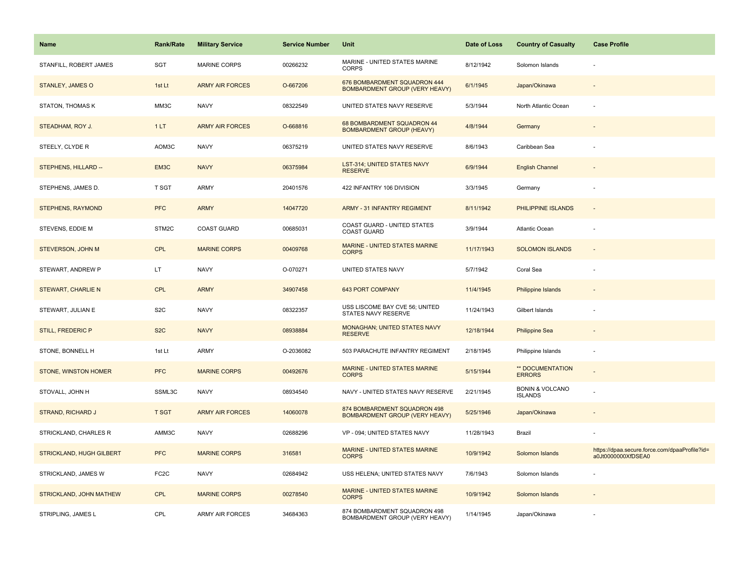| Name | Rank/Rate | Military Service | Service Number | Unit | Date of Loss | Country of Casualty | Case Profile |
|---|---|---|---|---|---|---|---|
| STANFILL, ROBERT JAMES | SGT | MARINE CORPS | 00266232 | MARINE - UNITED STATES MARINE CORPS | 8/12/1942 | Solomon Islands | - |
| STANLEY, JAMES O | 1st Lt | ARMY AIR FORCES | O-667206 | 676 BOMBARDMENT SQUADRON 444 BOMBARDMENT GROUP (VERY HEAVY) | 6/1/1945 | Japan/Okinawa | - |
| STATON, THOMAS K | MM3C | NAVY | 08322549 | UNITED STATES NAVY RESERVE | 5/3/1944 | North Atlantic Ocean | - |
| STEADHAM, ROY J. | 1 LT | ARMY AIR FORCES | O-668816 | 68 BOMBARDMENT SQUADRON 44 BOMBARDMENT GROUP (HEAVY) | 4/8/1944 | Germany | - |
| STEELY, CLYDE R | AOM3C | NAVY | 06375219 | UNITED STATES NAVY RESERVE | 8/6/1943 | Caribbean Sea | - |
| STEPHENS, HILLARD -- | EM3C | NAVY | 06375984 | LST-314; UNITED STATES NAVY RESERVE | 6/9/1944 | English Channel | - |
| STEPHENS, JAMES D. | T SGT | ARMY | 20401576 | 422 INFANTRY 106 DIVISION | 3/3/1945 | Germany | - |
| STEPHENS, RAYMOND | PFC | ARMY | 14047720 | ARMY - 31 INFANTRY REGIMENT | 8/11/1942 | PHILIPPINE ISLANDS | - |
| STEVENS, EDDIE M | STM2C | COAST GUARD | 00685031 | COAST GUARD - UNITED STATES COAST GUARD | 3/9/1944 | Atlantic Ocean | - |
| STEVERSON, JOHN M | CPL | MARINE CORPS | 00409768 | MARINE - UNITED STATES MARINE CORPS | 11/17/1943 | SOLOMON ISLANDS | - |
| STEWART, ANDREW P | LT | NAVY | O-070271 | UNITED STATES NAVY | 5/7/1942 | Coral Sea | - |
| STEWART, CHARLIE N | CPL | ARMY | 34907458 | 643 PORT COMPANY | 11/4/1945 | Philippine Islands | - |
| STEWART, JULIAN E | S2C | NAVY | 08322357 | USS LISCOME BAY CVE 56; UNITED STATES NAVY RESERVE | 11/24/1943 | Gilbert Islands | - |
| STILL, FREDERIC P | S2C | NAVY | 08938884 | MONAGHAN; UNITED STATES NAVY RESERVE | 12/18/1944 | Philippine Sea | - |
| STONE, BONNELL H | 1st Lt | ARMY | O-2036082 | 503 PARACHUTE INFANTRY REGIMENT | 2/18/1945 | Philippine Islands | - |
| STONE, WINSTON HOMER | PFC | MARINE CORPS | 00492676 | MARINE - UNITED STATES MARINE CORPS | 5/15/1944 | ** DOCUMENTATION ERRORS | - |
| STOVALL, JOHN H | SSML3C | NAVY | 08934540 | NAVY - UNITED STATES NAVY RESERVE | 2/21/1945 | BONIN & VOLCANO ISLANDS | - |
| STRAND, RICHARD J | T SGT | ARMY AIR FORCES | 14060078 | 874 BOMBARDMENT SQUADRON 498 BOMBARDMENT GROUP (VERY HEAVY) | 5/25/1946 | Japan/Okinawa | - |
| STRICKLAND, CHARLES R | AMM3C | NAVY | 02688296 | VP - 094; UNITED STATES NAVY | 11/28/1943 | Brazil | - |
| STRICKLAND, HUGH GILBERT | PFC | MARINE CORPS | 316581 | MARINE - UNITED STATES MARINE CORPS | 10/9/1942 | Solomon Islands | https://dpaa.secure.force.com/dpaaProfile?id=a0Jt0000000XfDSEA0 |
| STRICKLAND, JAMES W | FC2C | NAVY | 02684942 | USS HELENA; UNITED STATES NAVY | 7/6/1943 | Solomon Islands | - |
| STRICKLAND, JOHN MATHEW | CPL | MARINE CORPS | 00278540 | MARINE - UNITED STATES MARINE CORPS | 10/9/1942 | Solomon Islands | - |
| STRIPLING, JAMES L | CPL | ARMY AIR FORCES | 34684363 | 874 BOMBARDMENT SQUADRON 498 BOMBARDMENT GROUP (VERY HEAVY) | 1/14/1945 | Japan/Okinawa | - |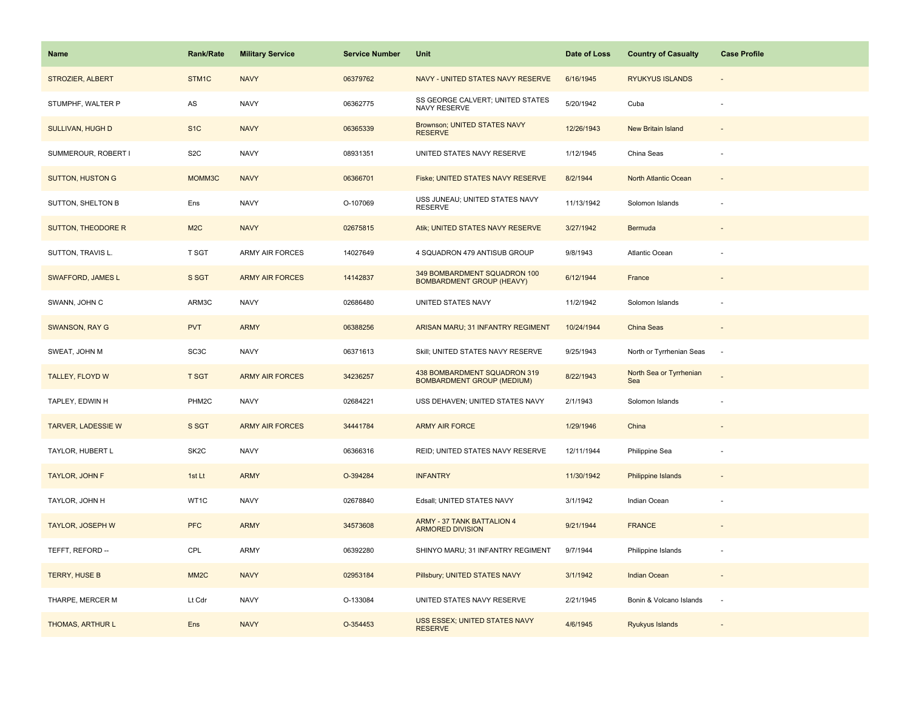| Name | Rank/Rate | Military Service | Service Number | Unit | Date of Loss | Country of Casualty | Case Profile |
|---|---|---|---|---|---|---|---|
| STROZIER, ALBERT | STM1C | NAVY | 06379762 | NAVY - UNITED STATES NAVY RESERVE | 6/16/1945 | RYUKYUS ISLANDS | - |
| STUMPHF, WALTER P | AS | NAVY | 06362775 | SS GEORGE CALVERT; UNITED STATES NAVY RESERVE | 5/20/1942 | Cuba | - |
| SULLIVAN, HUGH D | S1C | NAVY | 06365339 | Brownson; UNITED STATES NAVY RESERVE | 12/26/1943 | New Britain Island | - |
| SUMMEROUR, ROBERT I | S2C | NAVY | 08931351 | UNITED STATES NAVY RESERVE | 1/12/1945 | China Seas | - |
| SUTTON, HUSTON G | MOMM3C | NAVY | 06366701 | Fiske; UNITED STATES NAVY RESERVE | 8/2/1944 | North Atlantic Ocean | - |
| SUTTON, SHELTON B | Ens | NAVY | O-107069 | USS JUNEAU; UNITED STATES NAVY RESERVE | 11/13/1942 | Solomon Islands | - |
| SUTTON, THEODORE R | M2C | NAVY | 02675815 | Atik; UNITED STATES NAVY RESERVE | 3/27/1942 | Bermuda | - |
| SUTTON, TRAVIS L. | T SGT | ARMY AIR FORCES | 14027649 | 4 SQUADRON 479 ANTISUB GROUP | 9/8/1943 | Atlantic Ocean | - |
| SWAFFORD, JAMES L | S SGT | ARMY AIR FORCES | 14142837 | 349 BOMBARDMENT SQUADRON 100 BOMBARDMENT GROUP (HEAVY) | 6/12/1944 | France | - |
| SWANN, JOHN C | ARM3C | NAVY | 02686480 | UNITED STATES NAVY | 11/2/1942 | Solomon Islands | - |
| SWANSON, RAY G | PVT | ARMY | 06388256 | ARISAN MARU; 31 INFANTRY REGIMENT | 10/24/1944 | China Seas | - |
| SWEAT, JOHN M | SC3C | NAVY | 06371613 | Skill; UNITED STATES NAVY RESERVE | 9/25/1943 | North or Tyrrhenian Seas | - |
| TALLEY, FLOYD W | T SGT | ARMY AIR FORCES | 34236257 | 438 BOMBARDMENT SQUADRON 319 BOMBARDMENT GROUP (MEDIUM) | 8/22/1943 | North Sea or Tyrrhenian Sea | - |
| TAPLEY, EDWIN H | PHM2C | NAVY | 02684221 | USS DEHAVEN; UNITED STATES NAVY | 2/1/1943 | Solomon Islands | - |
| TARVER, LADESSIE W | S SGT | ARMY AIR FORCES | 34441784 | ARMY AIR FORCE | 1/29/1946 | China | - |
| TAYLOR, HUBERT L | SK2C | NAVY | 06366316 | REID; UNITED STATES NAVY RESERVE | 12/11/1944 | Philippine Sea | - |
| TAYLOR, JOHN F | 1st Lt | ARMY | O-394284 | INFANTRY | 11/30/1942 | Philippine Islands | - |
| TAYLOR, JOHN H | WT1C | NAVY | 02678840 | Edsall; UNITED STATES NAVY | 3/1/1942 | Indian Ocean | - |
| TAYLOR, JOSEPH W | PFC | ARMY | 34573608 | ARMY - 37 TANK BATTALION 4 ARMORED DIVISION | 9/21/1944 | FRANCE | - |
| TEFFT, REFORD -- | CPL | ARMY | 06392280 | SHINYO MARU; 31 INFANTRY REGIMENT | 9/7/1944 | Philippine Islands | - |
| TERRY, HUSE B | MM2C | NAVY | 02953184 | Pillsbury; UNITED STATES NAVY | 3/1/1942 | Indian Ocean | - |
| THARPE, MERCER M | Lt Cdr | NAVY | O-133084 | UNITED STATES NAVY RESERVE | 2/21/1945 | Bonin & Volcano Islands | - |
| THOMAS, ARTHUR L | Ens | NAVY | O-354453 | USS ESSEX; UNITED STATES NAVY RESERVE | 4/6/1945 | Ryukyus Islands | - |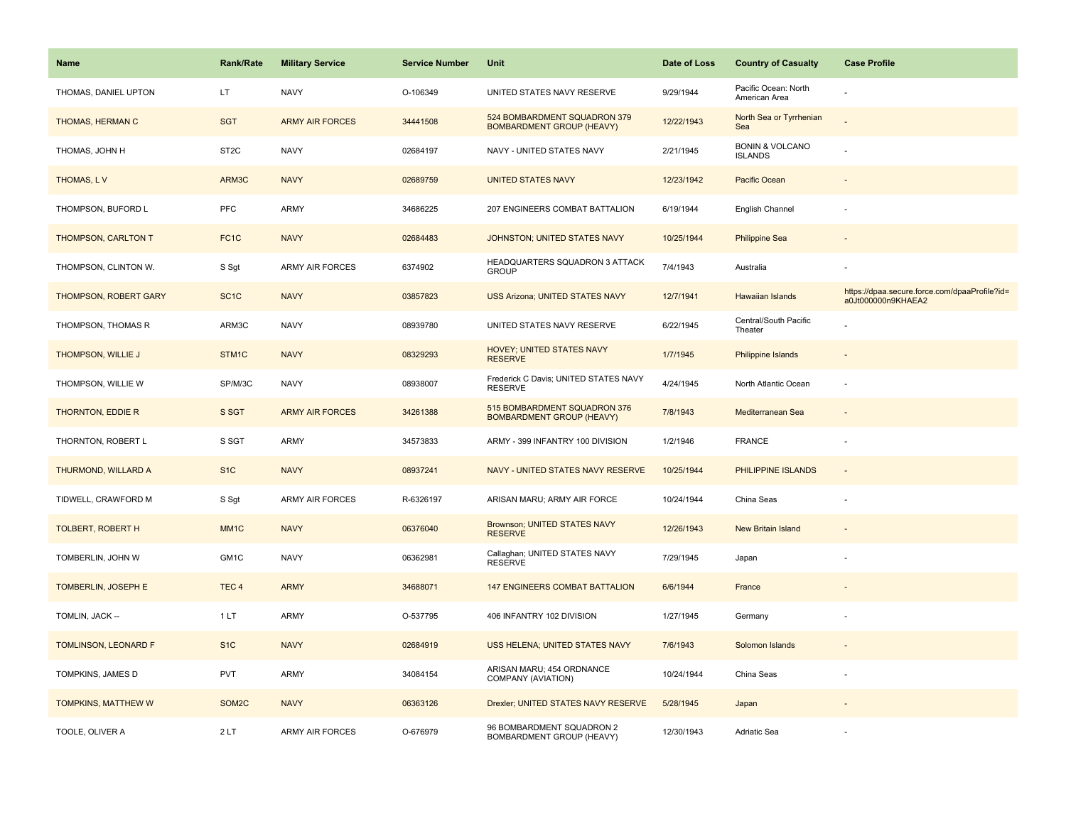| Name | Rank/Rate | Military Service | Service Number | Unit | Date of Loss | Country of Casualty | Case Profile |
|---|---|---|---|---|---|---|---|
| THOMAS, DANIEL UPTON | LT | NAVY | O-106349 | UNITED STATES NAVY RESERVE | 9/29/1944 | Pacific Ocean: North American Area | - |
| THOMAS, HERMAN C | SGT | ARMY AIR FORCES | 34441508 | 524 BOMBARDMENT SQUADRON 379 BOMBARDMENT GROUP (HEAVY) | 12/22/1943 | North Sea or Tyrrhenian Sea | - |
| THOMAS, JOHN H | ST2C | NAVY | 02684197 | NAVY - UNITED STATES NAVY | 2/21/1945 | BONIN & VOLCANO ISLANDS | - |
| THOMAS, L V | ARM3C | NAVY | 02689759 | UNITED STATES NAVY | 12/23/1942 | Pacific Ocean | - |
| THOMPSON, BUFORD L | PFC | ARMY | 34686225 | 207 ENGINEERS COMBAT BATTALION | 6/19/1944 | English Channel | - |
| THOMPSON, CARLTON T | FC1C | NAVY | 02684483 | JOHNSTON; UNITED STATES NAVY | 10/25/1944 | Philippine Sea | - |
| THOMPSON, CLINTON W. | S Sgt | ARMY AIR FORCES | 6374902 | HEADQUARTERS SQUADRON 3 ATTACK GROUP | 7/4/1943 | Australia | - |
| THOMPSON, ROBERT GARY | SC1C | NAVY | 03857823 | USS Arizona; UNITED STATES NAVY | 12/7/1941 | Hawaiian Islands | https://dpaa.secure.force.com/dpaaProfile?id=a0Jt000000n9KHAEA2 |
| THOMPSON, THOMAS R | ARM3C | NAVY | 08939780 | UNITED STATES NAVY RESERVE | 6/22/1945 | Central/South Pacific Theater | - |
| THOMPSON, WILLIE J | STM1C | NAVY | 08329293 | HOVEY; UNITED STATES NAVY RESERVE | 1/7/1945 | Philippine Islands | - |
| THOMPSON, WILLIE W | SP/M/3C | NAVY | 08938007 | Frederick C Davis; UNITED STATES NAVY RESERVE | 4/24/1945 | North Atlantic Ocean | - |
| THORNTON, EDDIE R | S SGT | ARMY AIR FORCES | 34261388 | 515 BOMBARDMENT SQUADRON 376 BOMBARDMENT GROUP (HEAVY) | 7/8/1943 | Mediterranean Sea | - |
| THORNTON, ROBERT L | S SGT | ARMY | 34573833 | ARMY - 399 INFANTRY 100 DIVISION | 1/2/1946 | FRANCE | - |
| THURMOND, WILLARD A | S1C | NAVY | 08937241 | NAVY - UNITED STATES NAVY RESERVE | 10/25/1944 | PHILIPPINE ISLANDS | - |
| TIDWELL, CRAWFORD M | S Sgt | ARMY AIR FORCES | R-6326197 | ARISAN MARU; ARMY AIR FORCE | 10/24/1944 | China Seas | - |
| TOLBERT, ROBERT H | MM1C | NAVY | 06376040 | Brownson; UNITED STATES NAVY RESERVE | 12/26/1943 | New Britain Island | - |
| TOMBERLIN, JOHN W | GM1C | NAVY | 06362981 | Callaghan; UNITED STATES NAVY RESERVE | 7/29/1945 | Japan | - |
| TOMBERLIN, JOSEPH E | TEC 4 | ARMY | 34688071 | 147 ENGINEERS COMBAT BATTALION | 6/6/1944 | France | - |
| TOMLIN, JACK -- | 1 LT | ARMY | O-537795 | 406 INFANTRY 102 DIVISION | 1/27/1945 | Germany | - |
| TOMLINSON, LEONARD F | S1C | NAVY | 02684919 | USS HELENA; UNITED STATES NAVY | 7/6/1943 | Solomon Islands | - |
| TOMPKINS, JAMES D | PVT | ARMY | 34084154 | ARISAN MARU; 454 ORDNANCE COMPANY (AVIATION) | 10/24/1944 | China Seas | - |
| TOMPKINS, MATTHEW W | SOM2C | NAVY | 06363126 | Drexler; UNITED STATES NAVY RESERVE | 5/28/1945 | Japan | - |
| TOOLE, OLIVER A | 2 LT | ARMY AIR FORCES | O-676979 | 96 BOMBARDMENT SQUADRON 2 BOMBARDMENT GROUP (HEAVY) | 12/30/1943 | Adriatic Sea | - |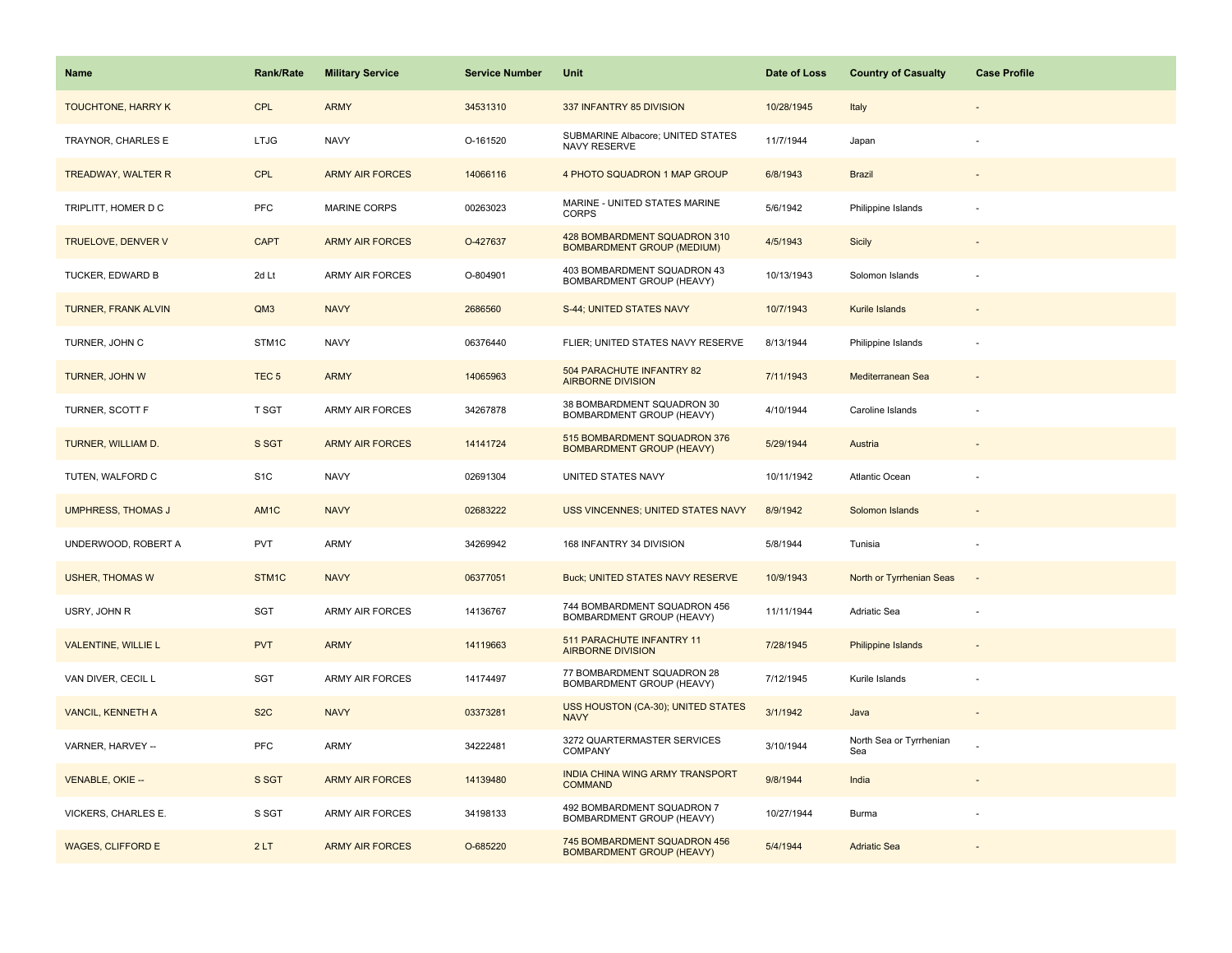| Name | Rank/Rate | Military Service | Service Number | Unit | Date of Loss | Country of Casualty | Case Profile |
|---|---|---|---|---|---|---|---|
| TOUCHTONE, HARRY K | CPL | ARMY | 34531310 | 337 INFANTRY 85 DIVISION | 10/28/1945 | Italy | - |
| TRAYNOR, CHARLES E | LTJG | NAVY | O-161520 | SUBMARINE Albacore; UNITED STATES NAVY RESERVE | 11/7/1944 | Japan | - |
| TREADWAY, WALTER R | CPL | ARMY AIR FORCES | 14066116 | 4 PHOTO SQUADRON 1 MAP GROUP | 6/8/1943 | Brazil | - |
| TRIPLITT, HOMER D C | PFC | MARINE CORPS | 00263023 | MARINE - UNITED STATES MARINE CORPS | 5/6/1942 | Philippine Islands | - |
| TRUELOVE, DENVER V | CAPT | ARMY AIR FORCES | O-427637 | 428 BOMBARDMENT SQUADRON 310 BOMBARDMENT GROUP (MEDIUM) | 4/5/1943 | Sicily | - |
| TUCKER, EDWARD B | 2d Lt | ARMY AIR FORCES | O-804901 | 403 BOMBARDMENT SQUADRON 43 BOMBARDMENT GROUP (HEAVY) | 10/13/1943 | Solomon Islands | - |
| TURNER, FRANK ALVIN | QM3 | NAVY | 2686560 | S-44; UNITED STATES NAVY | 10/7/1943 | Kurile Islands | - |
| TURNER, JOHN C | STM1C | NAVY | 06376440 | FLIER; UNITED STATES NAVY RESERVE | 8/13/1944 | Philippine Islands | - |
| TURNER, JOHN W | TEC 5 | ARMY | 14065963 | 504 PARACHUTE INFANTRY 82 AIRBORNE DIVISION | 7/11/1943 | Mediterranean Sea | - |
| TURNER, SCOTT F | T SGT | ARMY AIR FORCES | 34267878 | 38 BOMBARDMENT SQUADRON 30 BOMBARDMENT GROUP (HEAVY) | 4/10/1944 | Caroline Islands | - |
| TURNER, WILLIAM D. | S SGT | ARMY AIR FORCES | 14141724 | 515 BOMBARDMENT SQUADRON 376 BOMBARDMENT GROUP (HEAVY) | 5/29/1944 | Austria | - |
| TUTEN, WALFORD C | S1C | NAVY | 02691304 | UNITED STATES NAVY | 10/11/1942 | Atlantic Ocean | - |
| UMPHRESS, THOMAS J | AM1C | NAVY | 02683222 | USS VINCENNES; UNITED STATES NAVY | 8/9/1942 | Solomon Islands | - |
| UNDERWOOD, ROBERT A | PVT | ARMY | 34269942 | 168 INFANTRY 34 DIVISION | 5/8/1944 | Tunisia | - |
| USHER, THOMAS W | STM1C | NAVY | 06377051 | Buck; UNITED STATES NAVY RESERVE | 10/9/1943 | North or Tyrrhenian Seas | - |
| USRY, JOHN R | SGT | ARMY AIR FORCES | 14136767 | 744 BOMBARDMENT SQUADRON 456 BOMBARDMENT GROUP (HEAVY) | 11/11/1944 | Adriatic Sea | - |
| VALENTINE, WILLIE L | PVT | ARMY | 14119663 | 511 PARACHUTE INFANTRY 11 AIRBORNE DIVISION | 7/28/1945 | Philippine Islands | - |
| VAN DIVER, CECIL L | SGT | ARMY AIR FORCES | 14174497 | 77 BOMBARDMENT SQUADRON 28 BOMBARDMENT GROUP (HEAVY) | 7/12/1945 | Kurile Islands | - |
| VANCIL, KENNETH A | S2C | NAVY | 03373281 | USS HOUSTON (CA-30); UNITED STATES NAVY | 3/1/1942 | Java | - |
| VARNER, HARVEY -- | PFC | ARMY | 34222481 | 3272 QUARTERMASTER SERVICES COMPANY | 3/10/1944 | North Sea or Tyrrhenian Sea | - |
| VENABLE, OKIE -- | S SGT | ARMY AIR FORCES | 14139480 | INDIA CHINA WING ARMY TRANSPORT COMMAND | 9/8/1944 | India | - |
| VICKERS, CHARLES E. | S SGT | ARMY AIR FORCES | 34198133 | 492 BOMBARDMENT SQUADRON 7 BOMBARDMENT GROUP (HEAVY) | 10/27/1944 | Burma | - |
| WAGES, CLIFFORD E | 2 LT | ARMY AIR FORCES | O-685220 | 745 BOMBARDMENT SQUADRON 456 BOMBARDMENT GROUP (HEAVY) | 5/4/1944 | Adriatic Sea | - |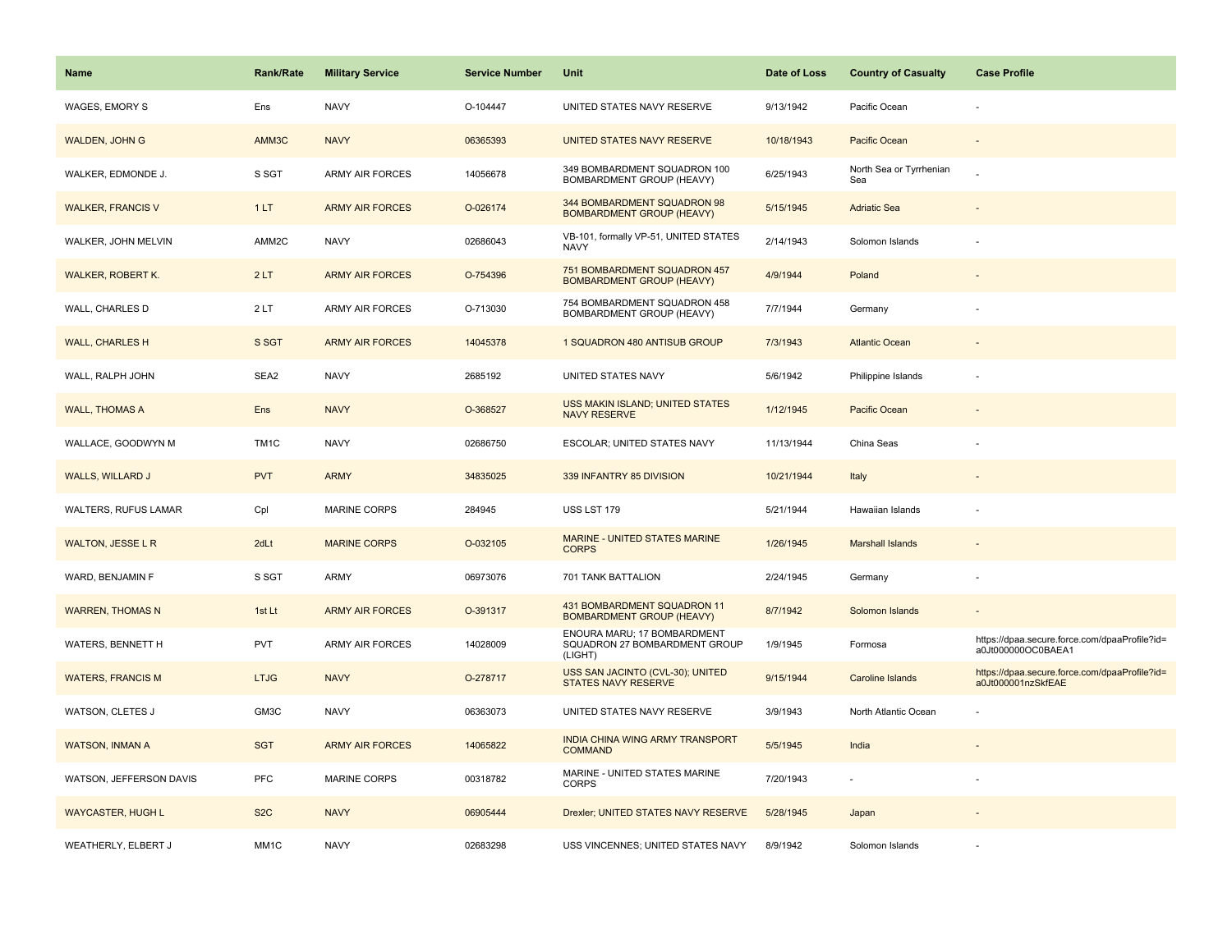| Name | Rank/Rate | Military Service | Service Number | Unit | Date of Loss | Country of Casualty | Case Profile |
|---|---|---|---|---|---|---|---|
| WAGES, EMORY S | Ens | NAVY | O-104447 | UNITED STATES NAVY RESERVE | 9/13/1942 | Pacific Ocean | - |
| WALDEN, JOHN G | AMM3C | NAVY | 06365393 | UNITED STATES NAVY RESERVE | 10/18/1943 | Pacific Ocean | - |
| WALKER, EDMONDE J. | S SGT | ARMY AIR FORCES | 14056678 | 349 BOMBARDMENT SQUADRON 100 BOMBARDMENT GROUP (HEAVY) | 6/25/1943 | North Sea or Tyrrhenian Sea | - |
| WALKER, FRANCIS V | 1 LT | ARMY AIR FORCES | O-026174 | 344 BOMBARDMENT SQUADRON 98 BOMBARDMENT GROUP (HEAVY) | 5/15/1945 | Adriatic Sea | - |
| WALKER, JOHN MELVIN | AMM2C | NAVY | 02686043 | VB-101, formally VP-51, UNITED STATES NAVY | 2/14/1943 | Solomon Islands | - |
| WALKER, ROBERT K. | 2 LT | ARMY AIR FORCES | O-754396 | 751 BOMBARDMENT SQUADRON 457 BOMBARDMENT GROUP (HEAVY) | 4/9/1944 | Poland | - |
| WALL, CHARLES D | 2 LT | ARMY AIR FORCES | O-713030 | 754 BOMBARDMENT SQUADRON 458 BOMBARDMENT GROUP (HEAVY) | 7/7/1944 | Germany | - |
| WALL, CHARLES H | S SGT | ARMY AIR FORCES | 14045378 | 1 SQUADRON 480 ANTISUB GROUP | 7/3/1943 | Atlantic Ocean | - |
| WALL, RALPH JOHN | SEA2 | NAVY | 2685192 | UNITED STATES NAVY | 5/6/1942 | Philippine Islands | - |
| WALL, THOMAS A | Ens | NAVY | O-368527 | USS MAKIN ISLAND; UNITED STATES NAVY RESERVE | 1/12/1945 | Pacific Ocean | - |
| WALLACE, GOODWYN M | TM1C | NAVY | 02686750 | ESCOLAR; UNITED STATES NAVY | 11/13/1944 | China Seas | - |
| WALLS, WILLARD J | PVT | ARMY | 34835025 | 339 INFANTRY 85 DIVISION | 10/21/1944 | Italy | - |
| WALTERS, RUFUS LAMAR | Cpl | MARINE CORPS | 284945 | USS LST 179 | 5/21/1944 | Hawaiian Islands | - |
| WALTON, JESSE L R | 2dLt | MARINE CORPS | O-032105 | MARINE - UNITED STATES MARINE CORPS | 1/26/1945 | Marshall Islands | - |
| WARD, BENJAMIN F | S SGT | ARMY | 06973076 | 701 TANK BATTALION | 2/24/1945 | Germany | - |
| WARREN, THOMAS N | 1st Lt | ARMY AIR FORCES | O-391317 | 431 BOMBARDMENT SQUADRON 11 BOMBARDMENT GROUP (HEAVY) | 8/7/1942 | Solomon Islands | - |
| WATERS, BENNETT H | PVT | ARMY AIR FORCES | 14028009 | ENOURA MARU; 17 BOMBARDMENT SQUADRON 27 BOMBARDMENT GROUP (LIGHT) | 1/9/1945 | Formosa | https://dpaa.secure.force.com/dpaaProfile?id=a0Jt000000OC0BAEA1 |
| WATERS, FRANCIS M | LTJG | NAVY | O-278717 | USS SAN JACINTO (CVL-30); UNITED STATES NAVY RESERVE | 9/15/1944 | Caroline Islands | https://dpaa.secure.force.com/dpaaProfile?id=a0Jt000001nzSkfEAE |
| WATSON, CLETES J | GM3C | NAVY | 06363073 | UNITED STATES NAVY RESERVE | 3/9/1943 | North Atlantic Ocean | - |
| WATSON, INMAN A | SGT | ARMY AIR FORCES | 14065822 | INDIA CHINA WING ARMY TRANSPORT COMMAND | 5/5/1945 | India | - |
| WATSON, JEFFERSON DAVIS | PFC | MARINE CORPS | 00318782 | MARINE - UNITED STATES MARINE CORPS | 7/20/1943 | - | - |
| WAYCASTER, HUGH L | S2C | NAVY | 06905444 | Drexler; UNITED STATES NAVY RESERVE | 5/28/1945 | Japan | - |
| WEATHERLY, ELBERT J | MM1C | NAVY | 02683298 | USS VINCENNES; UNITED STATES NAVY | 8/9/1942 | Solomon Islands | - |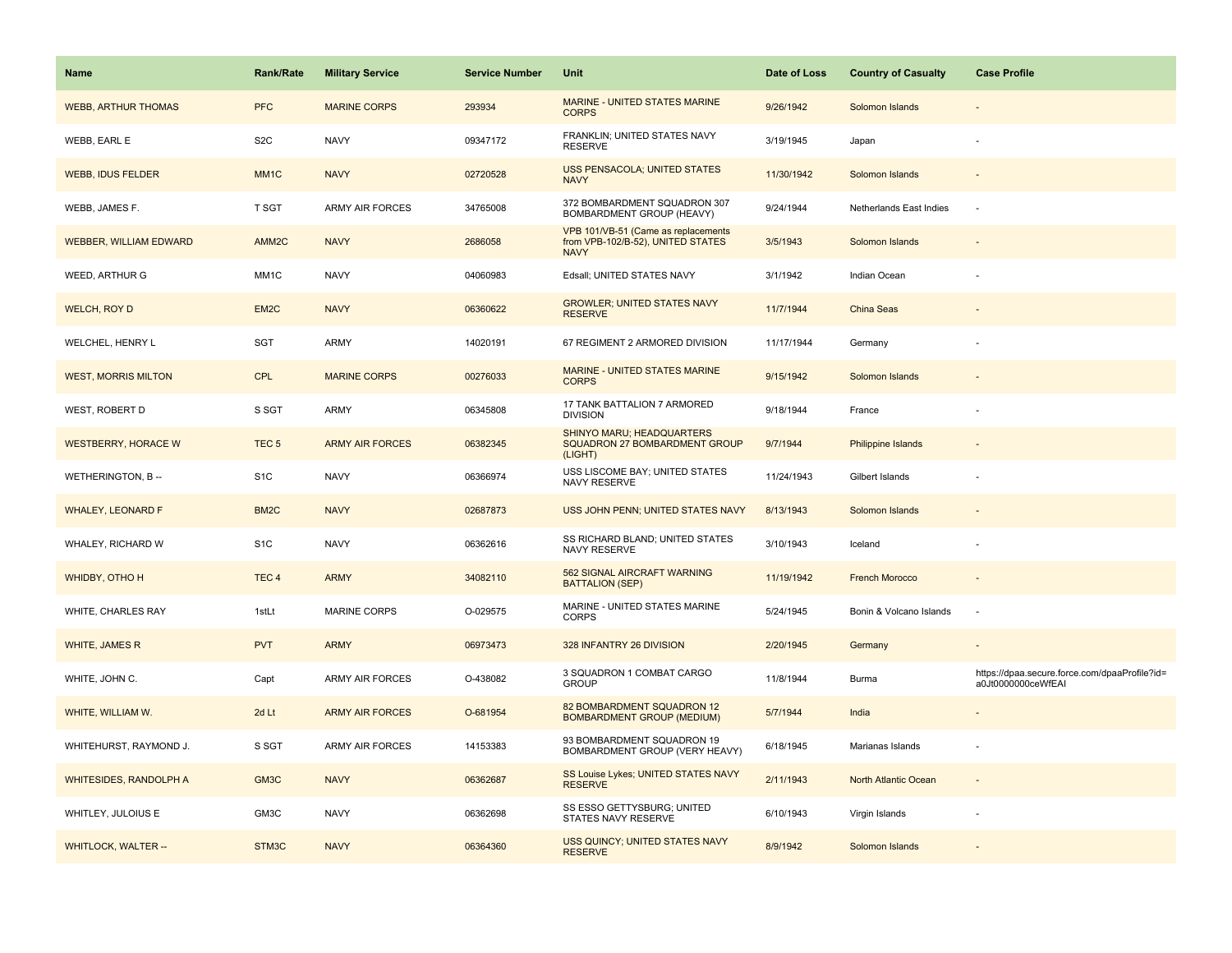| Name | Rank/Rate | Military Service | Service Number | Unit | Date of Loss | Country of Casualty | Case Profile |
|---|---|---|---|---|---|---|---|
| WEBB, ARTHUR THOMAS | PFC | MARINE CORPS | 293934 | MARINE - UNITED STATES MARINE CORPS | 9/26/1942 | Solomon Islands | - |
| WEBB, EARL E | S2C | NAVY | 09347172 | FRANKLIN; UNITED STATES NAVY RESERVE | 3/19/1945 | Japan | - |
| WEBB, IDUS FELDER | MM1C | NAVY | 02720528 | USS PENSACOLA; UNITED STATES NAVY | 11/30/1942 | Solomon Islands | - |
| WEBB, JAMES F. | T SGT | ARMY AIR FORCES | 34765008 | 372 BOMBARDMENT SQUADRON 307 BOMBARDMENT GROUP (HEAVY) | 9/24/1944 | Netherlands East Indies | - |
| WEBBER, WILLIAM EDWARD | AMM2C | NAVY | 2686058 | VPB 101/VB-51 (Came as replacements from VPB-102/B-52), UNITED STATES NAVY | 3/5/1943 | Solomon Islands | - |
| WEED, ARTHUR G | MM1C | NAVY | 04060983 | Edsall; UNITED STATES NAVY | 3/1/1942 | Indian Ocean | - |
| WELCH, ROY D | EM2C | NAVY | 06360622 | GROWLER; UNITED STATES NAVY RESERVE | 11/7/1944 | China Seas | - |
| WELCHEL, HENRY L | SGT | ARMY | 14020191 | 67 REGIMENT 2 ARMORED DIVISION | 11/17/1944 | Germany | - |
| WEST, MORRIS MILTON | CPL | MARINE CORPS | 00276033 | MARINE - UNITED STATES MARINE CORPS | 9/15/1942 | Solomon Islands | - |
| WEST, ROBERT D | S SGT | ARMY | 06345808 | 17 TANK BATTALION 7 ARMORED DIVISION | 9/18/1944 | France | - |
| WESTBERRY, HORACE W | TEC 5 | ARMY AIR FORCES | 06382345 | SHINYO MARU; HEADQUARTERS SQUADRON 27 BOMBARDMENT GROUP (LIGHT) | 9/7/1944 | Philippine Islands | - |
| WETHERINGTON, B -- | S1C | NAVY | 06366974 | USS LISCOME BAY; UNITED STATES NAVY RESERVE | 11/24/1943 | Gilbert Islands | - |
| WHALEY, LEONARD F | BM2C | NAVY | 02687873 | USS JOHN PENN; UNITED STATES NAVY | 8/13/1943 | Solomon Islands | - |
| WHALEY, RICHARD W | S1C | NAVY | 06362616 | SS RICHARD BLAND; UNITED STATES NAVY RESERVE | 3/10/1943 | Iceland | - |
| WHIDBY, OTHO H | TEC 4 | ARMY | 34082110 | 562 SIGNAL AIRCRAFT WARNING BATTALION (SEP) | 11/19/1942 | French Morocco | - |
| WHITE, CHARLES RAY | 1stLt | MARINE CORPS | O-029575 | MARINE - UNITED STATES MARINE CORPS | 5/24/1945 | Bonin & Volcano Islands | - |
| WHITE, JAMES R | PVT | ARMY | 06973473 | 328 INFANTRY 26 DIVISION | 2/20/1945 | Germany | - |
| WHITE, JOHN C. | Capt | ARMY AIR FORCES | O-438082 | 3 SQUADRON 1 COMBAT CARGO GROUP | 11/8/1944 | Burma | https://dpaa.secure.force.com/dpaaProfile?id=a0Jt0000000ceWfEAI |
| WHITE, WILLIAM W. | 2d Lt | ARMY AIR FORCES | O-681954 | 82 BOMBARDMENT SQUADRON 12 BOMBARDMENT GROUP (MEDIUM) | 5/7/1944 | India | - |
| WHITEHURST, RAYMOND J. | S SGT | ARMY AIR FORCES | 14153383 | 93 BOMBARDMENT SQUADRON 19 BOMBARDMENT GROUP (VERY HEAVY) | 6/18/1945 | Marianas Islands | - |
| WHITESIDES, RANDOLPH A | GM3C | NAVY | 06362687 | SS Louise Lykes; UNITED STATES NAVY RESERVE | 2/11/1943 | North Atlantic Ocean | - |
| WHITLEY, JULOIUS E | GM3C | NAVY | 06362698 | SS ESSO GETTYSBURG; UNITED STATES NAVY RESERVE | 6/10/1943 | Virgin Islands | - |
| WHITLOCK, WALTER -- | STM3C | NAVY | 06364360 | USS QUINCY; UNITED STATES NAVY RESERVE | 8/9/1942 | Solomon Islands | - |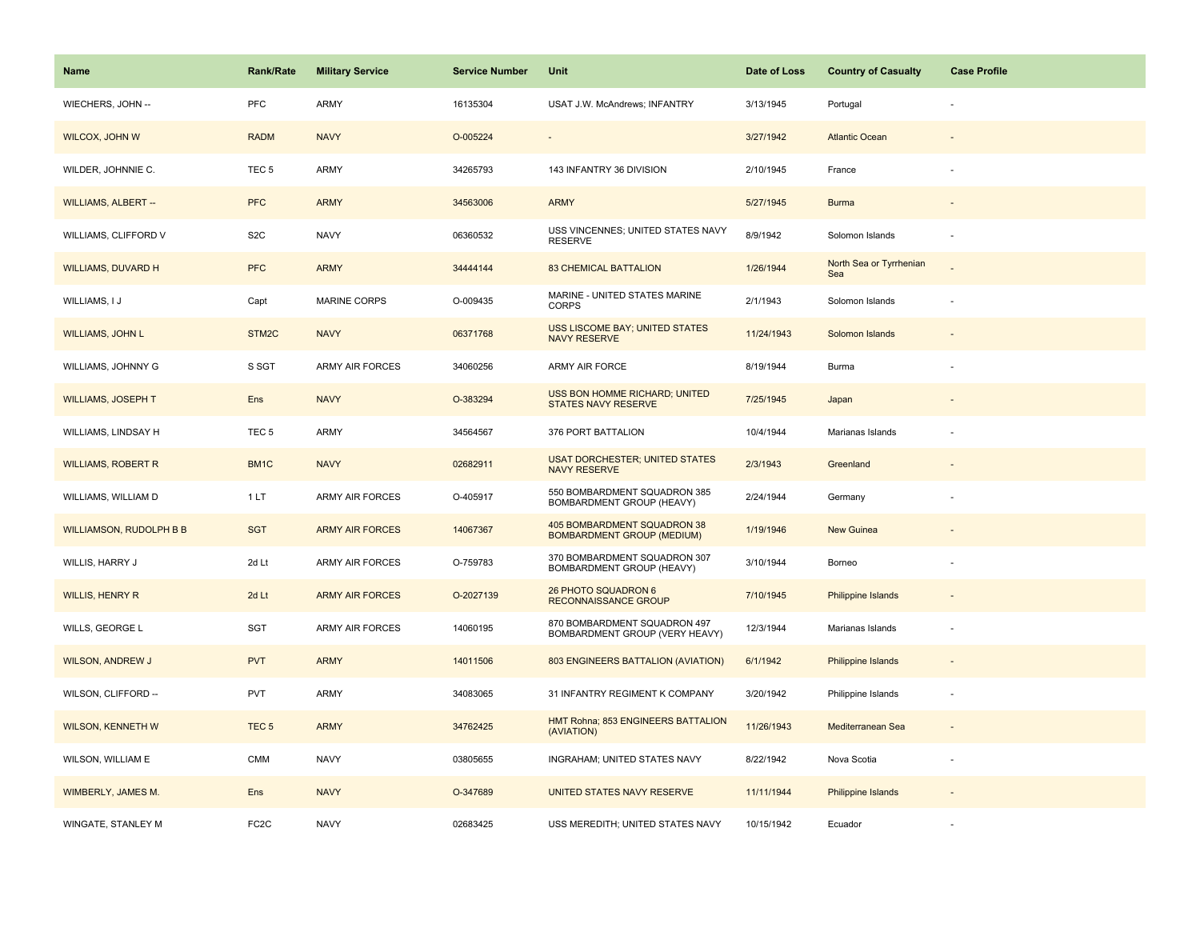| Name | Rank/Rate | Military Service | Service Number | Unit | Date of Loss | Country of Casualty | Case Profile |
|---|---|---|---|---|---|---|---|
| WIECHERS, JOHN -- | PFC | ARMY | 16135304 | USAT J.W. McAndrews; INFANTRY | 3/13/1945 | Portugal | - |
| WILCOX, JOHN W | RADM | NAVY | O-005224 | - | 3/27/1942 | Atlantic Ocean | - |
| WILDER, JOHNNIE C. | TEC 5 | ARMY | 34265793 | 143 INFANTRY 36 DIVISION | 2/10/1945 | France | - |
| WILLIAMS, ALBERT -- | PFC | ARMY | 34563006 | ARMY | 5/27/1945 | Burma | - |
| WILLIAMS, CLIFFORD V | S2C | NAVY | 06360532 | USS VINCENNES; UNITED STATES NAVY RESERVE | 8/9/1942 | Solomon Islands | - |
| WILLIAMS, DUVARD H | PFC | ARMY | 34444144 | 83 CHEMICAL BATTALION | 1/26/1944 | North Sea or Tyrrhenian Sea | - |
| WILLIAMS, I J | Capt | MARINE CORPS | O-009435 | MARINE - UNITED STATES MARINE CORPS | 2/1/1943 | Solomon Islands | - |
| WILLIAMS, JOHN L | STM2C | NAVY | 06371768 | USS LISCOME BAY; UNITED STATES NAVY RESERVE | 11/24/1943 | Solomon Islands | - |
| WILLIAMS, JOHNNY G | S SGT | ARMY AIR FORCES | 34060256 | ARMY AIR FORCE | 8/19/1944 | Burma | - |
| WILLIAMS, JOSEPH T | Ens | NAVY | O-383294 | USS BON HOMME RICHARD; UNITED STATES NAVY RESERVE | 7/25/1945 | Japan | - |
| WILLIAMS, LINDSAY H | TEC 5 | ARMY | 34564567 | 376 PORT BATTALION | 10/4/1944 | Marianas Islands | - |
| WILLIAMS, ROBERT R | BM1C | NAVY | 02682911 | USAT DORCHESTER; UNITED STATES NAVY RESERVE | 2/3/1943 | Greenland | - |
| WILLIAMS, WILLIAM D | 1 LT | ARMY AIR FORCES | O-405917 | 550 BOMBARDMENT SQUADRON 385 BOMBARDMENT GROUP (HEAVY) | 2/24/1944 | Germany | - |
| WILLIAMSON, RUDOLPH B B | SGT | ARMY AIR FORCES | 14067367 | 405 BOMBARDMENT SQUADRON 38 BOMBARDMENT GROUP (MEDIUM) | 1/19/1946 | New Guinea | - |
| WILLIS, HARRY J | 2d Lt | ARMY AIR FORCES | O-759783 | 370 BOMBARDMENT SQUADRON 307 BOMBARDMENT GROUP (HEAVY) | 3/10/1944 | Borneo | - |
| WILLIS, HENRY R | 2d Lt | ARMY AIR FORCES | O-2027139 | 26 PHOTO SQUADRON 6 RECONNAISSANCE GROUP | 7/10/1945 | Philippine Islands | - |
| WILLS, GEORGE L | SGT | ARMY AIR FORCES | 14060195 | 870 BOMBARDMENT SQUADRON 497 BOMBARDMENT GROUP (VERY HEAVY) | 12/3/1944 | Marianas Islands | - |
| WILSON, ANDREW J | PVT | ARMY | 14011506 | 803 ENGINEERS BATTALION (AVIATION) | 6/1/1942 | Philippine Islands | - |
| WILSON, CLIFFORD -- | PVT | ARMY | 34083065 | 31 INFANTRY REGIMENT K COMPANY | 3/20/1942 | Philippine Islands | - |
| WILSON, KENNETH W | TEC 5 | ARMY | 34762425 | HMT Rohna; 853 ENGINEERS BATTALION (AVIATION) | 11/26/1943 | Mediterranean Sea | - |
| WILSON, WILLIAM E | CMM | NAVY | 03805655 | INGRAHAM; UNITED STATES NAVY | 8/22/1942 | Nova Scotia | - |
| WIMBERLY, JAMES M. | Ens | NAVY | O-347689 | UNITED STATES NAVY RESERVE | 11/11/1944 | Philippine Islands | - |
| WINGATE, STANLEY M | FC2C | NAVY | 02683425 | USS MEREDITH; UNITED STATES NAVY | 10/15/1942 | Ecuador | - |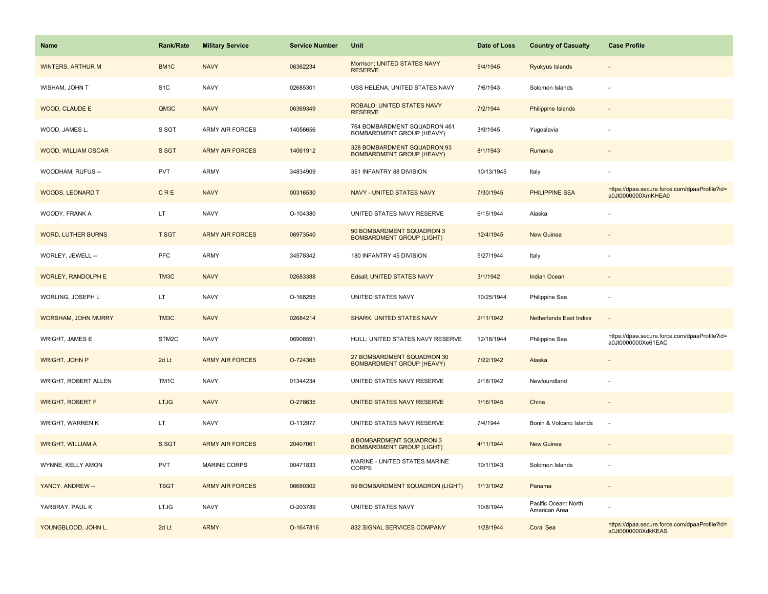| Name | Rank/Rate | Military Service | Service Number | Unit | Date of Loss | Country of Casualty | Case Profile |
|---|---|---|---|---|---|---|---|
| WINTERS, ARTHUR M | BM1C | NAVY | 06362234 | Morrison; UNITED STATES NAVY RESERVE | 5/4/1945 | Ryukyus Islands | - |
| WISHAM, JOHN T | S1C | NAVY | 02685301 | USS HELENA; UNITED STATES NAVY | 7/6/1943 | Solomon Islands | - |
| WOOD, CLAUDE E | QM3C | NAVY | 06369349 | ROBALO; UNITED STATES NAVY RESERVE | 7/2/1944 | Philippine Islands | - |
| WOOD, JAMES L. | S SGT | ARMY AIR FORCES | 14056656 | 764 BOMBARDMENT SQUADRON 461 BOMBARDMENT GROUP (HEAVY) | 3/9/1945 | Yugoslavia | - |
| WOOD, WILLIAM OSCAR | S SGT | ARMY AIR FORCES | 14061912 | 328 BOMBARDMENT SQUADRON 93 BOMBARDMENT GROUP (HEAVY) | 8/1/1943 | Rumania | - |
| WOODHAM, RUFUS -- | PVT | ARMY | 34834909 | 351 INFANTRY 88 DIVISION | 10/13/1945 | Italy | - |
| WOODS, LEONARD T | C R E | NAVY | 00316530 | NAVY - UNITED STATES NAVY | 7/30/1945 | PHILIPPINE SEA | https://dpaa.secure.force.com/dpaaProfile?id=a0Jt0000000XmKHEA0 |
| WOODY, FRANK A | LT | NAVY | O-104380 | UNITED STATES NAVY RESERVE | 6/15/1944 | Alaska | - |
| WORD, LUTHER BURNS | T SGT | ARMY AIR FORCES | 06973540 | 90 BOMBARDMENT SQUADRON 3 BOMBARDMENT GROUP (LIGHT) | 12/4/1945 | New Guinea | - |
| WORLEY, JEWELL -- | PFC | ARMY | 34578342 | 180 INFANTRY 45 DIVISION | 5/27/1944 | Italy | - |
| WORLEY, RANDOLPH E | TM3C | NAVY | 02683388 | Edsall; UNITED STATES NAVY | 3/1/1942 | Indian Ocean | - |
| WORLING, JOSEPH L | LT | NAVY | O-168295 | UNITED STATES NAVY | 10/25/1944 | Philippine Sea | - |
| WORSHAM, JOHN MURRY | TM3C | NAVY | 02684214 | SHARK; UNITED STATES NAVY | 2/11/1942 | Netherlands East Indies | - |
| WRIGHT, JAMES E | STM2C | NAVY | 06908591 | HULL; UNITED STATES NAVY RESERVE | 12/18/1944 | Philippine Sea | https://dpaa.secure.force.com/dpaaProfile?id=a0Jt0000000Xe61EAC |
| WRIGHT, JOHN P | 2d Lt | ARMY AIR FORCES | O-724365 | 27 BOMBARDMENT SQUADRON 30 BOMBARDMENT GROUP (HEAVY) | 7/22/1942 | Alaska | - |
| WRIGHT, ROBERT ALLEN | TM1C | NAVY | 01344234 | UNITED STATES NAVY RESERVE | 2/18/1942 | Newfoundland | - |
| WRIGHT, ROBERT F | LTJG | NAVY | O-278635 | UNITED STATES NAVY RESERVE | 1/16/1945 | China | - |
| WRIGHT, WARREN K | LT | NAVY | O-112977 | UNITED STATES NAVY RESERVE | 7/4/1944 | Bonin & Volcano Islands | - |
| WRIGHT, WILLIAM A | S SGT | ARMY AIR FORCES | 20407061 | 8 BOMBARDMENT SQUADRON 3 BOMBARDMENT GROUP (LIGHT) | 4/11/1944 | New Guinea | - |
| WYNNE, KELLY AMON | PVT | MARINE CORPS | 00471833 | MARINE - UNITED STATES MARINE CORPS | 10/1/1943 | Solomon Islands | - |
| YANCY, ANDREW -- | TSGT | ARMY AIR FORCES | 06680302 | 59 BOMBARDMENT SQUADRON (LIGHT) | 1/13/1942 | Panama | - |
| YARBRAY, PAUL K | LTJG | NAVY | O-203789 | UNITED STATES NAVY | 10/8/1944 | Pacific Ocean: North American Area | - |
| YOUNGBLOOD, JOHN L. | 2d Lt | ARMY | O-1647816 | 832 SIGNAL SERVICES COMPANY | 1/28/1944 | Coral Sea | https://dpaa.secure.force.com/dpaaProfile?id=a0Jt0000000XdkKEAS |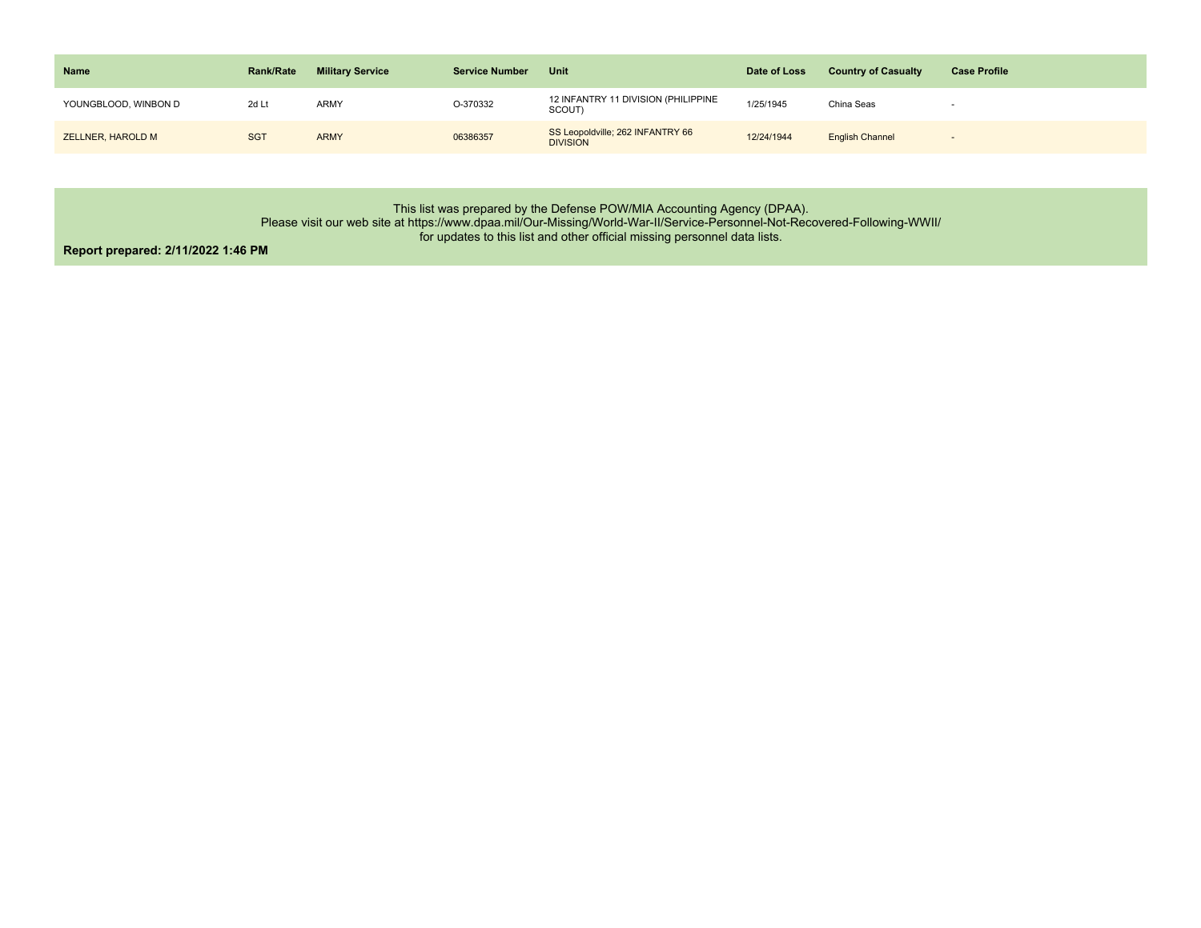| Name | Rank/Rate | Military Service | Service Number | Unit | Date of Loss | Country of Casualty | Case Profile |
|---|---|---|---|---|---|---|---|
| YOUNGBLOOD, WINBON D | 2d Lt | ARMY | O-370332 | 12 INFANTRY 11 DIVISION (PHILIPPINE SCOUT) | 1/25/1945 | China Seas | - |
| ZELLNER, HAROLD M | SGT | ARMY | 06386357 | SS Leopoldville; 262 INFANTRY 66 DIVISION | 12/24/1944 | English Channel | - |

This list was prepared by the Defense POW/MIA Accounting Agency (DPAA).
Please visit our web site at https://www.dpaa.mil/Our-Missing/World-War-II/Service-Personnel-Not-Recovered-Following-WWII/
for updates to this list and other official missing personnel data lists.

**Report prepared: 2/11/2022 1:46 PM**